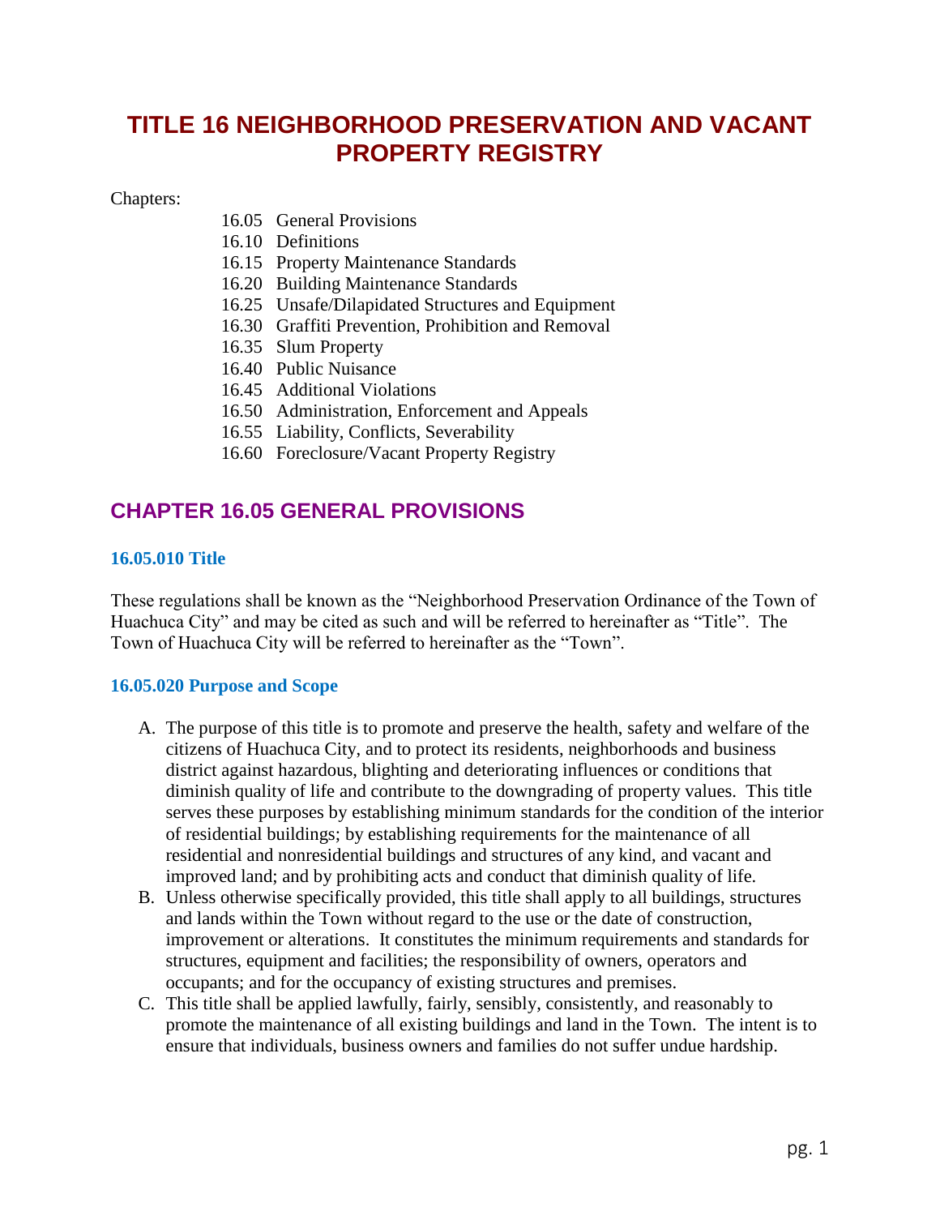# TITLE 16 NEIGHBORHOOD PRESERVATION AND VACANT PROPERTY REGISTRY

Chapters:

- 16.05 General Provisions
- 16.10 Definitions
- 16.15 Property Maintenance Standards
- 16.20 Building Maintenance Standards
- 16.25 Unsafe/Dilapidated Structures and Equipment
- 16.30 Graffiti Prevention, Prohibition and Removal
- 16.35 Slum Property
- 16.40 Public Nuisance
- 16.45 Additional Violations
- 16.50 Administration, Enforcement and Appeals
- 16.55 Liability, Conflicts, Severability
- 16.60 Foreclosure/Vacant Property Registry

## CHAPTER 16.05 GENERAL PROVISIONS

### 16.05.010 Title

These regulations shall be known as the "Neighborhood Preservation Ordinance of the Town of Huachuca City" and may be cited as such and will be referred to hereinafter as "Title". The Town of Huachuca City will be referred to hereinafter as the "Town".

### 16.05.020 Purpose and Scope

A. The purpose of this title is to promote and preserve the health, safety and welfare of the citizens of Huachuca City, and to protect its residents, neighborhoods and business district against hazardous, blighting and deteriorating influences or conditions that diminish quality of life and contribute to the downgrading of property values. This title serves these purposes by establishing minimum standards for the condition of the interior of residential buildings; by establishing requirements for the maintenance of all residential and nonresidential buildings and structures of any kind, and vacant and improved land; and by prohibiting acts and conduct that diminish quality of life.

B. Unless otherwise specifically provided, this title shall apply to all buildings, structures and lands within the Town without regard to the use or the date of construction, improvement or alterations. It constitutes the minimum requirements and standards for structures, equipment and facilities; the responsibility of owners, operators and occupants; and for the occupancy of existing structures and premises.

C. This title shall be applied lawfully, fairly, sensibly, consistently, and reasonably to promote the maintenance of all existing buildings and land in the Town. The intent is to ensure that individuals, business owners and families do not suffer undue hardship.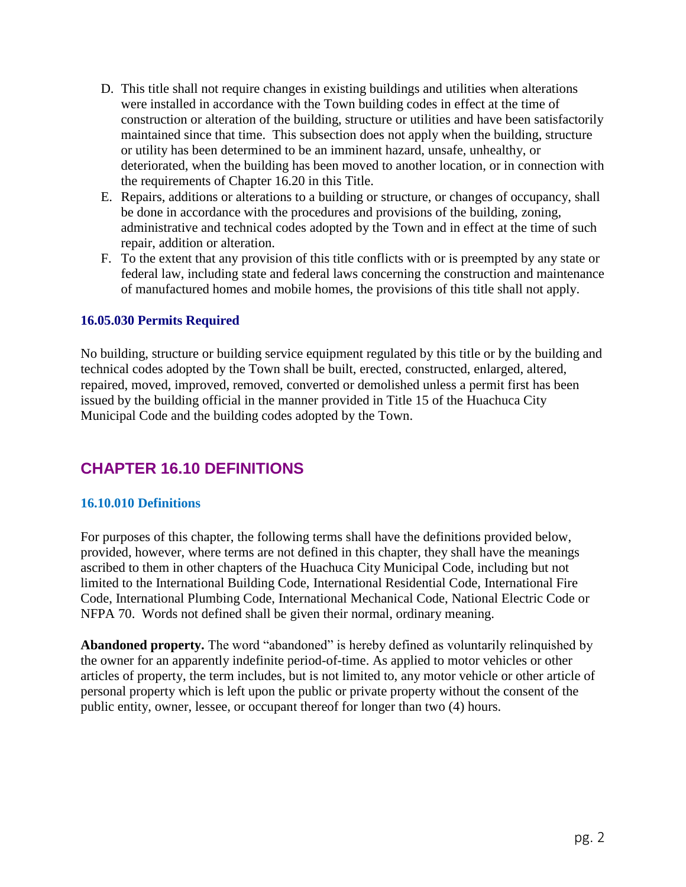D. This title shall not require changes in existing buildings and utilities when alterations were installed in accordance with the Town building codes in effect at the time of construction or alteration of the building, structure or utilities and have been satisfactorily maintained since that time. This subsection does not apply when the building, structure or utility has been determined to be an imminent hazard, unsafe, unhealthy, or deteriorated, when the building has been moved to another location, or in connection with the requirements of Chapter 16.20 in this Title.

E. Repairs, additions or alterations to a building or structure, or changes of occupancy, shall be done in accordance with the procedures and provisions of the building, zoning, administrative and technical codes adopted by the Town and in effect at the time of such repair, addition or alteration.

F. To the extent that any provision of this title conflicts with or is preempted by any state or federal law, including state and federal laws concerning the construction and maintenance of manufactured homes and mobile homes, the provisions of this title shall not apply.

### 16.05.030 Permits Required

No building, structure or building service equipment regulated by this title or by the building and technical codes adopted by the Town shall be built, erected, constructed, enlarged, altered, repaired, moved, improved, removed, converted or demolished unless a permit first has been issued by the building official in the manner provided in Title 15 of the Huachuca City Municipal Code and the building codes adopted by the Town.

## CHAPTER 16.10 DEFINITIONS

### 16.10.010 Definitions

For purposes of this chapter, the following terms shall have the definitions provided below, provided, however, where terms are not defined in this chapter, they shall have the meanings ascribed to them in other chapters of the Huachuca City Municipal Code, including but not limited to the International Building Code, International Residential Code, International Fire Code, International Plumbing Code, International Mechanical Code, National Electric Code or NFPA 70. Words not defined shall be given their normal, ordinary meaning.

**Abandoned property.** The word "abandoned" is hereby defined as voluntarily relinquished by the owner for an apparently indefinite period-of-time. As applied to motor vehicles or other articles of property, the term includes, but is not limited to, any motor vehicle or other article of personal property which is left upon the public or private property without the consent of the public entity, owner, lessee, or occupant thereof for longer than two (4) hours.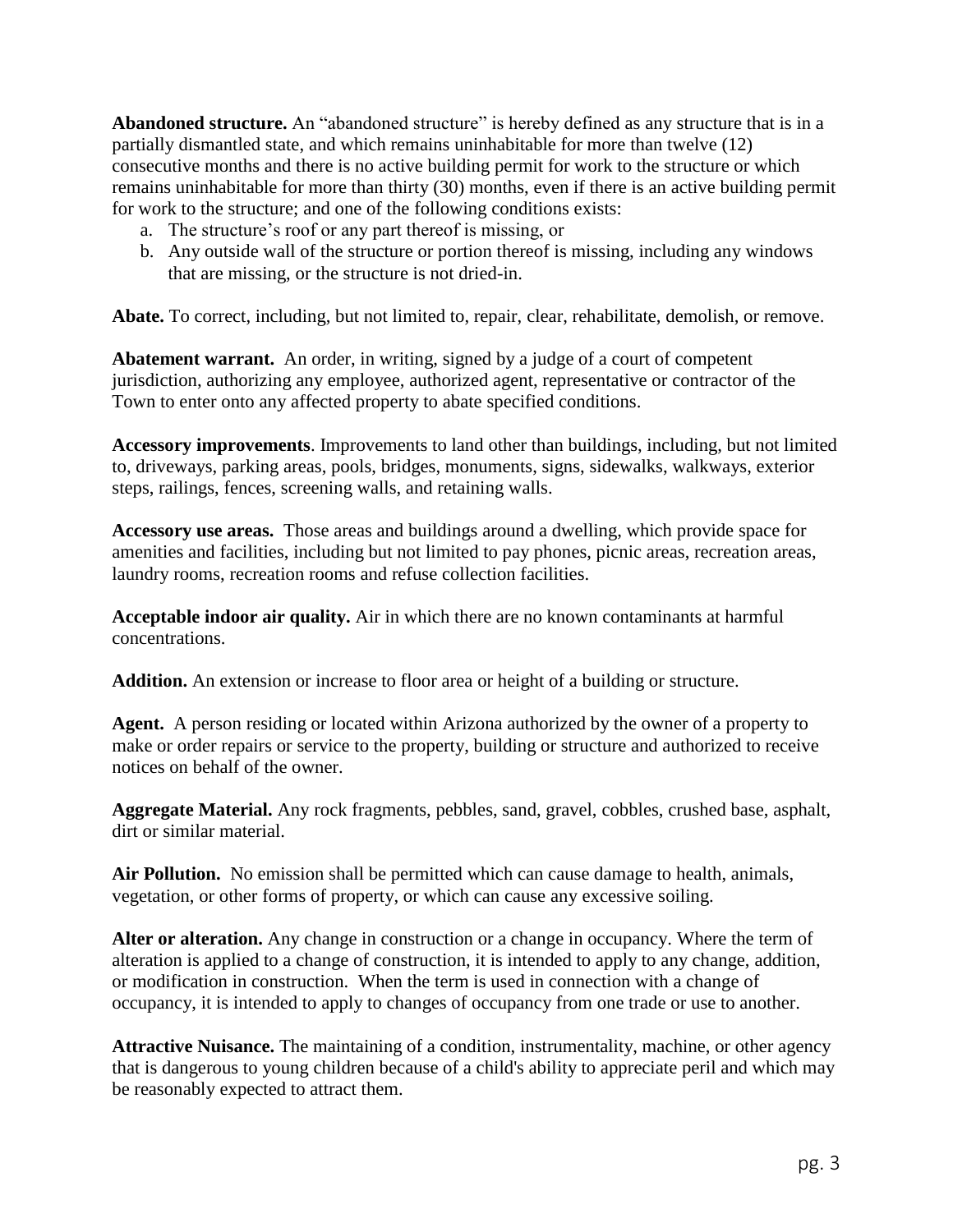**Abandoned structure.** An "abandoned structure" is hereby defined as any structure that is in a partially dismantled state, and which remains uninhabitable for more than twelve (12) consecutive months and there is no active building permit for work to the structure or which remains uninhabitable for more than thirty (30) months, even if there is an active building permit for work to the structure; and one of the following conditions exists:

a. The structure's roof or any part thereof is missing, or
b. Any outside wall of the structure or portion thereof is missing, including any windows that are missing, or the structure is not dried-in.

**Abate.** To correct, including, but not limited to, repair, clear, rehabilitate, demolish, or remove.

**Abatement warrant.** An order, in writing, signed by a judge of a court of competent jurisdiction, authorizing any employee, authorized agent, representative or contractor of the Town to enter onto any affected property to abate specified conditions.

**Accessory improvements**. Improvements to land other than buildings, including, but not limited to, driveways, parking areas, pools, bridges, monuments, signs, sidewalks, walkways, exterior steps, railings, fences, screening walls, and retaining walls.

**Accessory use areas.** Those areas and buildings around a dwelling, which provide space for amenities and facilities, including but not limited to pay phones, picnic areas, recreation areas, laundry rooms, recreation rooms and refuse collection facilities.

**Acceptable indoor air quality.** Air in which there are no known contaminants at harmful concentrations.

**Addition.** An extension or increase to floor area or height of a building or structure.

**Agent.** A person residing or located within Arizona authorized by the owner of a property to make or order repairs or service to the property, building or structure and authorized to receive notices on behalf of the owner.

**Aggregate Material.** Any rock fragments, pebbles, sand, gravel, cobbles, crushed base, asphalt, dirt or similar material.

**Air Pollution.** No emission shall be permitted which can cause damage to health, animals, vegetation, or other forms of property, or which can cause any excessive soiling.

**Alter or alteration.** Any change in construction or a change in occupancy. Where the term of alteration is applied to a change of construction, it is intended to apply to any change, addition, or modification in construction. When the term is used in connection with a change of occupancy, it is intended to apply to changes of occupancy from one trade or use to another.

**Attractive Nuisance.** The maintaining of a condition, instrumentality, machine, or other agency that is dangerous to young children because of a child's ability to appreciate peril and which may be reasonably expected to attract them.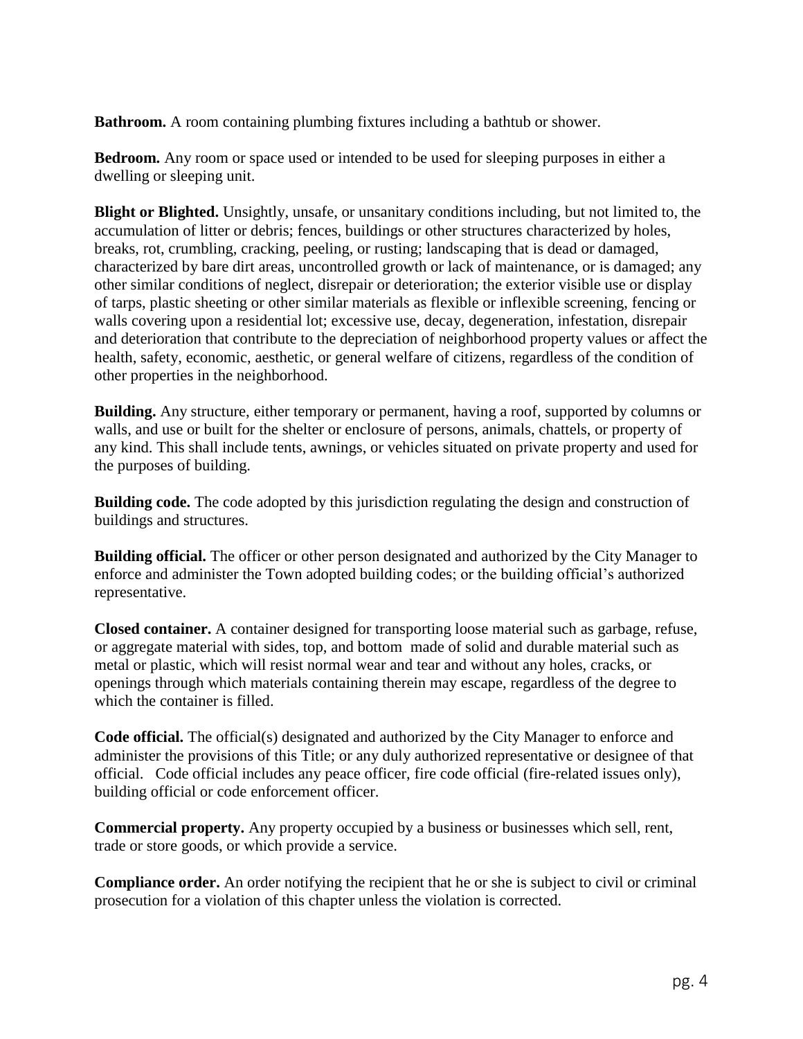**Bathroom.** A room containing plumbing fixtures including a bathtub or shower.

**Bedroom.** Any room or space used or intended to be used for sleeping purposes in either a dwelling or sleeping unit.

**Blight or Blighted.** Unsightly, unsafe, or unsanitary conditions including, but not limited to, the accumulation of litter or debris; fences, buildings or other structures characterized by holes, breaks, rot, crumbling, cracking, peeling, or rusting; landscaping that is dead or damaged, characterized by bare dirt areas, uncontrolled growth or lack of maintenance, or is damaged; any other similar conditions of neglect, disrepair or deterioration; the exterior visible use or display of tarps, plastic sheeting or other similar materials as flexible or inflexible screening, fencing or walls covering upon a residential lot; excessive use, decay, degeneration, infestation, disrepair and deterioration that contribute to the depreciation of neighborhood property values or affect the health, safety, economic, aesthetic, or general welfare of citizens, regardless of the condition of other properties in the neighborhood.

**Building.** Any structure, either temporary or permanent, having a roof, supported by columns or walls, and use or built for the shelter or enclosure of persons, animals, chattels, or property of any kind. This shall include tents, awnings, or vehicles situated on private property and used for the purposes of building.

**Building code.** The code adopted by this jurisdiction regulating the design and construction of buildings and structures.

**Building official.** The officer or other person designated and authorized by the City Manager to enforce and administer the Town adopted building codes; or the building official's authorized representative.

**Closed container.** A container designed for transporting loose material such as garbage, refuse, or aggregate material with sides, top, and bottom made of solid and durable material such as metal or plastic, which will resist normal wear and tear and without any holes, cracks, or openings through which materials containing therein may escape, regardless of the degree to which the container is filled.

**Code official.** The official(s) designated and authorized by the City Manager to enforce and administer the provisions of this Title; or any duly authorized representative or designee of that official. Code official includes any peace officer, fire code official (fire-related issues only), building official or code enforcement officer.

**Commercial property.** Any property occupied by a business or businesses which sell, rent, trade or store goods, or which provide a service.

**Compliance order.** An order notifying the recipient that he or she is subject to civil or criminal prosecution for a violation of this chapter unless the violation is corrected.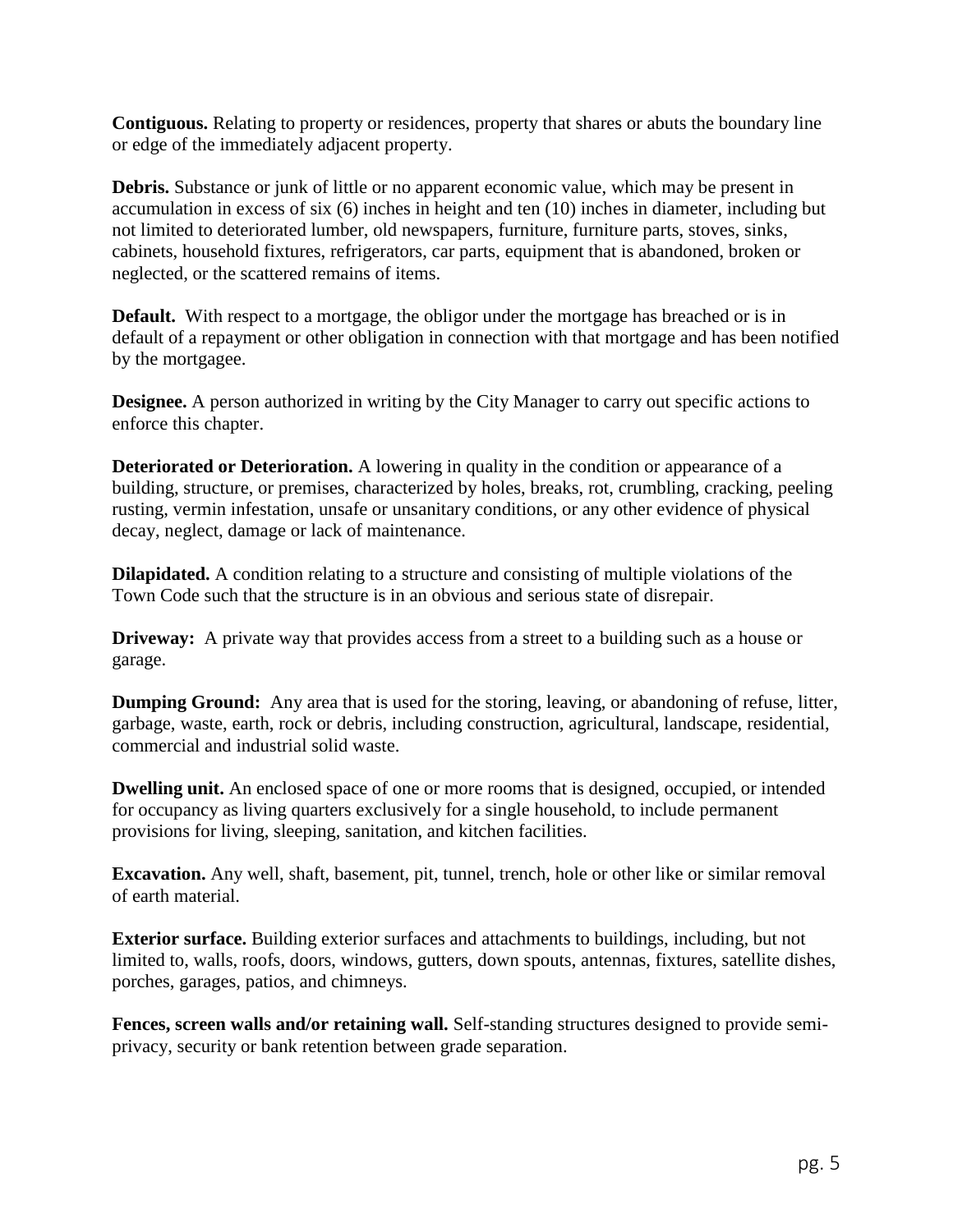**Contiguous.** Relating to property or residences, property that shares or abuts the boundary line or edge of the immediately adjacent property.

**Debris.** Substance or junk of little or no apparent economic value, which may be present in accumulation in excess of six (6) inches in height and ten (10) inches in diameter, including but not limited to deteriorated lumber, old newspapers, furniture, furniture parts, stoves, sinks, cabinets, household fixtures, refrigerators, car parts, equipment that is abandoned, broken or neglected, or the scattered remains of items.

**Default.** With respect to a mortgage, the obligor under the mortgage has breached or is in default of a repayment or other obligation in connection with that mortgage and has been notified by the mortgagee.

**Designee.** A person authorized in writing by the City Manager to carry out specific actions to enforce this chapter.

**Deteriorated or Deterioration.** A lowering in quality in the condition or appearance of a building, structure, or premises, characterized by holes, breaks, rot, crumbling, cracking, peeling rusting, vermin infestation, unsafe or unsanitary conditions, or any other evidence of physical decay, neglect, damage or lack of maintenance.

**Dilapidated.** A condition relating to a structure and consisting of multiple violations of the Town Code such that the structure is in an obvious and serious state of disrepair.

**Driveway:** A private way that provides access from a street to a building such as a house or garage.

**Dumping Ground:** Any area that is used for the storing, leaving, or abandoning of refuse, litter, garbage, waste, earth, rock or debris, including construction, agricultural, landscape, residential, commercial and industrial solid waste.

**Dwelling unit.** An enclosed space of one or more rooms that is designed, occupied, or intended for occupancy as living quarters exclusively for a single household, to include permanent provisions for living, sleeping, sanitation, and kitchen facilities.

**Excavation.** Any well, shaft, basement, pit, tunnel, trench, hole or other like or similar removal of earth material.

**Exterior surface.** Building exterior surfaces and attachments to buildings, including, but not limited to, walls, roofs, doors, windows, gutters, down spouts, antennas, fixtures, satellite dishes, porches, garages, patios, and chimneys.

**Fences, screen walls and/or retaining wall.** Self-standing structures designed to provide semi-privacy, security or bank retention between grade separation.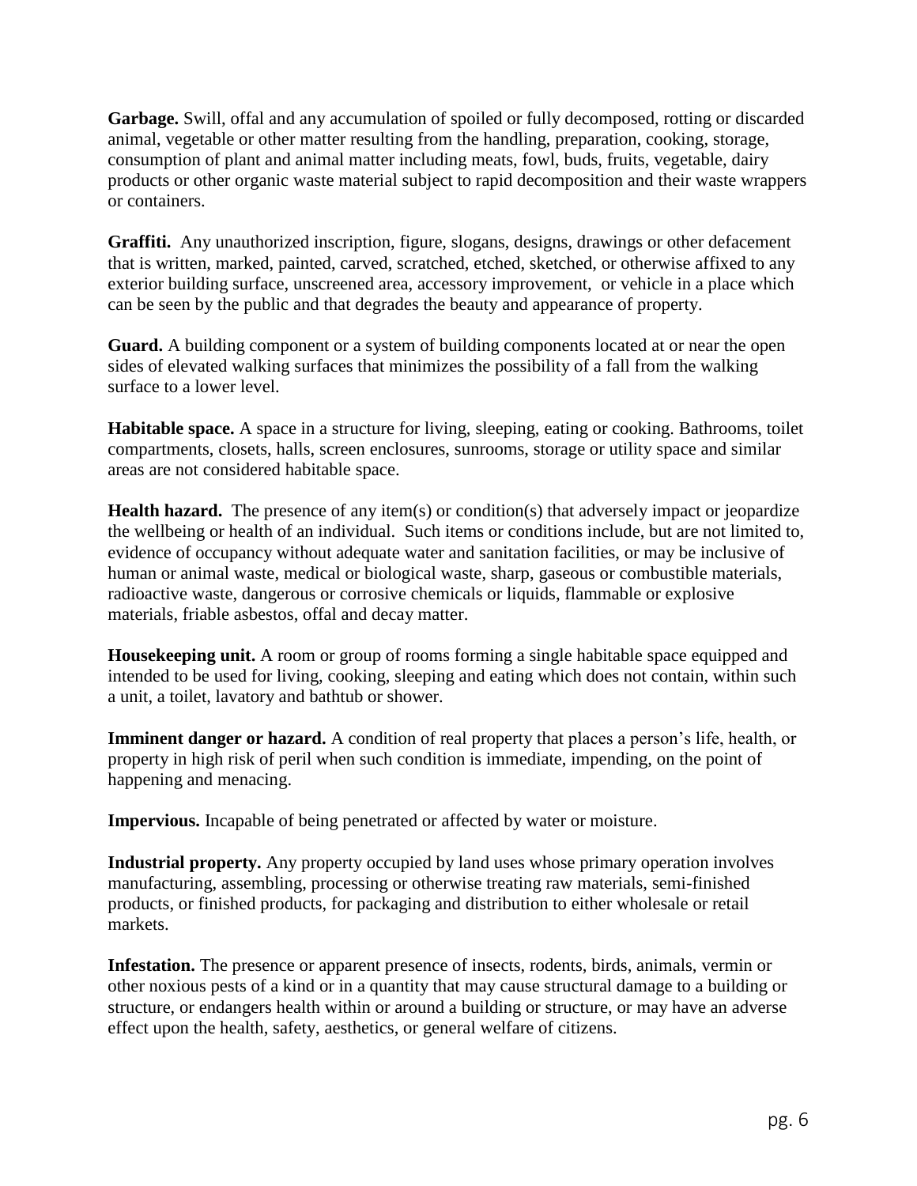**Garbage.** Swill, offal and any accumulation of spoiled or fully decomposed, rotting or discarded animal, vegetable or other matter resulting from the handling, preparation, cooking, storage, consumption of plant and animal matter including meats, fowl, buds, fruits, vegetable, dairy products or other organic waste material subject to rapid decomposition and their waste wrappers or containers.

**Graffiti.** Any unauthorized inscription, figure, slogans, designs, drawings or other defacement that is written, marked, painted, carved, scratched, etched, sketched, or otherwise affixed to any exterior building surface, unscreened area, accessory improvement, or vehicle in a place which can be seen by the public and that degrades the beauty and appearance of property.

**Guard.** A building component or a system of building components located at or near the open sides of elevated walking surfaces that minimizes the possibility of a fall from the walking surface to a lower level.

**Habitable space.** A space in a structure for living, sleeping, eating or cooking. Bathrooms, toilet compartments, closets, halls, screen enclosures, sunrooms, storage or utility space and similar areas are not considered habitable space.

**Health hazard.** The presence of any item(s) or condition(s) that adversely impact or jeopardize the wellbeing or health of an individual. Such items or conditions include, but are not limited to, evidence of occupancy without adequate water and sanitation facilities, or may be inclusive of human or animal waste, medical or biological waste, sharp, gaseous or combustible materials, radioactive waste, dangerous or corrosive chemicals or liquids, flammable or explosive materials, friable asbestos, offal and decay matter.

**Housekeeping unit.** A room or group of rooms forming a single habitable space equipped and intended to be used for living, cooking, sleeping and eating which does not contain, within such a unit, a toilet, lavatory and bathtub or shower.

**Imminent danger or hazard.** A condition of real property that places a person's life, health, or property in high risk of peril when such condition is immediate, impending, on the point of happening and menacing.

**Impervious.** Incapable of being penetrated or affected by water or moisture.

**Industrial property.** Any property occupied by land uses whose primary operation involves manufacturing, assembling, processing or otherwise treating raw materials, semi-finished products, or finished products, for packaging and distribution to either wholesale or retail markets.

**Infestation.** The presence or apparent presence of insects, rodents, birds, animals, vermin or other noxious pests of a kind or in a quantity that may cause structural damage to a building or structure, or endangers health within or around a building or structure, or may have an adverse effect upon the health, safety, aesthetics, or general welfare of citizens.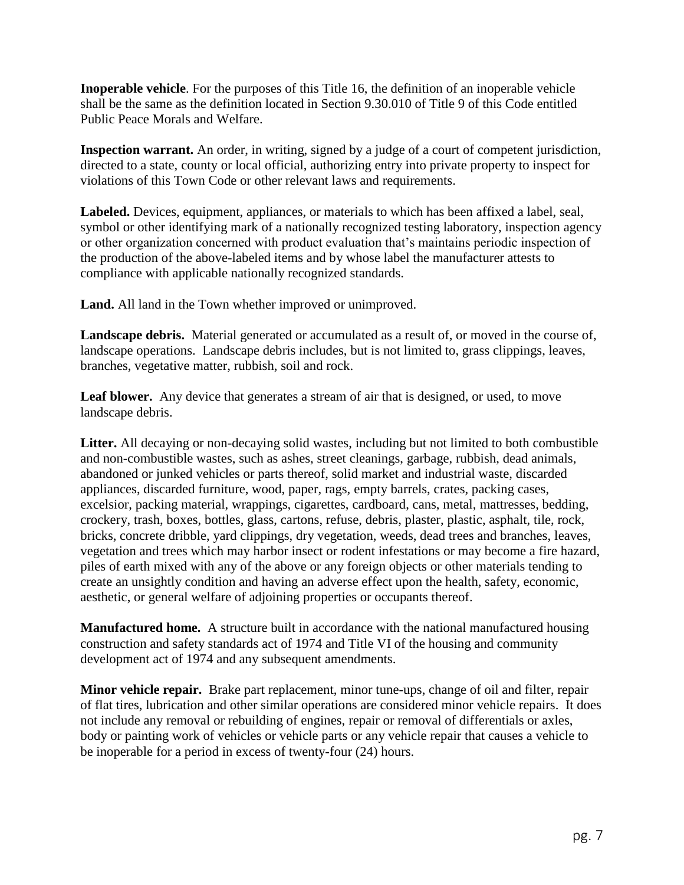**Inoperable vehicle**. For the purposes of this Title 16, the definition of an inoperable vehicle shall be the same as the definition located in Section 9.30.010 of Title 9 of this Code entitled Public Peace Morals and Welfare.

**Inspection warrant.** An order, in writing, signed by a judge of a court of competent jurisdiction, directed to a state, county or local official, authorizing entry into private property to inspect for violations of this Town Code or other relevant laws and requirements.

**Labeled.** Devices, equipment, appliances, or materials to which has been affixed a label, seal, symbol or other identifying mark of a nationally recognized testing laboratory, inspection agency or other organization concerned with product evaluation that's maintains periodic inspection of the production of the above-labeled items and by whose label the manufacturer attests to compliance with applicable nationally recognized standards.

**Land.** All land in the Town whether improved or unimproved.

**Landscape debris.** Material generated or accumulated as a result of, or moved in the course of, landscape operations. Landscape debris includes, but is not limited to, grass clippings, leaves, branches, vegetative matter, rubbish, soil and rock.

**Leaf blower.** Any device that generates a stream of air that is designed, or used, to move landscape debris.

**Litter.** All decaying or non-decaying solid wastes, including but not limited to both combustible and non-combustible wastes, such as ashes, street cleanings, garbage, rubbish, dead animals, abandoned or junked vehicles or parts thereof, solid market and industrial waste, discarded appliances, discarded furniture, wood, paper, rags, empty barrels, crates, packing cases, excelsior, packing material, wrappings, cigarettes, cardboard, cans, metal, mattresses, bedding, crockery, trash, boxes, bottles, glass, cartons, refuse, debris, plaster, plastic, asphalt, tile, rock, bricks, concrete dribble, yard clippings, dry vegetation, weeds, dead trees and branches, leaves, vegetation and trees which may harbor insect or rodent infestations or may become a fire hazard, piles of earth mixed with any of the above or any foreign objects or other materials tending to create an unsightly condition and having an adverse effect upon the health, safety, economic, aesthetic, or general welfare of adjoining properties or occupants thereof.

**Manufactured home.** A structure built in accordance with the national manufactured housing construction and safety standards act of 1974 and Title VI of the housing and community development act of 1974 and any subsequent amendments.

**Minor vehicle repair.** Brake part replacement, minor tune-ups, change of oil and filter, repair of flat tires, lubrication and other similar operations are considered minor vehicle repairs. It does not include any removal or rebuilding of engines, repair or removal of differentials or axles, body or painting work of vehicles or vehicle parts or any vehicle repair that causes a vehicle to be inoperable for a period in excess of twenty-four (24) hours.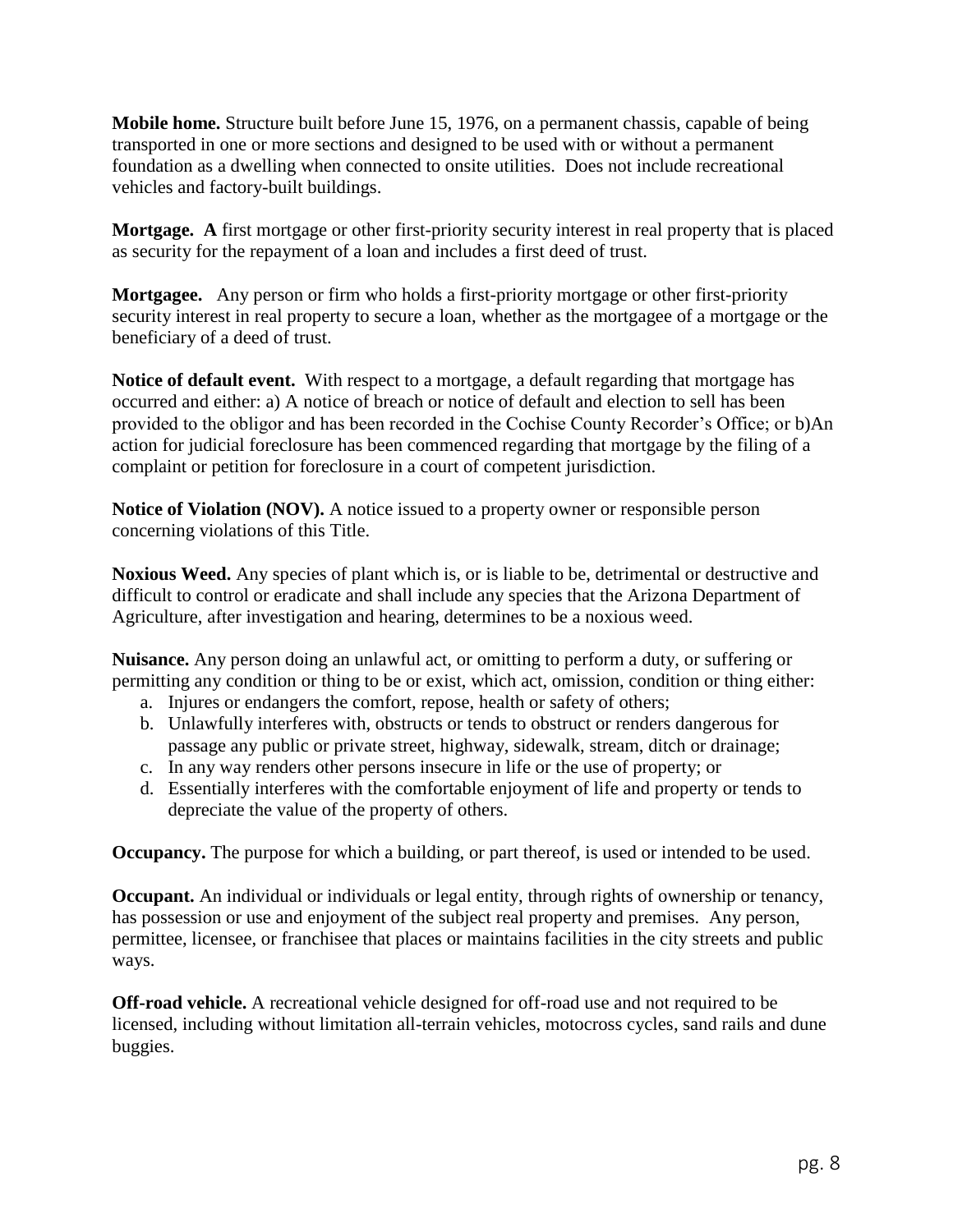**Mobile home.** Structure built before June 15, 1976, on a permanent chassis, capable of being transported in one or more sections and designed to be used with or without a permanent foundation as a dwelling when connected to onsite utilities. Does not include recreational vehicles and factory-built buildings.

**Mortgage. A** first mortgage or other first-priority security interest in real property that is placed as security for the repayment of a loan and includes a first deed of trust.

**Mortgagee.** Any person or firm who holds a first-priority mortgage or other first-priority security interest in real property to secure a loan, whether as the mortgagee of a mortgage or the beneficiary of a deed of trust.

**Notice of default event.** With respect to a mortgage, a default regarding that mortgage has occurred and either: a) A notice of breach or notice of default and election to sell has been provided to the obligor and has been recorded in the Cochise County Recorder's Office; or b)An action for judicial foreclosure has been commenced regarding that mortgage by the filing of a complaint or petition for foreclosure in a court of competent jurisdiction.

**Notice of Violation (NOV).** A notice issued to a property owner or responsible person concerning violations of this Title.

**Noxious Weed.** Any species of plant which is, or is liable to be, detrimental or destructive and difficult to control or eradicate and shall include any species that the Arizona Department of Agriculture, after investigation and hearing, determines to be a noxious weed.

**Nuisance.** Any person doing an unlawful act, or omitting to perform a duty, or suffering or permitting any condition or thing to be or exist, which act, omission, condition or thing either:

a. Injures or endangers the comfort, repose, health or safety of others;
b. Unlawfully interferes with, obstructs or tends to obstruct or renders dangerous for passage any public or private street, highway, sidewalk, stream, ditch or drainage;
c. In any way renders other persons insecure in life or the use of property; or
d. Essentially interferes with the comfortable enjoyment of life and property or tends to depreciate the value of the property of others.

**Occupancy.** The purpose for which a building, or part thereof, is used or intended to be used.

**Occupant.** An individual or individuals or legal entity, through rights of ownership or tenancy, has possession or use and enjoyment of the subject real property and premises. Any person, permittee, licensee, or franchisee that places or maintains facilities in the city streets and public ways.

**Off-road vehicle.** A recreational vehicle designed for off-road use and not required to be licensed, including without limitation all-terrain vehicles, motocross cycles, sand rails and dune buggies.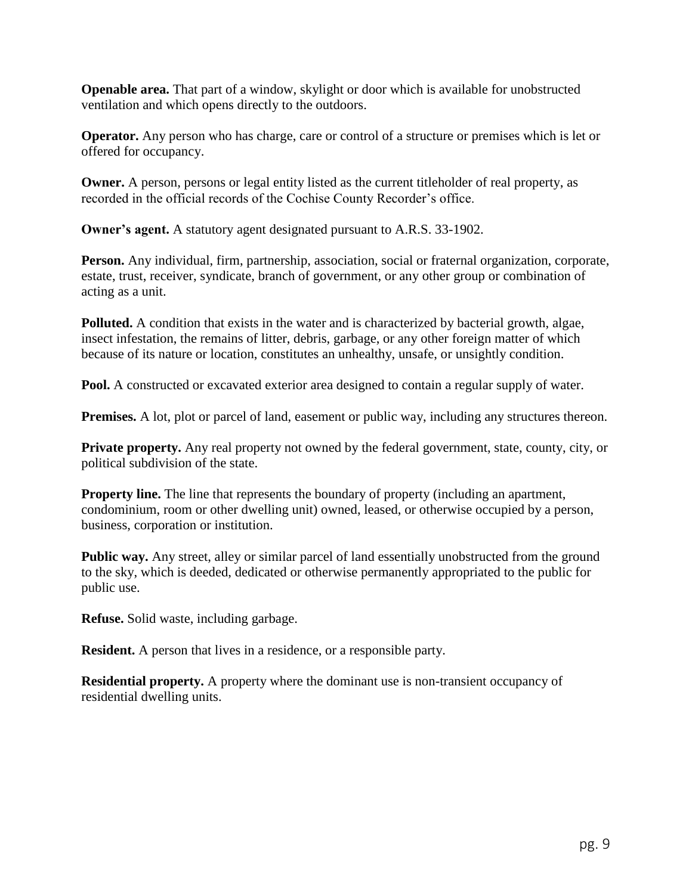**Openable area.** That part of a window, skylight or door which is available for unobstructed ventilation and which opens directly to the outdoors.

**Operator.** Any person who has charge, care or control of a structure or premises which is let or offered for occupancy.

**Owner.** A person, persons or legal entity listed as the current titleholder of real property, as recorded in the official records of the Cochise County Recorder's office.

**Owner's agent.** A statutory agent designated pursuant to A.R.S. 33-1902.

**Person.** Any individual, firm, partnership, association, social or fraternal organization, corporate, estate, trust, receiver, syndicate, branch of government, or any other group or combination of acting as a unit.

**Polluted.** A condition that exists in the water and is characterized by bacterial growth, algae, insect infestation, the remains of litter, debris, garbage, or any other foreign matter of which because of its nature or location, constitutes an unhealthy, unsafe, or unsightly condition.

**Pool.** A constructed or excavated exterior area designed to contain a regular supply of water.

**Premises.** A lot, plot or parcel of land, easement or public way, including any structures thereon.

**Private property.** Any real property not owned by the federal government, state, county, city, or political subdivision of the state.

**Property line.** The line that represents the boundary of property (including an apartment, condominium, room or other dwelling unit) owned, leased, or otherwise occupied by a person, business, corporation or institution.

**Public way.** Any street, alley or similar parcel of land essentially unobstructed from the ground to the sky, which is deeded, dedicated or otherwise permanently appropriated to the public for public use.

**Refuse.** Solid waste, including garbage.

**Resident.** A person that lives in a residence, or a responsible party.

**Residential property.** A property where the dominant use is non-transient occupancy of residential dwelling units.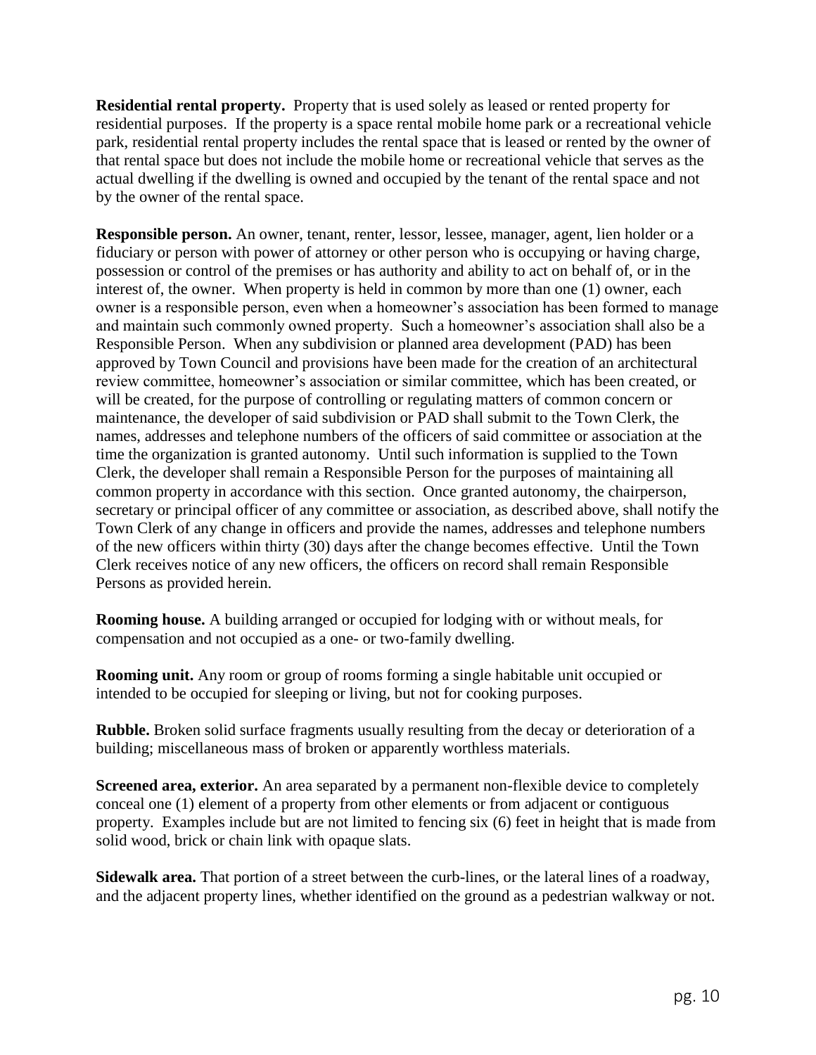**Residential rental property.** Property that is used solely as leased or rented property for residential purposes. If the property is a space rental mobile home park or a recreational vehicle park, residential rental property includes the rental space that is leased or rented by the owner of that rental space but does not include the mobile home or recreational vehicle that serves as the actual dwelling if the dwelling is owned and occupied by the tenant of the rental space and not by the owner of the rental space.

**Responsible person.** An owner, tenant, renter, lessor, lessee, manager, agent, lien holder or a fiduciary or person with power of attorney or other person who is occupying or having charge, possession or control of the premises or has authority and ability to act on behalf of, or in the interest of, the owner. When property is held in common by more than one (1) owner, each owner is a responsible person, even when a homeowner's association has been formed to manage and maintain such commonly owned property. Such a homeowner's association shall also be a Responsible Person. When any subdivision or planned area development (PAD) has been approved by Town Council and provisions have been made for the creation of an architectural review committee, homeowner's association or similar committee, which has been created, or will be created, for the purpose of controlling or regulating matters of common concern or maintenance, the developer of said subdivision or PAD shall submit to the Town Clerk, the names, addresses and telephone numbers of the officers of said committee or association at the time the organization is granted autonomy. Until such information is supplied to the Town Clerk, the developer shall remain a Responsible Person for the purposes of maintaining all common property in accordance with this section. Once granted autonomy, the chairperson, secretary or principal officer of any committee or association, as described above, shall notify the Town Clerk of any change in officers and provide the names, addresses and telephone numbers of the new officers within thirty (30) days after the change becomes effective. Until the Town Clerk receives notice of any new officers, the officers on record shall remain Responsible Persons as provided herein.

**Rooming house.** A building arranged or occupied for lodging with or without meals, for compensation and not occupied as a one- or two-family dwelling.

**Rooming unit.** Any room or group of rooms forming a single habitable unit occupied or intended to be occupied for sleeping or living, but not for cooking purposes.

**Rubble.** Broken solid surface fragments usually resulting from the decay or deterioration of a building; miscellaneous mass of broken or apparently worthless materials.

**Screened area, exterior.** An area separated by a permanent non-flexible device to completely conceal one (1) element of a property from other elements or from adjacent or contiguous property. Examples include but are not limited to fencing six (6) feet in height that is made from solid wood, brick or chain link with opaque slats.

**Sidewalk area.** That portion of a street between the curb-lines, or the lateral lines of a roadway, and the adjacent property lines, whether identified on the ground as a pedestrian walkway or not.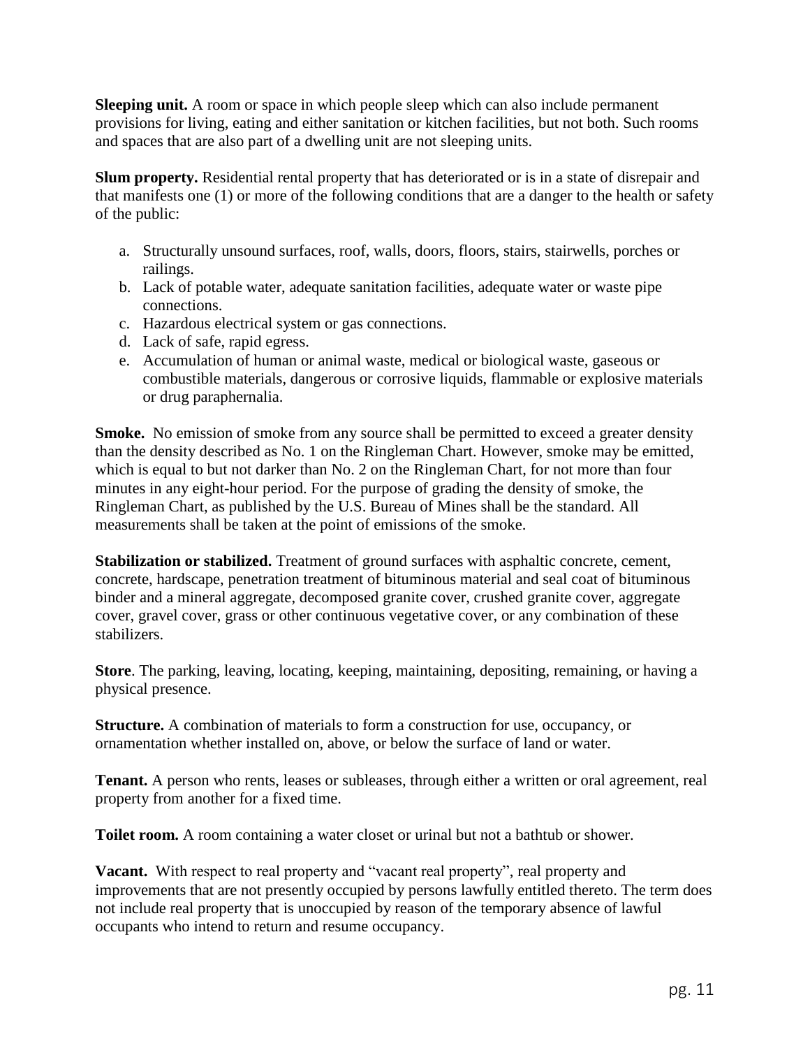**Sleeping unit.** A room or space in which people sleep which can also include permanent provisions for living, eating and either sanitation or kitchen facilities, but not both. Such rooms and spaces that are also part of a dwelling unit are not sleeping units.

**Slum property.** Residential rental property that has deteriorated or is in a state of disrepair and that manifests one (1) or more of the following conditions that are a danger to the health or safety of the public:

a. Structurally unsound surfaces, roof, walls, doors, floors, stairs, stairwells, porches or railings.
b. Lack of potable water, adequate sanitation facilities, adequate water or waste pipe connections.
c. Hazardous electrical system or gas connections.
d. Lack of safe, rapid egress.
e. Accumulation of human or animal waste, medical or biological waste, gaseous or combustible materials, dangerous or corrosive liquids, flammable or explosive materials or drug paraphernalia.

**Smoke.** No emission of smoke from any source shall be permitted to exceed a greater density than the density described as No. 1 on the Ringleman Chart. However, smoke may be emitted, which is equal to but not darker than No. 2 on the Ringleman Chart, for not more than four minutes in any eight-hour period. For the purpose of grading the density of smoke, the Ringleman Chart, as published by the U.S. Bureau of Mines shall be the standard. All measurements shall be taken at the point of emissions of the smoke.

**Stabilization or stabilized.** Treatment of ground surfaces with asphaltic concrete, cement, concrete, hardscape, penetration treatment of bituminous material and seal coat of bituminous binder and a mineral aggregate, decomposed granite cover, crushed granite cover, aggregate cover, gravel cover, grass or other continuous vegetative cover, or any combination of these stabilizers.

**Store**. The parking, leaving, locating, keeping, maintaining, depositing, remaining, or having a physical presence.

**Structure.** A combination of materials to form a construction for use, occupancy, or ornamentation whether installed on, above, or below the surface of land or water.

**Tenant.** A person who rents, leases or subleases, through either a written or oral agreement, real property from another for a fixed time.

**Toilet room.** A room containing a water closet or urinal but not a bathtub or shower.

**Vacant.** With respect to real property and "vacant real property", real property and improvements that are not presently occupied by persons lawfully entitled thereto. The term does not include real property that is unoccupied by reason of the temporary absence of lawful occupants who intend to return and resume occupancy.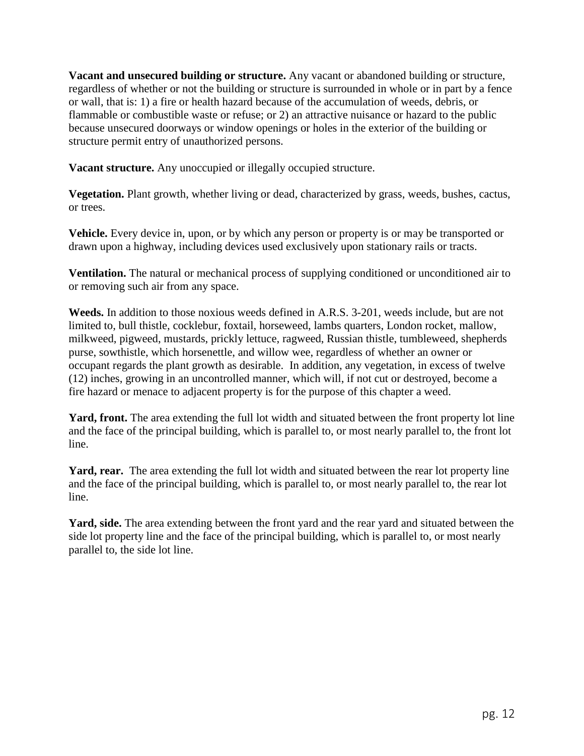**Vacant and unsecured building or structure.** Any vacant or abandoned building or structure, regardless of whether or not the building or structure is surrounded in whole or in part by a fence or wall, that is: 1) a fire or health hazard because of the accumulation of weeds, debris, or flammable or combustible waste or refuse; or 2) an attractive nuisance or hazard to the public because unsecured doorways or window openings or holes in the exterior of the building or structure permit entry of unauthorized persons.

**Vacant structure.** Any unoccupied or illegally occupied structure.

**Vegetation.** Plant growth, whether living or dead, characterized by grass, weeds, bushes, cactus, or trees.

**Vehicle.** Every device in, upon, or by which any person or property is or may be transported or drawn upon a highway, including devices used exclusively upon stationary rails or tracts.

**Ventilation.** The natural or mechanical process of supplying conditioned or unconditioned air to or removing such air from any space.

**Weeds.** In addition to those noxious weeds defined in A.R.S. 3-201, weeds include, but are not limited to, bull thistle, cocklebur, foxtail, horseweed, lambs quarters, London rocket, mallow, milkweed, pigweed, mustards, prickly lettuce, ragweed, Russian thistle, tumbleweed, shepherds purse, sowthistle, which horsenettle, and willow wee, regardless of whether an owner or occupant regards the plant growth as desirable. In addition, any vegetation, in excess of twelve (12) inches, growing in an uncontrolled manner, which will, if not cut or destroyed, become a fire hazard or menace to adjacent property is for the purpose of this chapter a weed.

**Yard, front.** The area extending the full lot width and situated between the front property lot line and the face of the principal building, which is parallel to, or most nearly parallel to, the front lot line.

**Yard, rear.** The area extending the full lot width and situated between the rear lot property line and the face of the principal building, which is parallel to, or most nearly parallel to, the rear lot line.

**Yard, side.** The area extending between the front yard and the rear yard and situated between the side lot property line and the face of the principal building, which is parallel to, or most nearly parallel to, the side lot line.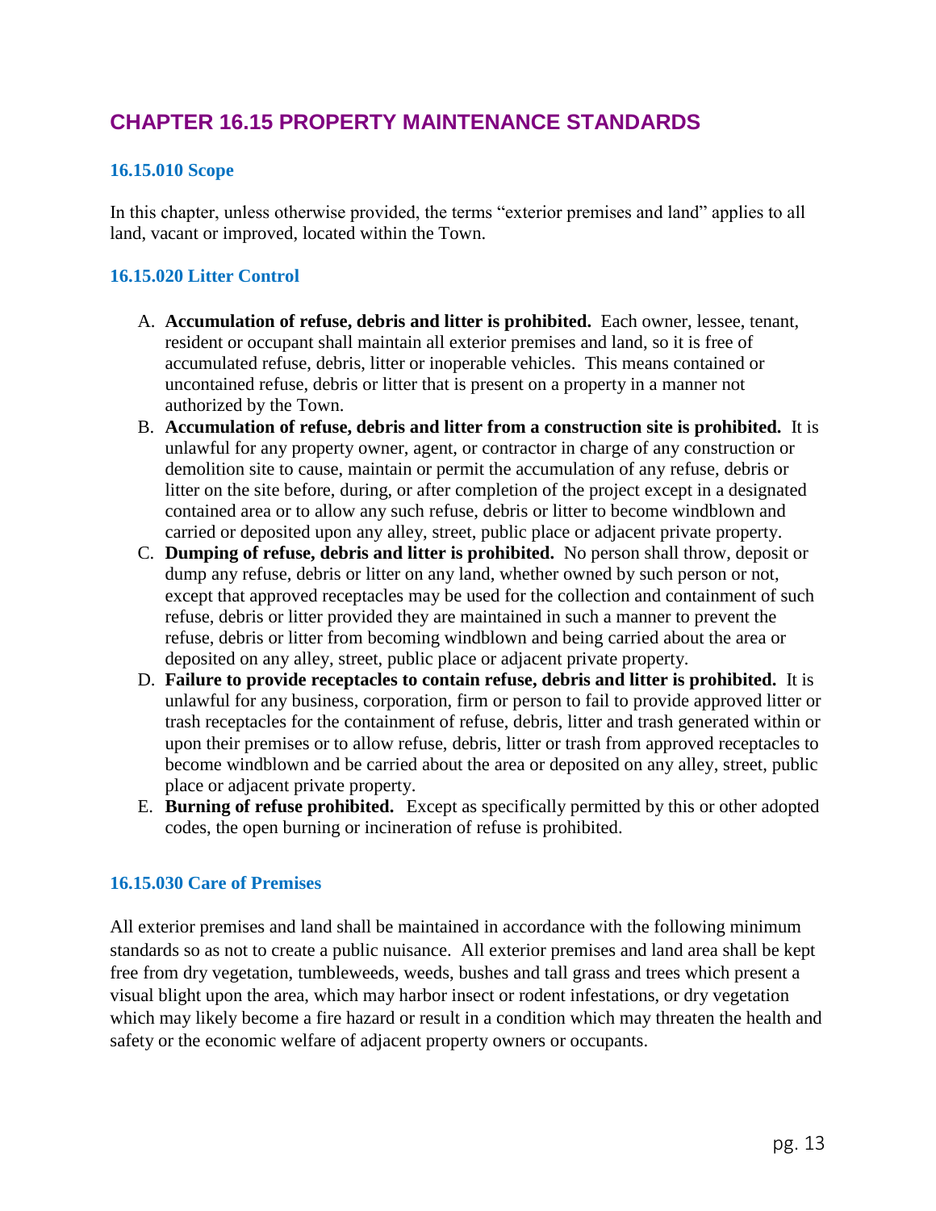# CHAPTER 16.15 PROPERTY MAINTENANCE STANDARDS

### 16.15.010 Scope

In this chapter, unless otherwise provided, the terms "exterior premises and land" applies to all land, vacant or improved, located within the Town.

### 16.15.020 Litter Control

A. **Accumulation of refuse, debris and litter is prohibited.** Each owner, lessee, tenant, resident or occupant shall maintain all exterior premises and land, so it is free of accumulated refuse, debris, litter or inoperable vehicles. This means contained or uncontained refuse, debris or litter that is present on a property in a manner not authorized by the Town.

B. **Accumulation of refuse, debris and litter from a construction site is prohibited.** It is unlawful for any property owner, agent, or contractor in charge of any construction or demolition site to cause, maintain or permit the accumulation of any refuse, debris or litter on the site before, during, or after completion of the project except in a designated contained area or to allow any such refuse, debris or litter to become windblown and carried or deposited upon any alley, street, public place or adjacent private property.

C. **Dumping of refuse, debris and litter is prohibited.** No person shall throw, deposit or dump any refuse, debris or litter on any land, whether owned by such person or not, except that approved receptacles may be used for the collection and containment of such refuse, debris or litter provided they are maintained in such a manner to prevent the refuse, debris or litter from becoming windblown and being carried about the area or deposited on any alley, street, public place or adjacent private property.

D. **Failure to provide receptacles to contain refuse, debris and litter is prohibited.** It is unlawful for any business, corporation, firm or person to fail to provide approved litter or trash receptacles for the containment of refuse, debris, litter and trash generated within or upon their premises or to allow refuse, debris, litter or trash from approved receptacles to become windblown and be carried about the area or deposited on any alley, street, public place or adjacent private property.

E. **Burning of refuse prohibited.** Except as specifically permitted by this or other adopted codes, the open burning or incineration of refuse is prohibited.

### 16.15.030 Care of Premises

All exterior premises and land shall be maintained in accordance with the following minimum standards so as not to create a public nuisance. All exterior premises and land area shall be kept free from dry vegetation, tumbleweeds, weeds, bushes and tall grass and trees which present a visual blight upon the area, which may harbor insect or rodent infestations, or dry vegetation which may likely become a fire hazard or result in a condition which may threaten the health and safety or the economic welfare of adjacent property owners or occupants.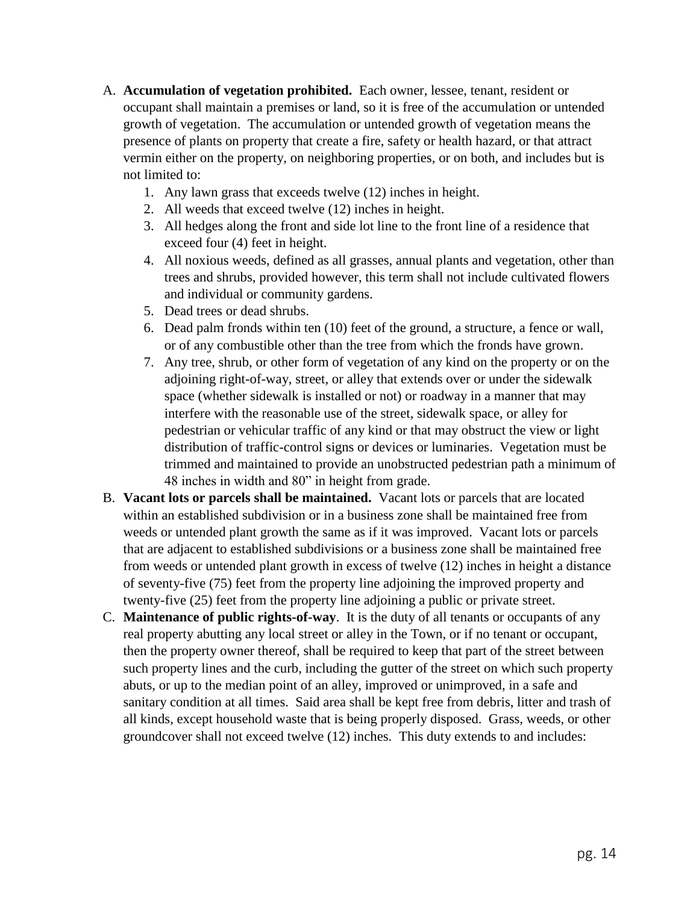A. **Accumulation of vegetation prohibited.** Each owner, lessee, tenant, resident or occupant shall maintain a premises or land, so it is free of the accumulation or untended growth of vegetation. The accumulation or untended growth of vegetation means the presence of plants on property that create a fire, safety or health hazard, or that attract vermin either on the property, on neighboring properties, or on both, and includes but is not limited to:
   1. Any lawn grass that exceeds twelve (12) inches in height.
   2. All weeds that exceed twelve (12) inches in height.
   3. All hedges along the front and side lot line to the front line of a residence that exceed four (4) feet in height.
   4. All noxious weeds, defined as all grasses, annual plants and vegetation, other than trees and shrubs, provided however, this term shall not include cultivated flowers and individual or community gardens.
   5. Dead trees or dead shrubs.
   6. Dead palm fronds within ten (10) feet of the ground, a structure, a fence or wall, or of any combustible other than the tree from which the fronds have grown.
   7. Any tree, shrub, or other form of vegetation of any kind on the property or on the adjoining right-of-way, street, or alley that extends over or under the sidewalk space (whether sidewalk is installed or not) or roadway in a manner that may interfere with the reasonable use of the street, sidewalk space, or alley for pedestrian or vehicular traffic of any kind or that may obstruct the view or light distribution of traffic-control signs or devices or luminaries. Vegetation must be trimmed and maintained to provide an unobstructed pedestrian path a minimum of 48 inches in width and 80" in height from grade.

B. **Vacant lots or parcels shall be maintained.** Vacant lots or parcels that are located within an established subdivision or in a business zone shall be maintained free from weeds or untended plant growth the same as if it was improved. Vacant lots or parcels that are adjacent to established subdivisions or a business zone shall be maintained free from weeds or untended plant growth in excess of twelve (12) inches in height a distance of seventy-five (75) feet from the property line adjoining the improved property and twenty-five (25) feet from the property line adjoining a public or private street.

C. **Maintenance of public rights-of-way**. It is the duty of all tenants or occupants of any real property abutting any local street or alley in the Town, or if no tenant or occupant, then the property owner thereof, shall be required to keep that part of the street between such property lines and the curb, including the gutter of the street on which such property abuts, or up to the median point of an alley, improved or unimproved, in a safe and sanitary condition at all times. Said area shall be kept free from debris, litter and trash of all kinds, except household waste that is being properly disposed. Grass, weeds, or other groundcover shall not exceed twelve (12) inches. This duty extends to and includes: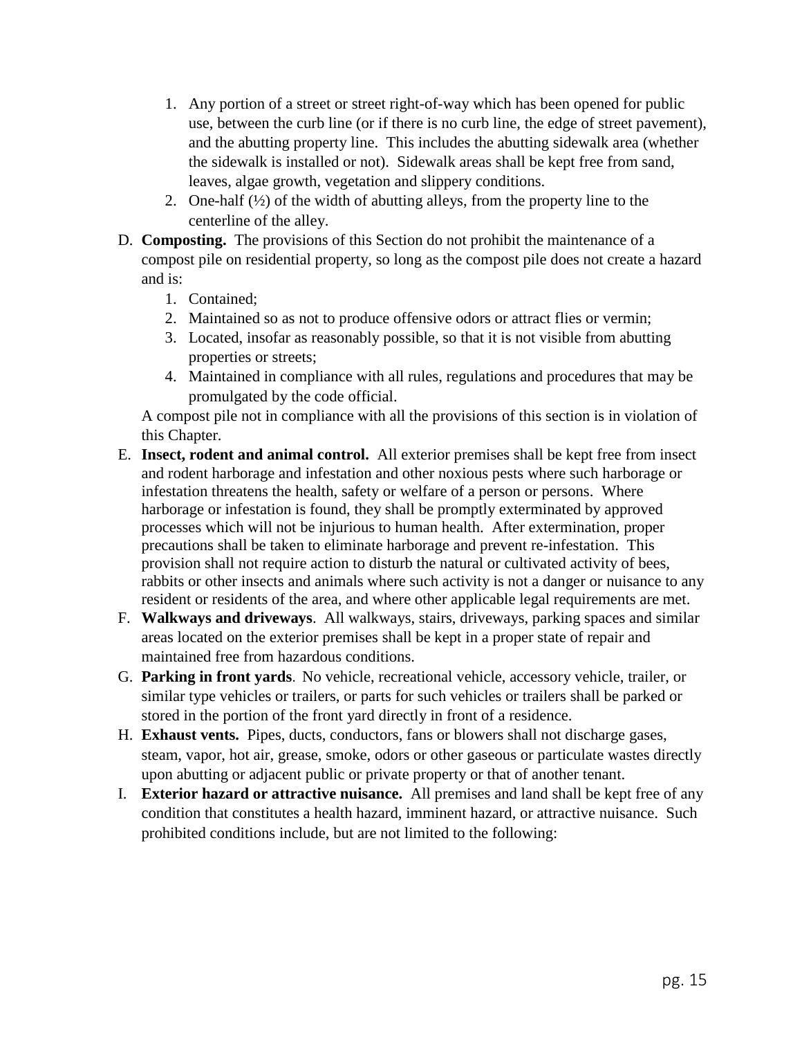1. Any portion of a street or street right-of-way which has been opened for public use, between the curb line (or if there is no curb line, the edge of street pavement), and the abutting property line. This includes the abutting sidewalk area (whether the sidewalk is installed or not). Sidewalk areas shall be kept free from sand, leaves, algae growth, vegetation and slippery conditions.
2. One-half (½) of the width of abutting alleys, from the property line to the centerline of the alley.

D. **Composting.** The provisions of this Section do not prohibit the maintenance of a compost pile on residential property, so long as the compost pile does not create a hazard and is:

1. Contained;
2. Maintained so as not to produce offensive odors or attract flies or vermin;
3. Located, insofar as reasonably possible, so that it is not visible from abutting properties or streets;
4. Maintained in compliance with all rules, regulations and procedures that may be promulgated by the code official.

A compost pile not in compliance with all the provisions of this section is in violation of this Chapter.

E. **Insect, rodent and animal control.** All exterior premises shall be kept free from insect and rodent harborage and infestation and other noxious pests where such harborage or infestation threatens the health, safety or welfare of a person or persons. Where harborage or infestation is found, they shall be promptly exterminated by approved processes which will not be injurious to human health. After extermination, proper precautions shall be taken to eliminate harborage and prevent re-infestation. This provision shall not require action to disturb the natural or cultivated activity of bees, rabbits or other insects and animals where such activity is not a danger or nuisance to any resident or residents of the area, and where other applicable legal requirements are met.

F. **Walkways and driveways**. All walkways, stairs, driveways, parking spaces and similar areas located on the exterior premises shall be kept in a proper state of repair and maintained free from hazardous conditions.

G. **Parking in front yards**. No vehicle, recreational vehicle, accessory vehicle, trailer, or similar type vehicles or trailers, or parts for such vehicles or trailers shall be parked or stored in the portion of the front yard directly in front of a residence.

H. **Exhaust vents.** Pipes, ducts, conductors, fans or blowers shall not discharge gases, steam, vapor, hot air, grease, smoke, odors or other gaseous or particulate wastes directly upon abutting or adjacent public or private property or that of another tenant.

I. **Exterior hazard or attractive nuisance.** All premises and land shall be kept free of any condition that constitutes a health hazard, imminent hazard, or attractive nuisance. Such prohibited conditions include, but are not limited to the following: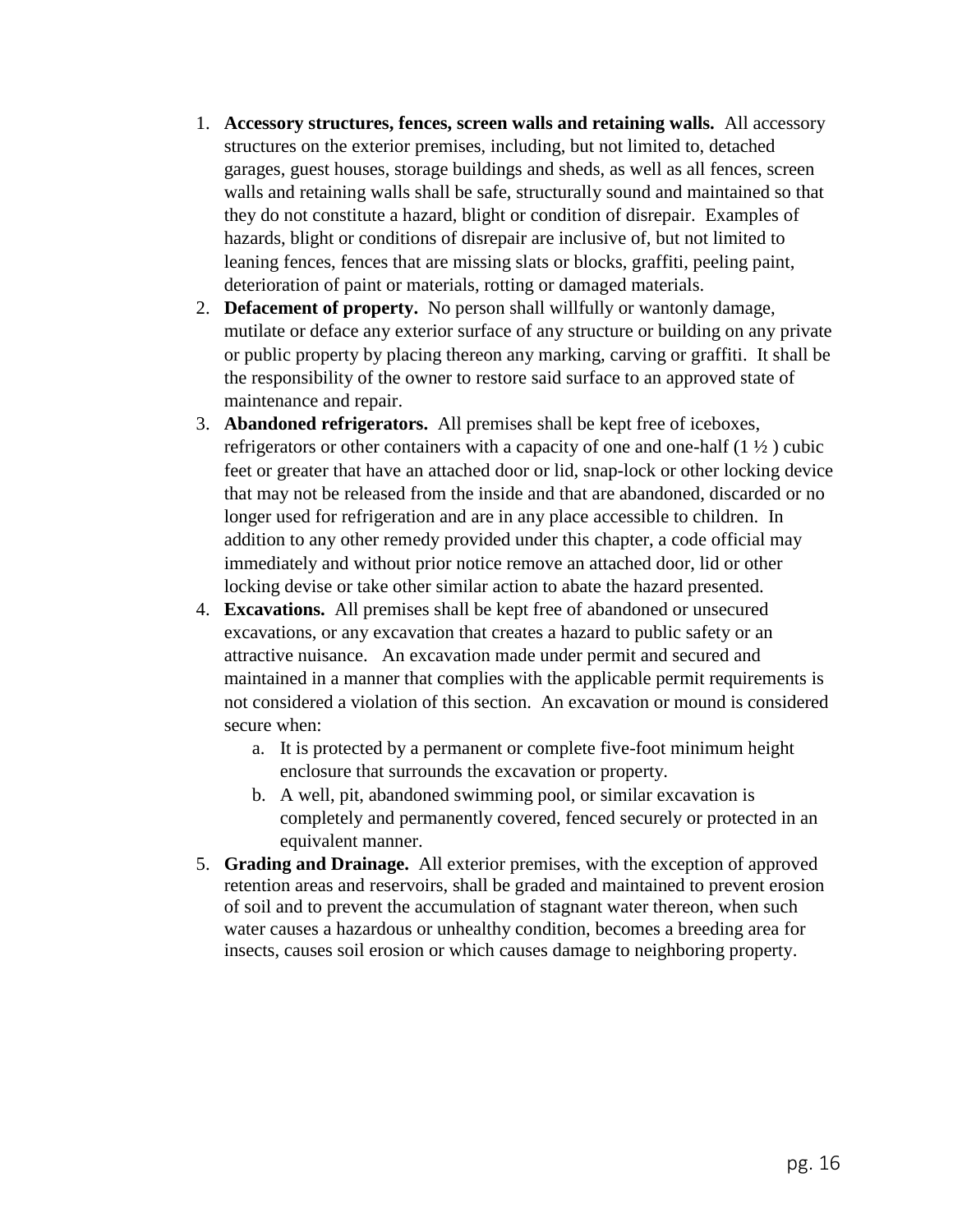1. **Accessory structures, fences, screen walls and retaining walls.** All accessory structures on the exterior premises, including, but not limited to, detached garages, guest houses, storage buildings and sheds, as well as all fences, screen walls and retaining walls shall be safe, structurally sound and maintained so that they do not constitute a hazard, blight or condition of disrepair. Examples of hazards, blight or conditions of disrepair are inclusive of, but not limited to leaning fences, fences that are missing slats or blocks, graffiti, peeling paint, deterioration of paint or materials, rotting or damaged materials.
2. **Defacement of property.** No person shall willfully or wantonly damage, mutilate or deface any exterior surface of any structure or building on any private or public property by placing thereon any marking, carving or graffiti. It shall be the responsibility of the owner to restore said surface to an approved state of maintenance and repair.
3. **Abandoned refrigerators.** All premises shall be kept free of iceboxes, refrigerators or other containers with a capacity of one and one-half (1 ½ ) cubic feet or greater that have an attached door or lid, snap-lock or other locking device that may not be released from the inside and that are abandoned, discarded or no longer used for refrigeration and are in any place accessible to children. In addition to any other remedy provided under this chapter, a code official may immediately and without prior notice remove an attached door, lid or other locking devise or take other similar action to abate the hazard presented.
4. **Excavations.** All premises shall be kept free of abandoned or unsecured excavations, or any excavation that creates a hazard to public safety or an attractive nuisance. An excavation made under permit and secured and maintained in a manner that complies with the applicable permit requirements is not considered a violation of this section. An excavation or mound is considered secure when:
    a. It is protected by a permanent or complete five-foot minimum height enclosure that surrounds the excavation or property.
    b. A well, pit, abandoned swimming pool, or similar excavation is completely and permanently covered, fenced securely or protected in an equivalent manner.
5. **Grading and Drainage.** All exterior premises, with the exception of approved retention areas and reservoirs, shall be graded and maintained to prevent erosion of soil and to prevent the accumulation of stagnant water thereon, when such water causes a hazardous or unhealthy condition, becomes a breeding area for insects, causes soil erosion or which causes damage to neighboring property.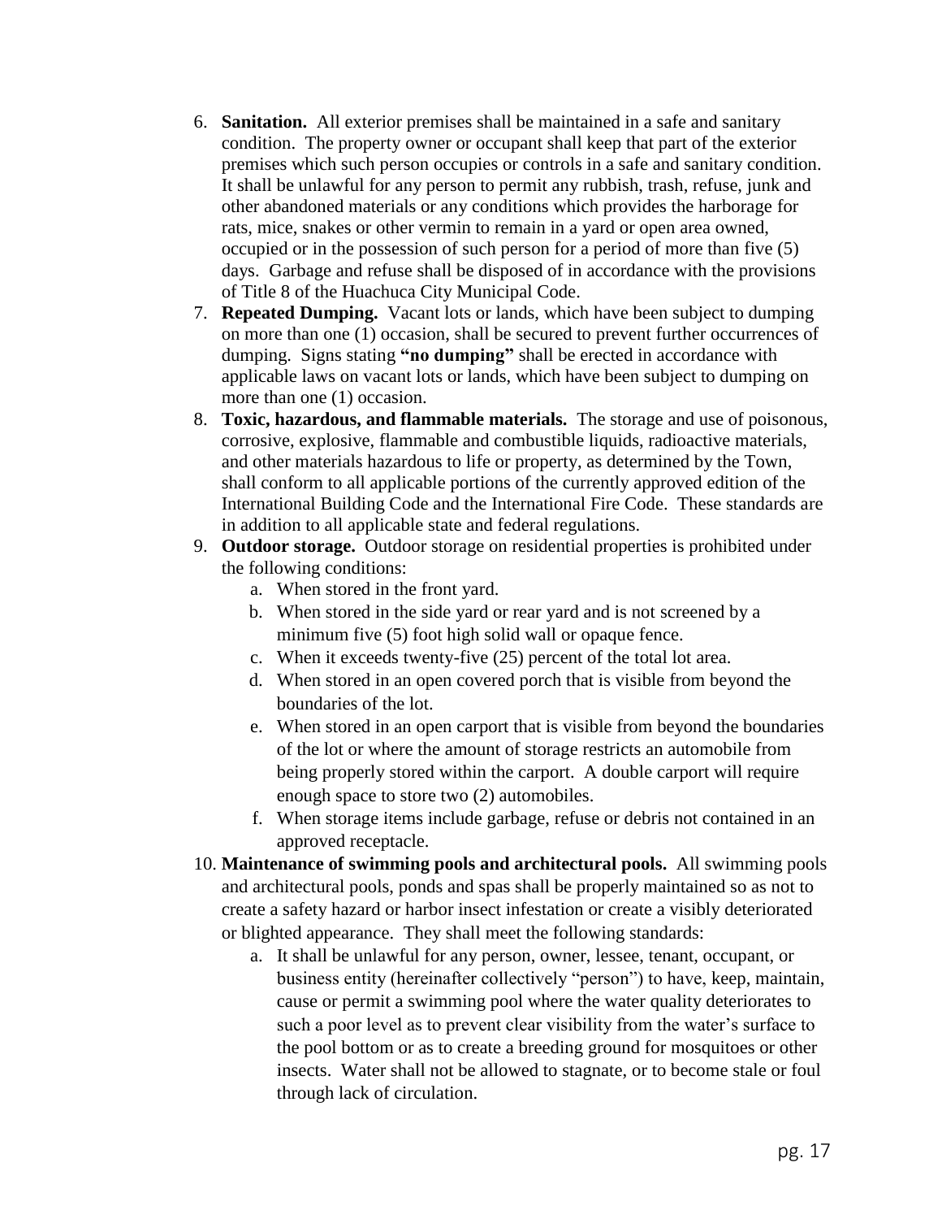6. **Sanitation.** All exterior premises shall be maintained in a safe and sanitary condition. The property owner or occupant shall keep that part of the exterior premises which such person occupies or controls in a safe and sanitary condition. It shall be unlawful for any person to permit any rubbish, trash, refuse, junk and other abandoned materials or any conditions which provides the harborage for rats, mice, snakes or other vermin to remain in a yard or open area owned, occupied or in the possession of such person for a period of more than five (5) days. Garbage and refuse shall be disposed of in accordance with the provisions of Title 8 of the Huachuca City Municipal Code.
7. **Repeated Dumping.** Vacant lots or lands, which have been subject to dumping on more than one (1) occasion, shall be secured to prevent further occurrences of dumping. Signs stating **"no dumping"** shall be erected in accordance with applicable laws on vacant lots or lands, which have been subject to dumping on more than one (1) occasion.
8. **Toxic, hazardous, and flammable materials.** The storage and use of poisonous, corrosive, explosive, flammable and combustible liquids, radioactive materials, and other materials hazardous to life or property, as determined by the Town, shall conform to all applicable portions of the currently approved edition of the International Building Code and the International Fire Code. These standards are in addition to all applicable state and federal regulations.
9. **Outdoor storage.** Outdoor storage on residential properties is prohibited under the following conditions:
   a. When stored in the front yard.
   b. When stored in the side yard or rear yard and is not screened by a minimum five (5) foot high solid wall or opaque fence.
   c. When it exceeds twenty-five (25) percent of the total lot area.
   d. When stored in an open covered porch that is visible from beyond the boundaries of the lot.
   e. When stored in an open carport that is visible from beyond the boundaries of the lot or where the amount of storage restricts an automobile from being properly stored within the carport. A double carport will require enough space to store two (2) automobiles.
   f. When storage items include garbage, refuse or debris not contained in an approved receptacle.
10. **Maintenance of swimming pools and architectural pools.** All swimming pools and architectural pools, ponds and spas shall be properly maintained so as not to create a safety hazard or harbor insect infestation or create a visibly deteriorated or blighted appearance. They shall meet the following standards:
    a. It shall be unlawful for any person, owner, lessee, tenant, occupant, or business entity (hereinafter collectively "person") to have, keep, maintain, cause or permit a swimming pool where the water quality deteriorates to such a poor level as to prevent clear visibility from the water's surface to the pool bottom or as to create a breeding ground for mosquitoes or other insects. Water shall not be allowed to stagnate, or to become stale or foul through lack of circulation.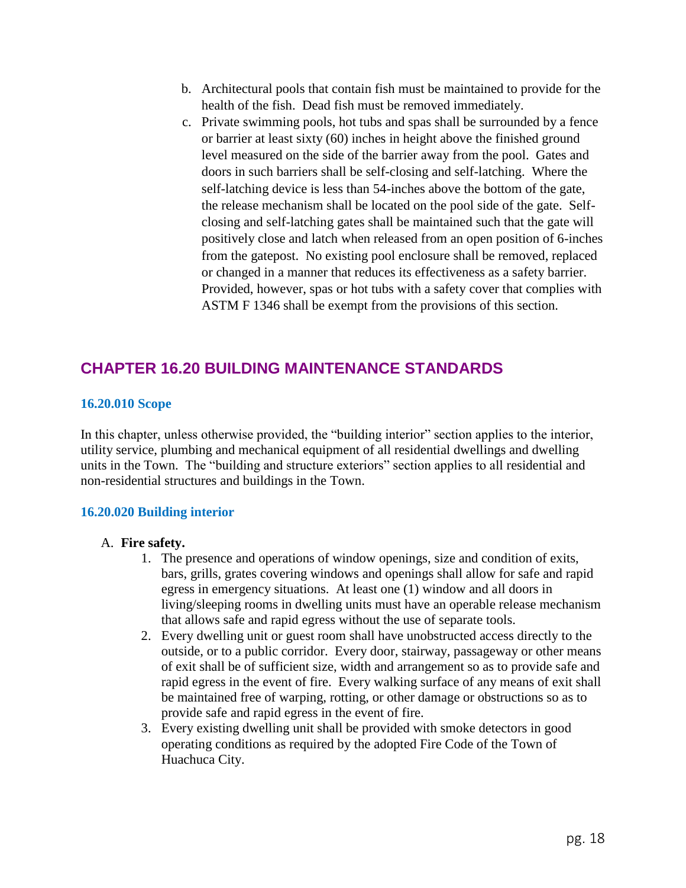b. Architectural pools that contain fish must be maintained to provide for the health of the fish. Dead fish must be removed immediately.

c. Private swimming pools, hot tubs and spas shall be surrounded by a fence or barrier at least sixty (60) inches in height above the finished ground level measured on the side of the barrier away from the pool. Gates and doors in such barriers shall be self-closing and self-latching. Where the self-latching device is less than 54-inches above the bottom of the gate, the release mechanism shall be located on the pool side of the gate. Self-closing and self-latching gates shall be maintained such that the gate will positively close and latch when released from an open position of 6-inches from the gatepost. No existing pool enclosure shall be removed, replaced or changed in a manner that reduces its effectiveness as a safety barrier. Provided, however, spas or hot tubs with a safety cover that complies with ASTM F 1346 shall be exempt from the provisions of this section.

## CHAPTER 16.20 BUILDING MAINTENANCE STANDARDS

### 16.20.010 Scope

In this chapter, unless otherwise provided, the "building interior" section applies to the interior, utility service, plumbing and mechanical equipment of all residential dwellings and dwelling units in the Town. The "building and structure exteriors" section applies to all residential and non-residential structures and buildings in the Town.

### 16.20.020 Building interior

A. **Fire safety.**

1. The presence and operations of window openings, size and condition of exits, bars, grills, grates covering windows and openings shall allow for safe and rapid egress in emergency situations. At least one (1) window and all doors in living/sleeping rooms in dwelling units must have an operable release mechanism that allows safe and rapid egress without the use of separate tools.
2. Every dwelling unit or guest room shall have unobstructed access directly to the outside, or to a public corridor. Every door, stairway, passageway or other means of exit shall be of sufficient size, width and arrangement so as to provide safe and rapid egress in the event of fire. Every walking surface of any means of exit shall be maintained free of warping, rotting, or other damage or obstructions so as to provide safe and rapid egress in the event of fire.
3. Every existing dwelling unit shall be provided with smoke detectors in good operating conditions as required by the adopted Fire Code of the Town of Huachuca City.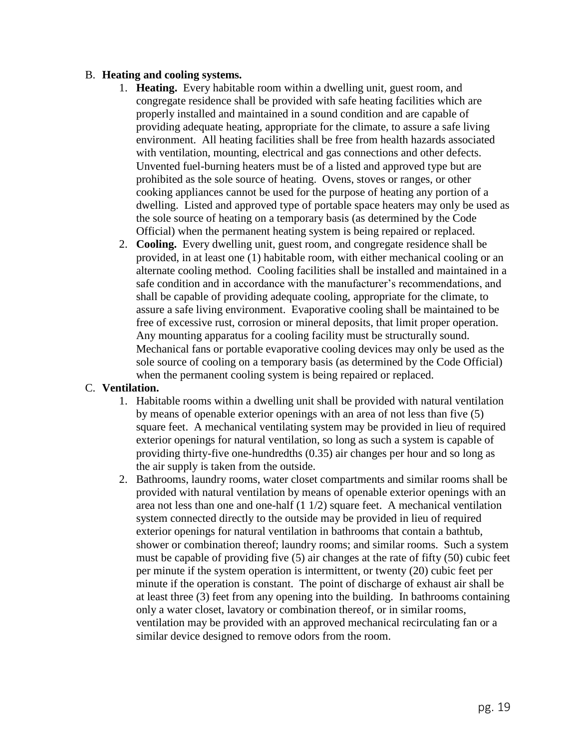B. **Heating and cooling systems.**

1. **Heating.** Every habitable room within a dwelling unit, guest room, and congregate residence shall be provided with safe heating facilities which are properly installed and maintained in a sound condition and are capable of providing adequate heating, appropriate for the climate, to assure a safe living environment. All heating facilities shall be free from health hazards associated with ventilation, mounting, electrical and gas connections and other defects. Unvented fuel-burning heaters must be of a listed and approved type but are prohibited as the sole source of heating. Ovens, stoves or ranges, or other cooking appliances cannot be used for the purpose of heating any portion of a dwelling. Listed and approved type of portable space heaters may only be used as the sole source of heating on a temporary basis (as determined by the Code Official) when the permanent heating system is being repaired or replaced.
2. **Cooling.** Every dwelling unit, guest room, and congregate residence shall be provided, in at least one (1) habitable room, with either mechanical cooling or an alternate cooling method. Cooling facilities shall be installed and maintained in a safe condition and in accordance with the manufacturer's recommendations, and shall be capable of providing adequate cooling, appropriate for the climate, to assure a safe living environment. Evaporative cooling shall be maintained to be free of excessive rust, corrosion or mineral deposits, that limit proper operation. Any mounting apparatus for a cooling facility must be structurally sound. Mechanical fans or portable evaporative cooling devices may only be used as the sole source of cooling on a temporary basis (as determined by the Code Official) when the permanent cooling system is being repaired or replaced.

C. **Ventilation.**

1. Habitable rooms within a dwelling unit shall be provided with natural ventilation by means of openable exterior openings with an area of not less than five (5) square feet. A mechanical ventilating system may be provided in lieu of required exterior openings for natural ventilation, so long as such a system is capable of providing thirty-five one-hundredths (0.35) air changes per hour and so long as the air supply is taken from the outside.
2. Bathrooms, laundry rooms, water closet compartments and similar rooms shall be provided with natural ventilation by means of openable exterior openings with an area not less than one and one-half (1 1/2) square feet. A mechanical ventilation system connected directly to the outside may be provided in lieu of required exterior openings for natural ventilation in bathrooms that contain a bathtub, shower or combination thereof; laundry rooms; and similar rooms. Such a system must be capable of providing five (5) air changes at the rate of fifty (50) cubic feet per minute if the system operation is intermittent, or twenty (20) cubic feet per minute if the operation is constant. The point of discharge of exhaust air shall be at least three (3) feet from any opening into the building. In bathrooms containing only a water closet, lavatory or combination thereof, or in similar rooms, ventilation may be provided with an approved mechanical recirculating fan or a similar device designed to remove odors from the room.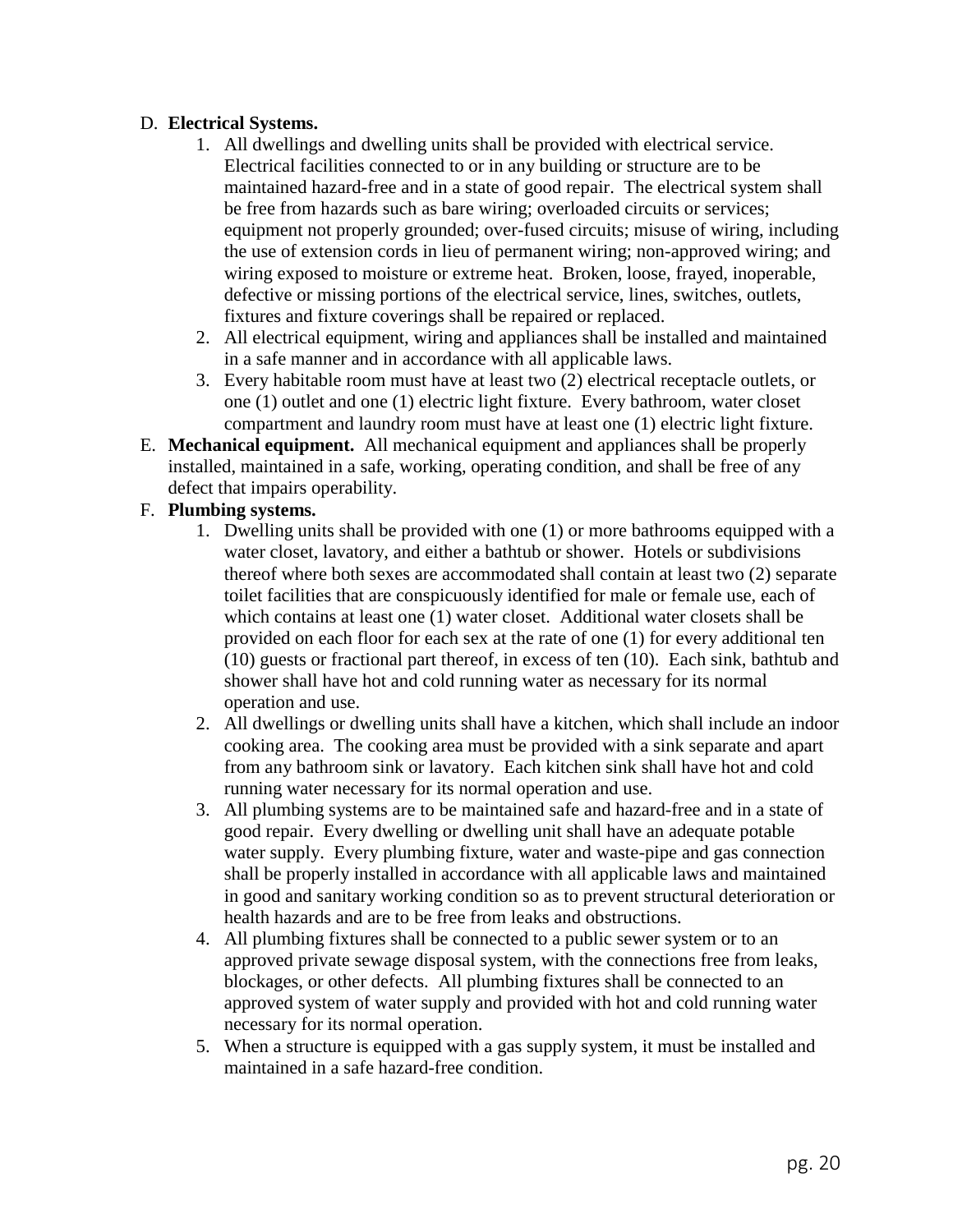D. **Electrical Systems.**

   1. All dwellings and dwelling units shall be provided with electrical service. Electrical facilities connected to or in any building or structure are to be maintained hazard-free and in a state of good repair. The electrical system shall be free from hazards such as bare wiring; overloaded circuits or services; equipment not properly grounded; over-fused circuits; misuse of wiring, including the use of extension cords in lieu of permanent wiring; non-approved wiring; and wiring exposed to moisture or extreme heat. Broken, loose, frayed, inoperable, defective or missing portions of the electrical service, lines, switches, outlets, fixtures and fixture coverings shall be repaired or replaced.
   2. All electrical equipment, wiring and appliances shall be installed and maintained in a safe manner and in accordance with all applicable laws.
   3. Every habitable room must have at least two (2) electrical receptacle outlets, or one (1) outlet and one (1) electric light fixture. Every bathroom, water closet compartment and laundry room must have at least one (1) electric light fixture.

E. **Mechanical equipment.** All mechanical equipment and appliances shall be properly installed, maintained in a safe, working, operating condition, and shall be free of any defect that impairs operability.

F. **Plumbing systems.**

   1. Dwelling units shall be provided with one (1) or more bathrooms equipped with a water closet, lavatory, and either a bathtub or shower. Hotels or subdivisions thereof where both sexes are accommodated shall contain at least two (2) separate toilet facilities that are conspicuously identified for male or female use, each of which contains at least one (1) water closet. Additional water closets shall be provided on each floor for each sex at the rate of one (1) for every additional ten (10) guests or fractional part thereof, in excess of ten (10). Each sink, bathtub and shower shall have hot and cold running water as necessary for its normal operation and use.
   2. All dwellings or dwelling units shall have a kitchen, which shall include an indoor cooking area. The cooking area must be provided with a sink separate and apart from any bathroom sink or lavatory. Each kitchen sink shall have hot and cold running water necessary for its normal operation and use.
   3. All plumbing systems are to be maintained safe and hazard-free and in a state of good repair. Every dwelling or dwelling unit shall have an adequate potable water supply. Every plumbing fixture, water and waste-pipe and gas connection shall be properly installed in accordance with all applicable laws and maintained in good and sanitary working condition so as to prevent structural deterioration or health hazards and are to be free from leaks and obstructions.
   4. All plumbing fixtures shall be connected to a public sewer system or to an approved private sewage disposal system, with the connections free from leaks, blockages, or other defects. All plumbing fixtures shall be connected to an approved system of water supply and provided with hot and cold running water necessary for its normal operation.
   5. When a structure is equipped with a gas supply system, it must be installed and maintained in a safe hazard-free condition.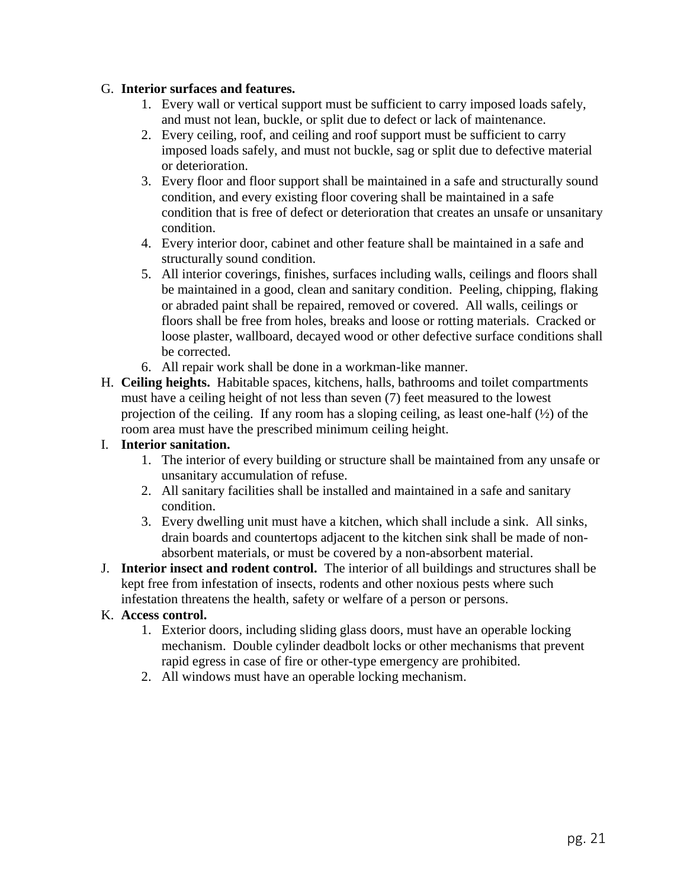G. **Interior surfaces and features.**

1. Every wall or vertical support must be sufficient to carry imposed loads safely, and must not lean, buckle, or split due to defect or lack of maintenance.
2. Every ceiling, roof, and ceiling and roof support must be sufficient to carry imposed loads safely, and must not buckle, sag or split due to defective material or deterioration.
3. Every floor and floor support shall be maintained in a safe and structurally sound condition, and every existing floor covering shall be maintained in a safe condition that is free of defect or deterioration that creates an unsafe or unsanitary condition.
4. Every interior door, cabinet and other feature shall be maintained in a safe and structurally sound condition.
5. All interior coverings, finishes, surfaces including walls, ceilings and floors shall be maintained in a good, clean and sanitary condition. Peeling, chipping, flaking or abraded paint shall be repaired, removed or covered. All walls, ceilings or floors shall be free from holes, breaks and loose or rotting materials. Cracked or loose plaster, wallboard, decayed wood or other defective surface conditions shall be corrected.
6. All repair work shall be done in a workman-like manner.

H. **Ceiling heights.** Habitable spaces, kitchens, halls, bathrooms and toilet compartments must have a ceiling height of not less than seven (7) feet measured to the lowest projection of the ceiling. If any room has a sloping ceiling, as least one-half (½) of the room area must have the prescribed minimum ceiling height.

I. **Interior sanitation.**

1. The interior of every building or structure shall be maintained from any unsafe or unsanitary accumulation of refuse.
2. All sanitary facilities shall be installed and maintained in a safe and sanitary condition.
3. Every dwelling unit must have a kitchen, which shall include a sink. All sinks, drain boards and countertops adjacent to the kitchen sink shall be made of non-absorbent materials, or must be covered by a non-absorbent material.

J. **Interior insect and rodent control.** The interior of all buildings and structures shall be kept free from infestation of insects, rodents and other noxious pests where such infestation threatens the health, safety or welfare of a person or persons.

K. **Access control.**

1. Exterior doors, including sliding glass doors, must have an operable locking mechanism. Double cylinder deadbolt locks or other mechanisms that prevent rapid egress in case of fire or other-type emergency are prohibited.
2. All windows must have an operable locking mechanism.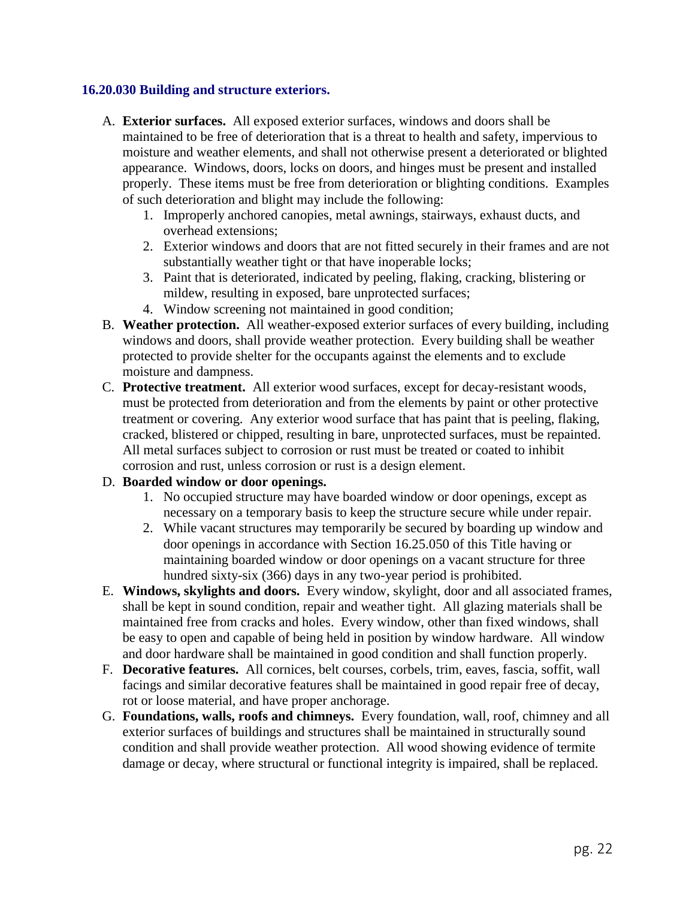### 16.20.030 Building and structure exteriors.

A. **Exterior surfaces.** All exposed exterior surfaces, windows and doors shall be maintained to be free of deterioration that is a threat to health and safety, impervious to moisture and weather elements, and shall not otherwise present a deteriorated or blighted appearance. Windows, doors, locks on doors, and hinges must be present and installed properly. These items must be free from deterioration or blighting conditions. Examples of such deterioration and blight may include the following:
   1. Improperly anchored canopies, metal awnings, stairways, exhaust ducts, and overhead extensions;
   2. Exterior windows and doors that are not fitted securely in their frames and are not substantially weather tight or that have inoperable locks;
   3. Paint that is deteriorated, indicated by peeling, flaking, cracking, blistering or mildew, resulting in exposed, bare unprotected surfaces;
   4. Window screening not maintained in good condition;

B. **Weather protection.** All weather-exposed exterior surfaces of every building, including windows and doors, shall provide weather protection. Every building shall be weather protected to provide shelter for the occupants against the elements and to exclude moisture and dampness.

C. **Protective treatment.** All exterior wood surfaces, except for decay-resistant woods, must be protected from deterioration and from the elements by paint or other protective treatment or covering. Any exterior wood surface that has paint that is peeling, flaking, cracked, blistered or chipped, resulting in bare, unprotected surfaces, must be repainted. All metal surfaces subject to corrosion or rust must be treated or coated to inhibit corrosion and rust, unless corrosion or rust is a design element.

D. **Boarded window or door openings.**
   1. No occupied structure may have boarded window or door openings, except as necessary on a temporary basis to keep the structure secure while under repair.
   2. While vacant structures may temporarily be secured by boarding up window and door openings in accordance with Section 16.25.050 of this Title having or maintaining boarded window or door openings on a vacant structure for three hundred sixty-six (366) days in any two-year period is prohibited.

E. **Windows, skylights and doors.** Every window, skylight, door and all associated frames, shall be kept in sound condition, repair and weather tight. All glazing materials shall be maintained free from cracks and holes. Every window, other than fixed windows, shall be easy to open and capable of being held in position by window hardware. All window and door hardware shall be maintained in good condition and shall function properly.

F. **Decorative features.** All cornices, belt courses, corbels, trim, eaves, fascia, soffit, wall facings and similar decorative features shall be maintained in good repair free of decay, rot or loose material, and have proper anchorage.

G. **Foundations, walls, roofs and chimneys.** Every foundation, wall, roof, chimney and all exterior surfaces of buildings and structures shall be maintained in structurally sound condition and shall provide weather protection. All wood showing evidence of termite damage or decay, where structural or functional integrity is impaired, shall be replaced.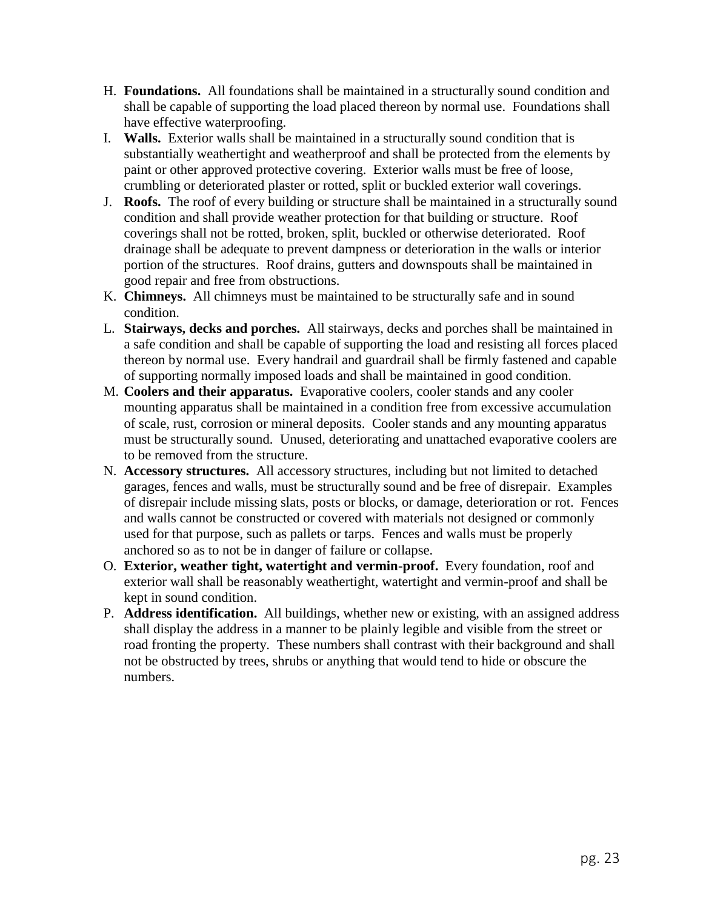H. **Foundations.** All foundations shall be maintained in a structurally sound condition and shall be capable of supporting the load placed thereon by normal use. Foundations shall have effective waterproofing.

I. **Walls.** Exterior walls shall be maintained in a structurally sound condition that is substantially weathertight and weatherproof and shall be protected from the elements by paint or other approved protective covering. Exterior walls must be free of loose, crumbling or deteriorated plaster or rotted, split or buckled exterior wall coverings.

J. **Roofs.** The roof of every building or structure shall be maintained in a structurally sound condition and shall provide weather protection for that building or structure. Roof coverings shall not be rotted, broken, split, buckled or otherwise deteriorated. Roof drainage shall be adequate to prevent dampness or deterioration in the walls or interior portion of the structures. Roof drains, gutters and downspouts shall be maintained in good repair and free from obstructions.

K. **Chimneys.** All chimneys must be maintained to be structurally safe and in sound condition.

L. **Stairways, decks and porches.** All stairways, decks and porches shall be maintained in a safe condition and shall be capable of supporting the load and resisting all forces placed thereon by normal use. Every handrail and guardrail shall be firmly fastened and capable of supporting normally imposed loads and shall be maintained in good condition.

M. **Coolers and their apparatus.** Evaporative coolers, cooler stands and any cooler mounting apparatus shall be maintained in a condition free from excessive accumulation of scale, rust, corrosion or mineral deposits. Cooler stands and any mounting apparatus must be structurally sound. Unused, deteriorating and unattached evaporative coolers are to be removed from the structure.

N. **Accessory structures.** All accessory structures, including but not limited to detached garages, fences and walls, must be structurally sound and be free of disrepair. Examples of disrepair include missing slats, posts or blocks, or damage, deterioration or rot. Fences and walls cannot be constructed or covered with materials not designed or commonly used for that purpose, such as pallets or tarps. Fences and walls must be properly anchored so as to not be in danger of failure or collapse.

O. **Exterior, weather tight, watertight and vermin-proof.** Every foundation, roof and exterior wall shall be reasonably weathertight, watertight and vermin-proof and shall be kept in sound condition.

P. **Address identification.** All buildings, whether new or existing, with an assigned address shall display the address in a manner to be plainly legible and visible from the street or road fronting the property. These numbers shall contrast with their background and shall not be obstructed by trees, shrubs or anything that would tend to hide or obscure the numbers.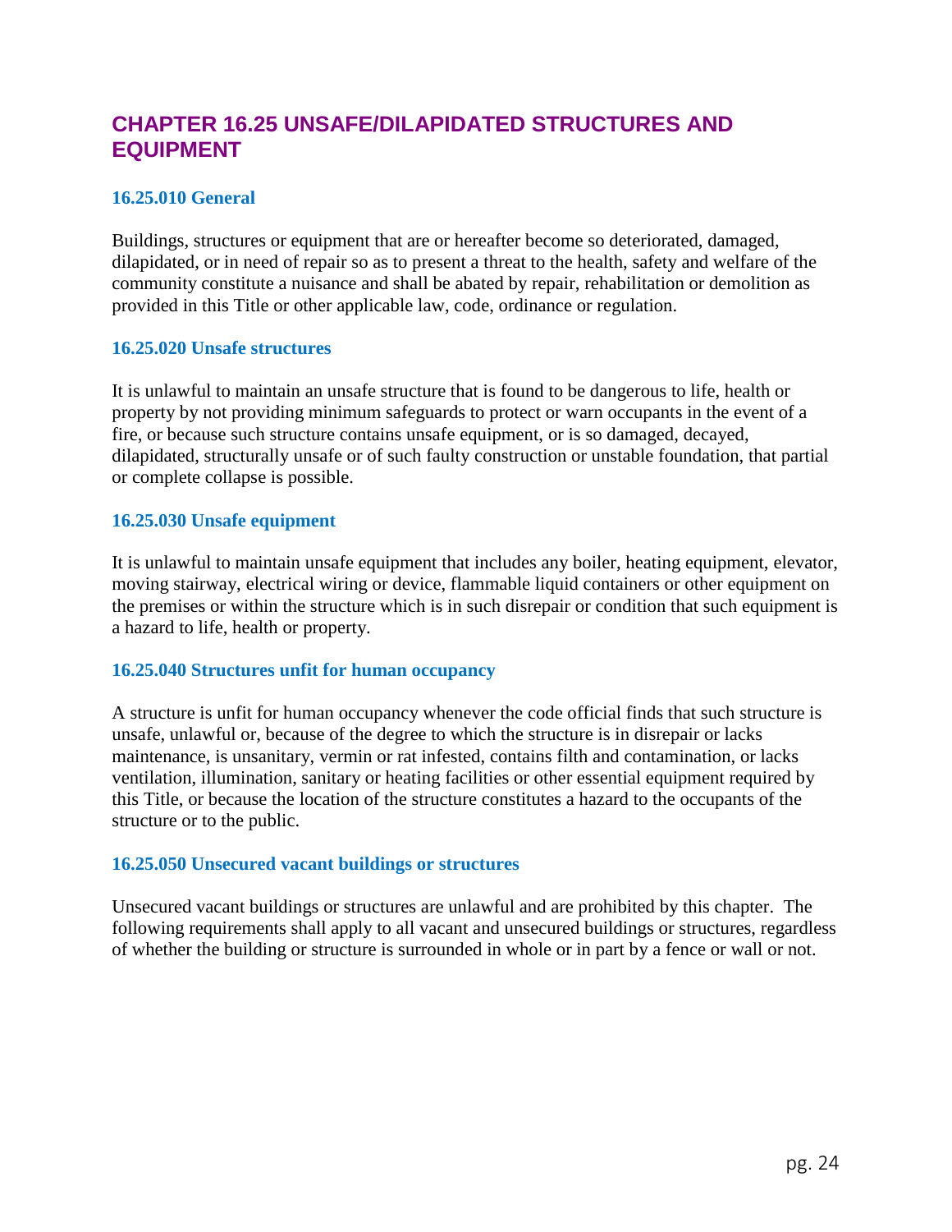# CHAPTER 16.25 UNSAFE/DILAPIDATED STRUCTURES AND EQUIPMENT

## 16.25.010 General

Buildings, structures or equipment that are or hereafter become so deteriorated, damaged, dilapidated, or in need of repair so as to present a threat to the health, safety and welfare of the community constitute a nuisance and shall be abated by repair, rehabilitation or demolition as provided in this Title or other applicable law, code, ordinance or regulation.

## 16.25.020 Unsafe structures

It is unlawful to maintain an unsafe structure that is found to be dangerous to life, health or property by not providing minimum safeguards to protect or warn occupants in the event of a fire, or because such structure contains unsafe equipment, or is so damaged, decayed, dilapidated, structurally unsafe or of such faulty construction or unstable foundation, that partial or complete collapse is possible.

## 16.25.030 Unsafe equipment

It is unlawful to maintain unsafe equipment that includes any boiler, heating equipment, elevator, moving stairway, electrical wiring or device, flammable liquid containers or other equipment on the premises or within the structure which is in such disrepair or condition that such equipment is a hazard to life, health or property.

## 16.25.040 Structures unfit for human occupancy

A structure is unfit for human occupancy whenever the code official finds that such structure is unsafe, unlawful or, because of the degree to which the structure is in disrepair or lacks maintenance, is unsanitary, vermin or rat infested, contains filth and contamination, or lacks ventilation, illumination, sanitary or heating facilities or other essential equipment required by this Title, or because the location of the structure constitutes a hazard to the occupants of the structure or to the public.

## 16.25.050 Unsecured vacant buildings or structures

Unsecured vacant buildings or structures are unlawful and are prohibited by this chapter. The following requirements shall apply to all vacant and unsecured buildings or structures, regardless of whether the building or structure is surrounded in whole or in part by a fence or wall or not.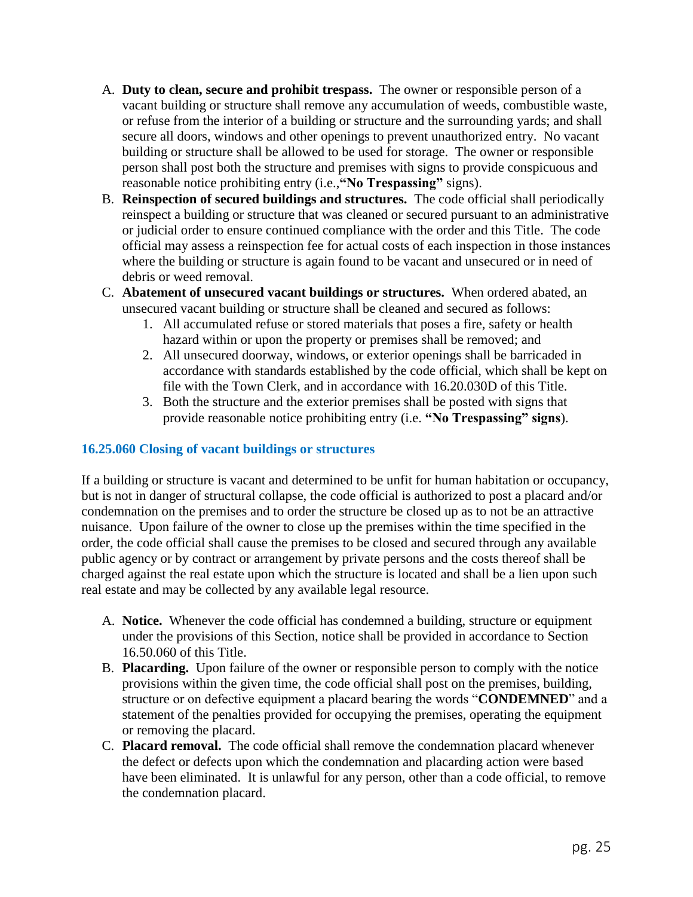A. **Duty to clean, secure and prohibit trespass.** The owner or responsible person of a vacant building or structure shall remove any accumulation of weeds, combustible waste, or refuse from the interior of a building or structure and the surrounding yards; and shall secure all doors, windows and other openings to prevent unauthorized entry. No vacant building or structure shall be allowed to be used for storage. The owner or responsible person shall post both the structure and premises with signs to provide conspicuous and reasonable notice prohibiting entry (i.e.,**"No Trespassing"** signs).
B. **Reinspection of secured buildings and structures.** The code official shall periodically reinspect a building or structure that was cleaned or secured pursuant to an administrative or judicial order to ensure continued compliance with the order and this Title. The code official may assess a reinspection fee for actual costs of each inspection in those instances where the building or structure is again found to be vacant and unsecured or in need of debris or weed removal.
C. **Abatement of unsecured vacant buildings or structures.** When ordered abated, an unsecured vacant building or structure shall be cleaned and secured as follows:
   1. All accumulated refuse or stored materials that poses a fire, safety or health hazard within or upon the property or premises shall be removed; and
   2. All unsecured doorway, windows, or exterior openings shall be barricaded in accordance with standards established by the code official, which shall be kept on file with the Town Clerk, and in accordance with 16.20.030D of this Title.
   3. Both the structure and the exterior premises shall be posted with signs that provide reasonable notice prohibiting entry (i.e. **"No Trespassing" signs**).

### 16.25.060 Closing of vacant buildings or structures

If a building or structure is vacant and determined to be unfit for human habitation or occupancy, but is not in danger of structural collapse, the code official is authorized to post a placard and/or condemnation on the premises and to order the structure be closed up as to not be an attractive nuisance. Upon failure of the owner to close up the premises within the time specified in the order, the code official shall cause the premises to be closed and secured through any available public agency or by contract or arrangement by private persons and the costs thereof shall be charged against the real estate upon which the structure is located and shall be a lien upon such real estate and may be collected by any available legal resource.

A. **Notice.** Whenever the code official has condemned a building, structure or equipment under the provisions of this Section, notice shall be provided in accordance to Section 16.50.060 of this Title.
B. **Placarding.** Upon failure of the owner or responsible person to comply with the notice provisions within the given time, the code official shall post on the premises, building, structure or on defective equipment a placard bearing the words "**CONDEMNED**" and a statement of the penalties provided for occupying the premises, operating the equipment or removing the placard.
C. **Placard removal.** The code official shall remove the condemnation placard whenever the defect or defects upon which the condemnation and placarding action were based have been eliminated. It is unlawful for any person, other than a code official, to remove the condemnation placard.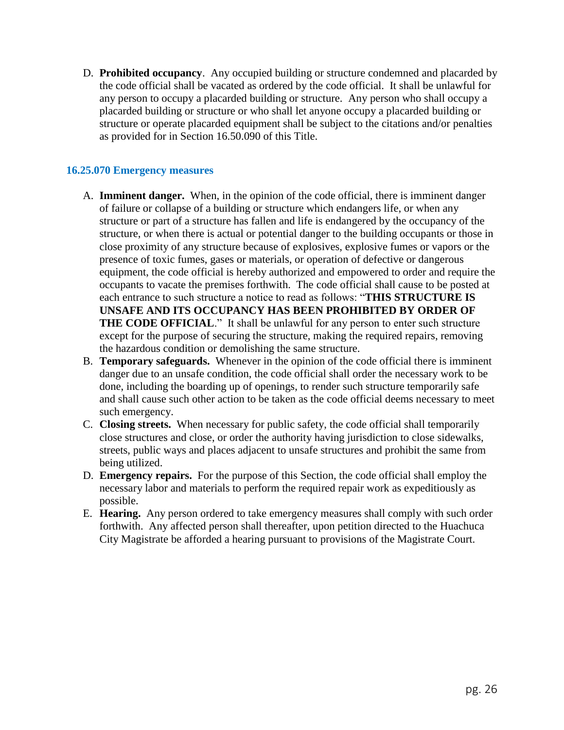D. **Prohibited occupancy**. Any occupied building or structure condemned and placarded by the code official shall be vacated as ordered by the code official. It shall be unlawful for any person to occupy a placarded building or structure. Any person who shall occupy a placarded building or structure or who shall let anyone occupy a placarded building or structure or operate placarded equipment shall be subject to the citations and/or penalties as provided for in Section 16.50.090 of this Title.

### 16.25.070 Emergency measures

A. **Imminent danger.** When, in the opinion of the code official, there is imminent danger of failure or collapse of a building or structure which endangers life, or when any structure or part of a structure has fallen and life is endangered by the occupancy of the structure, or when there is actual or potential danger to the building occupants or those in close proximity of any structure because of explosives, explosive fumes or vapors or the presence of toxic fumes, gases or materials, or operation of defective or dangerous equipment, the code official is hereby authorized and empowered to order and require the occupants to vacate the premises forthwith. The code official shall cause to be posted at each entrance to such structure a notice to read as follows: "**THIS STRUCTURE IS UNSAFE AND ITS OCCUPANCY HAS BEEN PROHIBITED BY ORDER OF THE CODE OFFICIAL**." It shall be unlawful for any person to enter such structure except for the purpose of securing the structure, making the required repairs, removing the hazardous condition or demolishing the same structure.
B. **Temporary safeguards.** Whenever in the opinion of the code official there is imminent danger due to an unsafe condition, the code official shall order the necessary work to be done, including the boarding up of openings, to render such structure temporarily safe and shall cause such other action to be taken as the code official deems necessary to meet such emergency.
C. **Closing streets.** When necessary for public safety, the code official shall temporarily close structures and close, or order the authority having jurisdiction to close sidewalks, streets, public ways and places adjacent to unsafe structures and prohibit the same from being utilized.
D. **Emergency repairs.** For the purpose of this Section, the code official shall employ the necessary labor and materials to perform the required repair work as expeditiously as possible.
E. **Hearing.** Any person ordered to take emergency measures shall comply with such order forthwith. Any affected person shall thereafter, upon petition directed to the Huachuca City Magistrate be afforded a hearing pursuant to provisions of the Magistrate Court.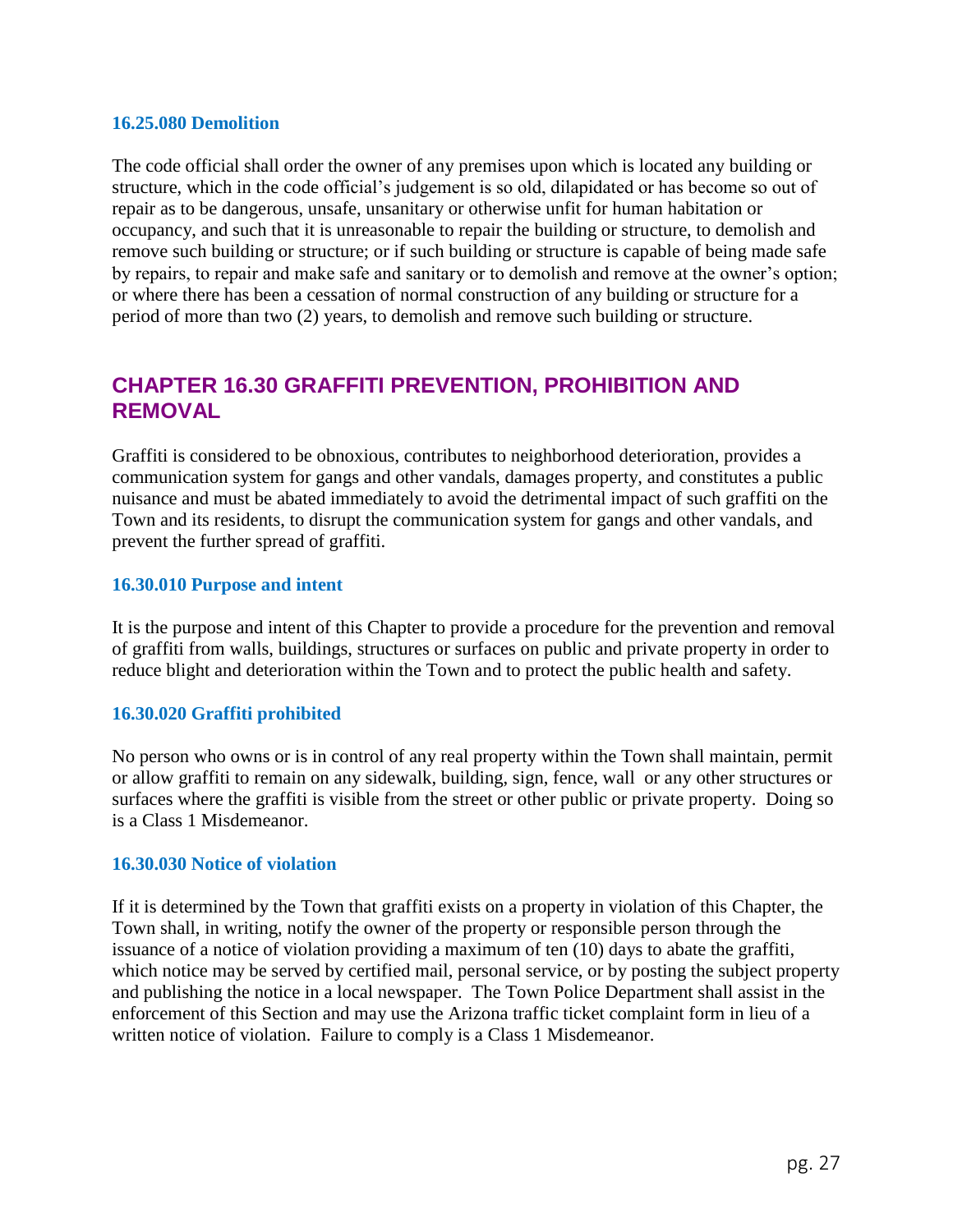### 16.25.080 Demolition

The code official shall order the owner of any premises upon which is located any building or structure, which in the code official's judgement is so old, dilapidated or has become so out of repair as to be dangerous, unsafe, unsanitary or otherwise unfit for human habitation or occupancy, and such that it is unreasonable to repair the building or structure, to demolish and remove such building or structure; or if such building or structure is capable of being made safe by repairs, to repair and make safe and sanitary or to demolish and remove at the owner's option; or where there has been a cessation of normal construction of any building or structure for a period of more than two (2) years, to demolish and remove such building or structure.

## CHAPTER 16.30 GRAFFITI PREVENTION, PROHIBITION AND REMOVAL

Graffiti is considered to be obnoxious, contributes to neighborhood deterioration, provides a communication system for gangs and other vandals, damages property, and constitutes a public nuisance and must be abated immediately to avoid the detrimental impact of such graffiti on the Town and its residents, to disrupt the communication system for gangs and other vandals, and prevent the further spread of graffiti.

### 16.30.010 Purpose and intent

It is the purpose and intent of this Chapter to provide a procedure for the prevention and removal of graffiti from walls, buildings, structures or surfaces on public and private property in order to reduce blight and deterioration within the Town and to protect the public health and safety.

### 16.30.020 Graffiti prohibited

No person who owns or is in control of any real property within the Town shall maintain, permit or allow graffiti to remain on any sidewalk, building, sign, fence, wall or any other structures or surfaces where the graffiti is visible from the street or other public or private property. Doing so is a Class 1 Misdemeanor.

### 16.30.030 Notice of violation

If it is determined by the Town that graffiti exists on a property in violation of this Chapter, the Town shall, in writing, notify the owner of the property or responsible person through the issuance of a notice of violation providing a maximum of ten (10) days to abate the graffiti, which notice may be served by certified mail, personal service, or by posting the subject property and publishing the notice in a local newspaper. The Town Police Department shall assist in the enforcement of this Section and may use the Arizona traffic ticket complaint form in lieu of a written notice of violation. Failure to comply is a Class 1 Misdemeanor.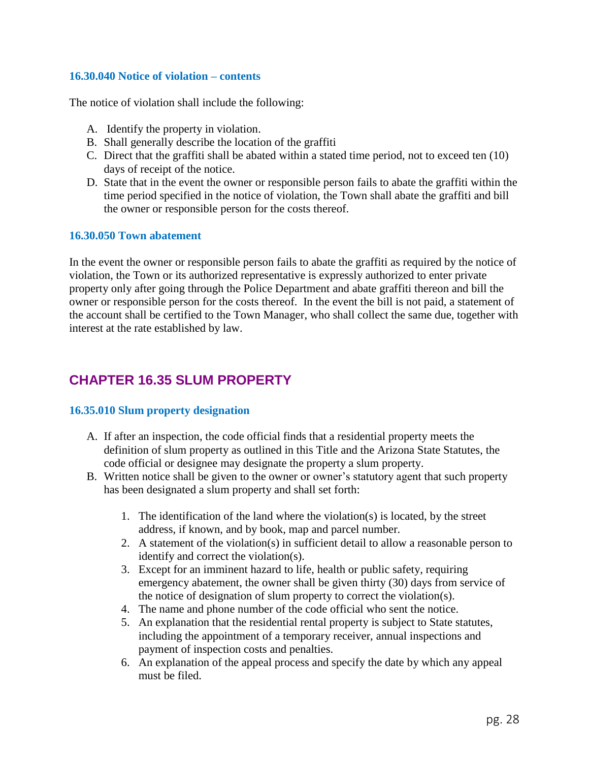### 16.30.040 Notice of violation – contents

The notice of violation shall include the following:

A. Identify the property in violation.
B. Shall generally describe the location of the graffiti
C. Direct that the graffiti shall be abated within a stated time period, not to exceed ten (10) days of receipt of the notice.
D. State that in the event the owner or responsible person fails to abate the graffiti within the time period specified in the notice of violation, the Town shall abate the graffiti and bill the owner or responsible person for the costs thereof.

### 16.30.050 Town abatement

In the event the owner or responsible person fails to abate the graffiti as required by the notice of violation, the Town or its authorized representative is expressly authorized to enter private property only after going through the Police Department and abate graffiti thereon and bill the owner or responsible person for the costs thereof. In the event the bill is not paid, a statement of the account shall be certified to the Town Manager, who shall collect the same due, together with interest at the rate established by law.

## CHAPTER 16.35 SLUM PROPERTY

### 16.35.010 Slum property designation

A. If after an inspection, the code official finds that a residential property meets the definition of slum property as outlined in this Title and the Arizona State Statutes, the code official or designee may designate the property a slum property.
B. Written notice shall be given to the owner or owner's statutory agent that such property has been designated a slum property and shall set forth:

   1. The identification of the land where the violation(s) is located, by the street address, if known, and by book, map and parcel number.
   2. A statement of the violation(s) in sufficient detail to allow a reasonable person to identify and correct the violation(s).
   3. Except for an imminent hazard to life, health or public safety, requiring emergency abatement, the owner shall be given thirty (30) days from service of the notice of designation of slum property to correct the violation(s).
   4. The name and phone number of the code official who sent the notice.
   5. An explanation that the residential rental property is subject to State statutes, including the appointment of a temporary receiver, annual inspections and payment of inspection costs and penalties.
   6. An explanation of the appeal process and specify the date by which any appeal must be filed.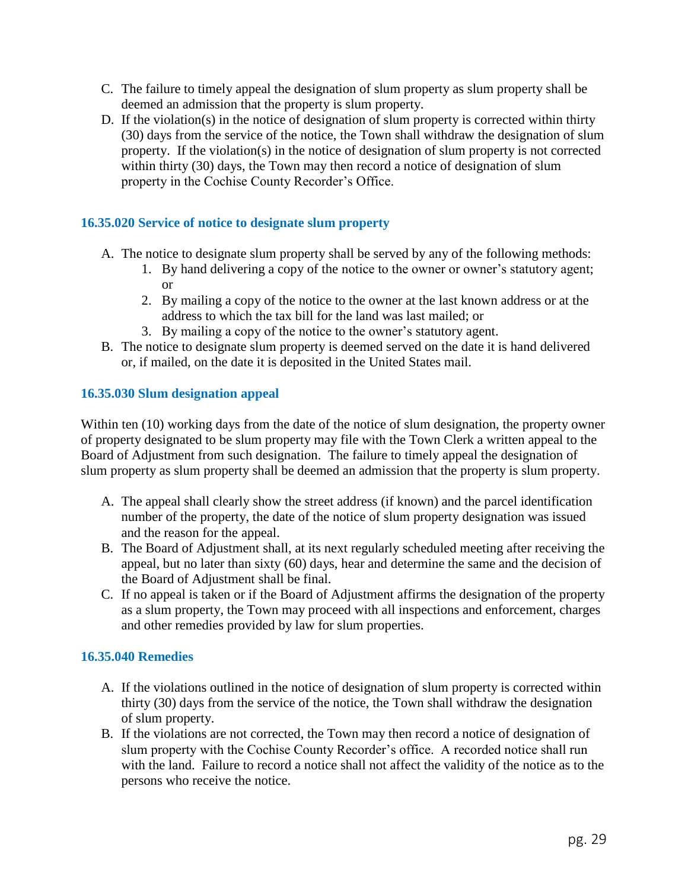C. The failure to timely appeal the designation of slum property as slum property shall be deemed an admission that the property is slum property.
D. If the violation(s) in the notice of designation of slum property is corrected within thirty (30) days from the service of the notice, the Town shall withdraw the designation of slum property. If the violation(s) in the notice of designation of slum property is not corrected within thirty (30) days, the Town may then record a notice of designation of slum property in the Cochise County Recorder's Office.

### 16.35.020 Service of notice to designate slum property

A. The notice to designate slum property shall be served by any of the following methods:
    1. By hand delivering a copy of the notice to the owner or owner's statutory agent; or
    2. By mailing a copy of the notice to the owner at the last known address or at the address to which the tax bill for the land was last mailed; or
    3. By mailing a copy of the notice to the owner's statutory agent.
B. The notice to designate slum property is deemed served on the date it is hand delivered or, if mailed, on the date it is deposited in the United States mail.

### 16.35.030 Slum designation appeal

Within ten (10) working days from the date of the notice of slum designation, the property owner of property designated to be slum property may file with the Town Clerk a written appeal to the Board of Adjustment from such designation. The failure to timely appeal the designation of slum property as slum property shall be deemed an admission that the property is slum property.

A. The appeal shall clearly show the street address (if known) and the parcel identification number of the property, the date of the notice of slum property designation was issued and the reason for the appeal.
B. The Board of Adjustment shall, at its next regularly scheduled meeting after receiving the appeal, but no later than sixty (60) days, hear and determine the same and the decision of the Board of Adjustment shall be final.
C. If no appeal is taken or if the Board of Adjustment affirms the designation of the property as a slum property, the Town may proceed with all inspections and enforcement, charges and other remedies provided by law for slum properties.

### 16.35.040 Remedies

A. If the violations outlined in the notice of designation of slum property is corrected within thirty (30) days from the service of the notice, the Town shall withdraw the designation of slum property.
B. If the violations are not corrected, the Town may then record a notice of designation of slum property with the Cochise County Recorder's office. A recorded notice shall run with the land. Failure to record a notice shall not affect the validity of the notice as to the persons who receive the notice.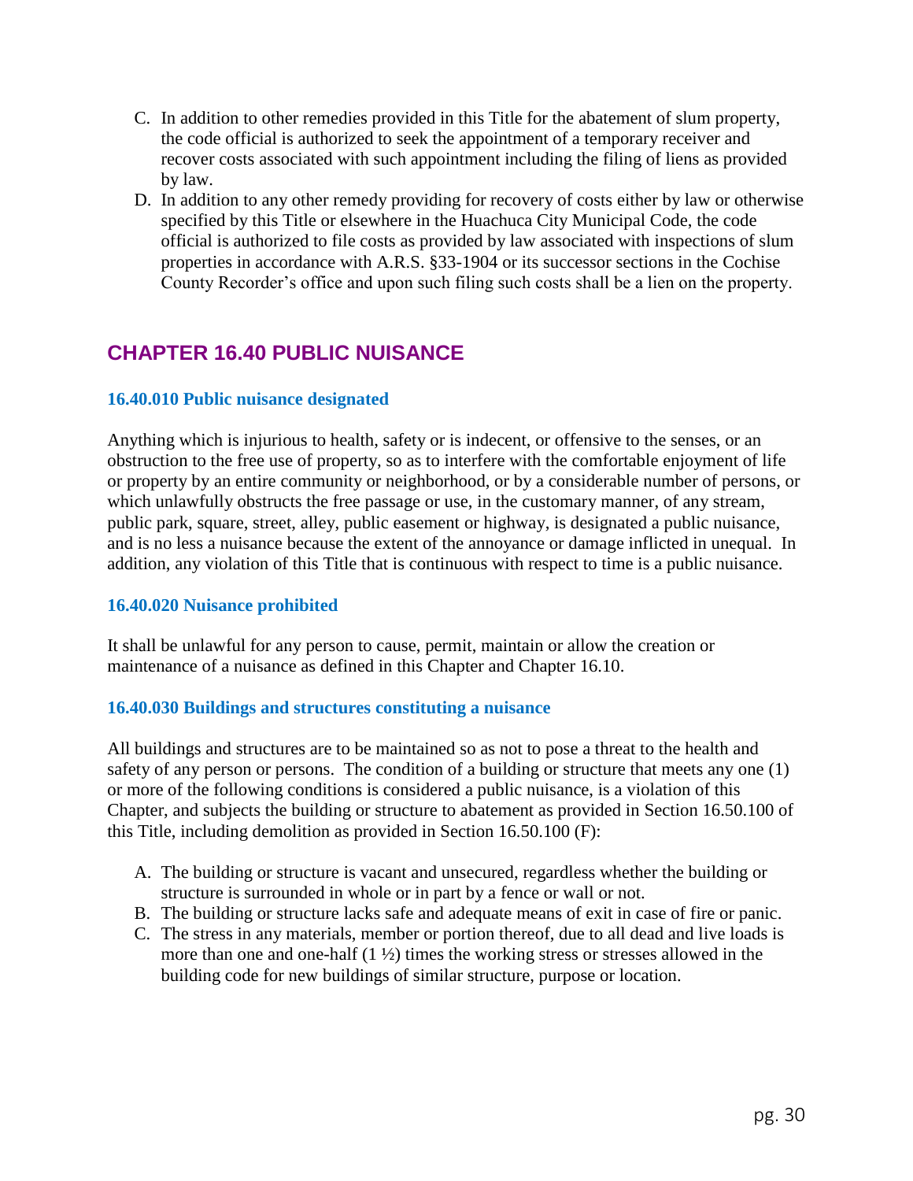C. In addition to other remedies provided in this Title for the abatement of slum property, the code official is authorized to seek the appointment of a temporary receiver and recover costs associated with such appointment including the filing of liens as provided by law.

D. In addition to any other remedy providing for recovery of costs either by law or otherwise specified by this Title or elsewhere in the Huachuca City Municipal Code, the code official is authorized to file costs as provided by law associated with inspections of slum properties in accordance with A.R.S. §33-1904 or its successor sections in the Cochise County Recorder's office and upon such filing such costs shall be a lien on the property.

## CHAPTER 16.40 PUBLIC NUISANCE

### 16.40.010 Public nuisance designated

Anything which is injurious to health, safety or is indecent, or offensive to the senses, or an obstruction to the free use of property, so as to interfere with the comfortable enjoyment of life or property by an entire community or neighborhood, or by a considerable number of persons, or which unlawfully obstructs the free passage or use, in the customary manner, of any stream, public park, square, street, alley, public easement or highway, is designated a public nuisance, and is no less a nuisance because the extent of the annoyance or damage inflicted in unequal. In addition, any violation of this Title that is continuous with respect to time is a public nuisance.

### 16.40.020 Nuisance prohibited

It shall be unlawful for any person to cause, permit, maintain or allow the creation or maintenance of a nuisance as defined in this Chapter and Chapter 16.10.

### 16.40.030 Buildings and structures constituting a nuisance

All buildings and structures are to be maintained so as not to pose a threat to the health and safety of any person or persons. The condition of a building or structure that meets any one (1) or more of the following conditions is considered a public nuisance, is a violation of this Chapter, and subjects the building or structure to abatement as provided in Section 16.50.100 of this Title, including demolition as provided in Section 16.50.100 (F):

A. The building or structure is vacant and unsecured, regardless whether the building or structure is surrounded in whole or in part by a fence or wall or not.

B. The building or structure lacks safe and adequate means of exit in case of fire or panic.

C. The stress in any materials, member or portion thereof, due to all dead and live loads is more than one and one-half (1 ½) times the working stress or stresses allowed in the building code for new buildings of similar structure, purpose or location.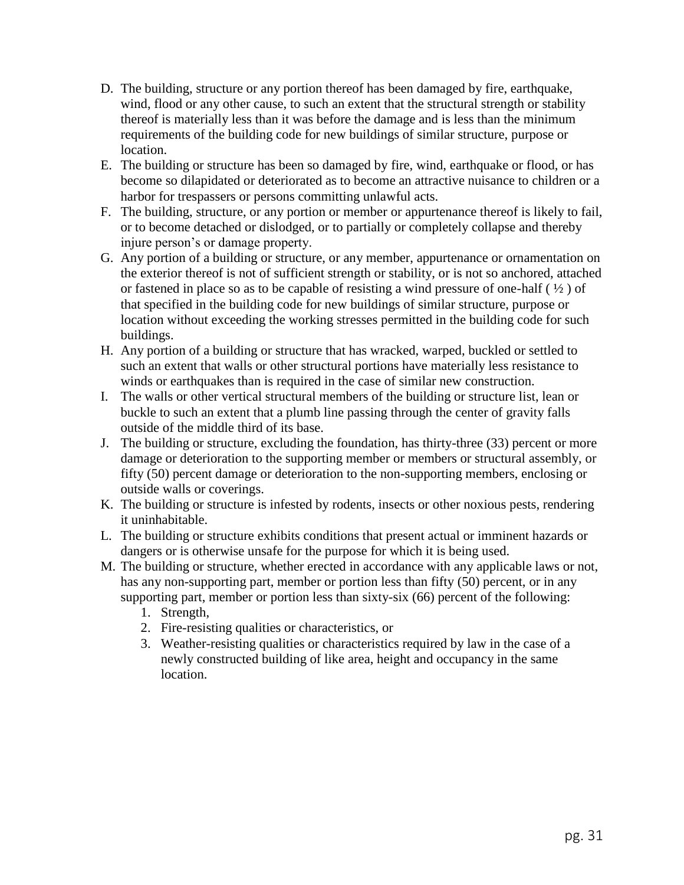D. The building, structure or any portion thereof has been damaged by fire, earthquake, wind, flood or any other cause, to such an extent that the structural strength or stability thereof is materially less than it was before the damage and is less than the minimum requirements of the building code for new buildings of similar structure, purpose or location.

E. The building or structure has been so damaged by fire, wind, earthquake or flood, or has become so dilapidated or deteriorated as to become an attractive nuisance to children or a harbor for trespassers or persons committing unlawful acts.

F. The building, structure, or any portion or member or appurtenance thereof is likely to fail, or to become detached or dislodged, or to partially or completely collapse and thereby injure person's or damage property.

G. Any portion of a building or structure, or any member, appurtenance or ornamentation on the exterior thereof is not of sufficient strength or stability, or is not so anchored, attached or fastened in place so as to be capable of resisting a wind pressure of one-half ( ½ ) of that specified in the building code for new buildings of similar structure, purpose or location without exceeding the working stresses permitted in the building code for such buildings.

H. Any portion of a building or structure that has wracked, warped, buckled or settled to such an extent that walls or other structural portions have materially less resistance to winds or earthquakes than is required in the case of similar new construction.

I. The walls or other vertical structural members of the building or structure list, lean or buckle to such an extent that a plumb line passing through the center of gravity falls outside of the middle third of its base.

J. The building or structure, excluding the foundation, has thirty-three (33) percent or more damage or deterioration to the supporting member or members or structural assembly, or fifty (50) percent damage or deterioration to the non-supporting members, enclosing or outside walls or coverings.

K. The building or structure is infested by rodents, insects or other noxious pests, rendering it uninhabitable.

L. The building or structure exhibits conditions that present actual or imminent hazards or dangers or is otherwise unsafe for the purpose for which it is being used.

M. The building or structure, whether erected in accordance with any applicable laws or not, has any non-supporting part, member or portion less than fifty (50) percent, or in any supporting part, member or portion less than sixty-six (66) percent of the following:
   1. Strength,
   2. Fire-resisting qualities or characteristics, or
   3. Weather-resisting qualities or characteristics required by law in the case of a newly constructed building of like area, height and occupancy in the same location.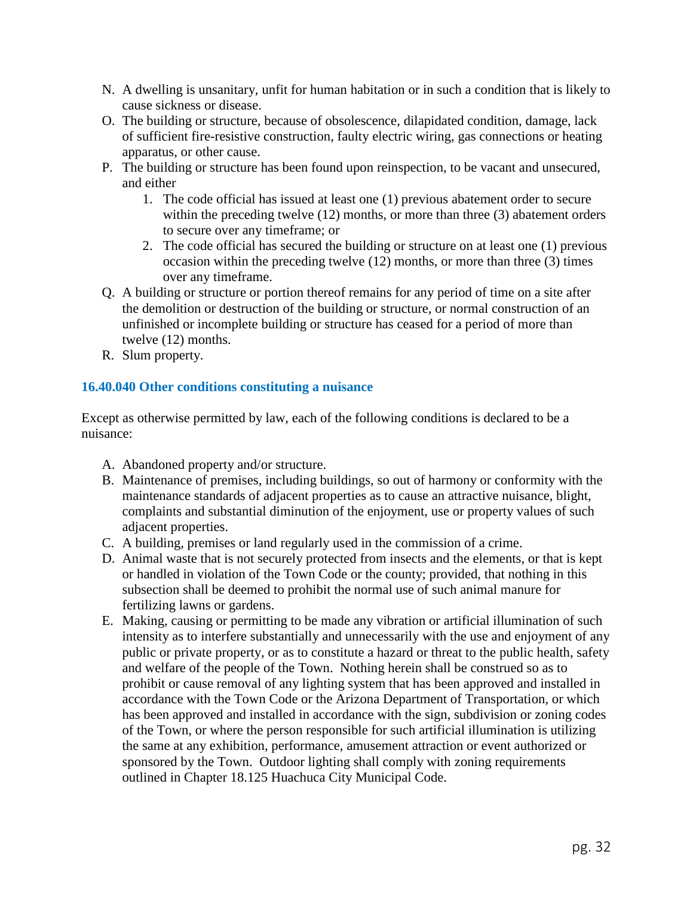N. A dwelling is unsanitary, unfit for human habitation or in such a condition that is likely to cause sickness or disease.
O. The building or structure, because of obsolescence, dilapidated condition, damage, lack of sufficient fire-resistive construction, faulty electric wiring, gas connections or heating apparatus, or other cause.
P. The building or structure has been found upon reinspection, to be vacant and unsecured, and either
   1. The code official has issued at least one (1) previous abatement order to secure within the preceding twelve (12) months, or more than three (3) abatement orders to secure over any timeframe; or
   2. The code official has secured the building or structure on at least one (1) previous occasion within the preceding twelve (12) months, or more than three (3) times over any timeframe.
Q. A building or structure or portion thereof remains for any period of time on a site after the demolition or destruction of the building or structure, or normal construction of an unfinished or incomplete building or structure has ceased for a period of more than twelve (12) months.
R. Slum property.

### 16.40.040 Other conditions constituting a nuisance

Except as otherwise permitted by law, each of the following conditions is declared to be a nuisance:

A. Abandoned property and/or structure.
B. Maintenance of premises, including buildings, so out of harmony or conformity with the maintenance standards of adjacent properties as to cause an attractive nuisance, blight, complaints and substantial diminution of the enjoyment, use or property values of such adjacent properties.
C. A building, premises or land regularly used in the commission of a crime.
D. Animal waste that is not securely protected from insects and the elements, or that is kept or handled in violation of the Town Code or the county; provided, that nothing in this subsection shall be deemed to prohibit the normal use of such animal manure for fertilizing lawns or gardens.
E. Making, causing or permitting to be made any vibration or artificial illumination of such intensity as to interfere substantially and unnecessarily with the use and enjoyment of any public or private property, or as to constitute a hazard or threat to the public health, safety and welfare of the people of the Town. Nothing herein shall be construed so as to prohibit or cause removal of any lighting system that has been approved and installed in accordance with the Town Code or the Arizona Department of Transportation, or which has been approved and installed in accordance with the sign, subdivision or zoning codes of the Town, or where the person responsible for such artificial illumination is utilizing the same at any exhibition, performance, amusement attraction or event authorized or sponsored by the Town. Outdoor lighting shall comply with zoning requirements outlined in Chapter 18.125 Huachuca City Municipal Code.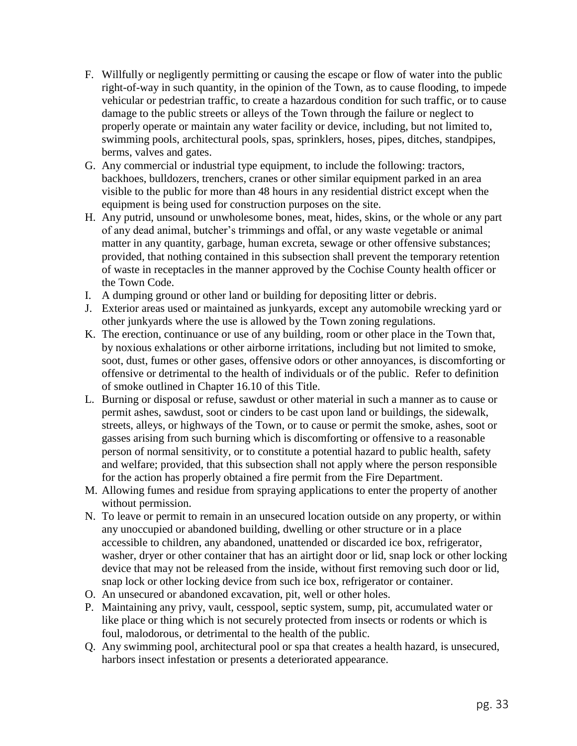F. Willfully or negligently permitting or causing the escape or flow of water into the public right-of-way in such quantity, in the opinion of the Town, as to cause flooding, to impede vehicular or pedestrian traffic, to create a hazardous condition for such traffic, or to cause damage to the public streets or alleys of the Town through the failure or neglect to properly operate or maintain any water facility or device, including, but not limited to, swimming pools, architectural pools, spas, sprinklers, hoses, pipes, ditches, standpipes, berms, valves and gates.
G. Any commercial or industrial type equipment, to include the following: tractors, backhoes, bulldozers, trenchers, cranes or other similar equipment parked in an area visible to the public for more than 48 hours in any residential district except when the equipment is being used for construction purposes on the site.
H. Any putrid, unsound or unwholesome bones, meat, hides, skins, or the whole or any part of any dead animal, butcher's trimmings and offal, or any waste vegetable or animal matter in any quantity, garbage, human excreta, sewage or other offensive substances; provided, that nothing contained in this subsection shall prevent the temporary retention of waste in receptacles in the manner approved by the Cochise County health officer or the Town Code.
I. A dumping ground or other land or building for depositing litter or debris.
J. Exterior areas used or maintained as junkyards, except any automobile wrecking yard or other junkyards where the use is allowed by the Town zoning regulations.
K. The erection, continuance or use of any building, room or other place in the Town that, by noxious exhalations or other airborne irritations, including but not limited to smoke, soot, dust, fumes or other gases, offensive odors or other annoyances, is discomforting or offensive or detrimental to the health of individuals or of the public. Refer to definition of smoke outlined in Chapter 16.10 of this Title.
L. Burning or disposal or refuse, sawdust or other material in such a manner as to cause or permit ashes, sawdust, soot or cinders to be cast upon land or buildings, the sidewalk, streets, alleys, or highways of the Town, or to cause or permit the smoke, ashes, soot or gasses arising from such burning which is discomforting or offensive to a reasonable person of normal sensitivity, or to constitute a potential hazard to public health, safety and welfare; provided, that this subsection shall not apply where the person responsible for the action has properly obtained a fire permit from the Fire Department.
M. Allowing fumes and residue from spraying applications to enter the property of another without permission.
N. To leave or permit to remain in an unsecured location outside on any property, or within any unoccupied or abandoned building, dwelling or other structure or in a place accessible to children, any abandoned, unattended or discarded ice box, refrigerator, washer, dryer or other container that has an airtight door or lid, snap lock or other locking device that may not be released from the inside, without first removing such door or lid, snap lock or other locking device from such ice box, refrigerator or container.
O. An unsecured or abandoned excavation, pit, well or other holes.
P. Maintaining any privy, vault, cesspool, septic system, sump, pit, accumulated water or like place or thing which is not securely protected from insects or rodents or which is foul, malodorous, or detrimental to the health of the public.
Q. Any swimming pool, architectural pool or spa that creates a health hazard, is unsecured, harbors insect infestation or presents a deteriorated appearance.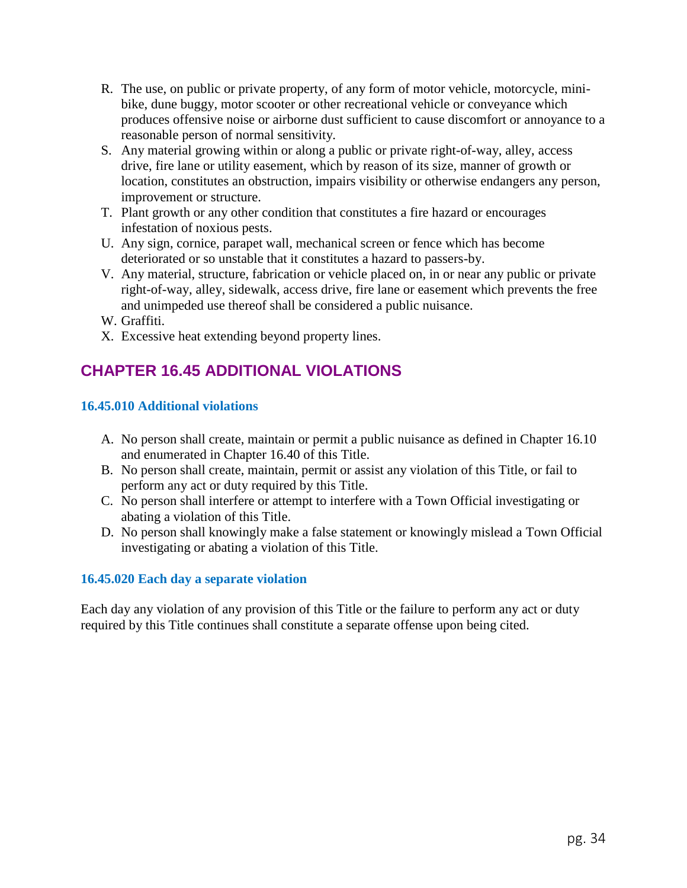R. The use, on public or private property, of any form of motor vehicle, motorcycle, mini-bike, dune buggy, motor scooter or other recreational vehicle or conveyance which produces offensive noise or airborne dust sufficient to cause discomfort or annoyance to a reasonable person of normal sensitivity.
S. Any material growing within or along a public or private right-of-way, alley, access drive, fire lane or utility easement, which by reason of its size, manner of growth or location, constitutes an obstruction, impairs visibility or otherwise endangers any person, improvement or structure.
T. Plant growth or any other condition that constitutes a fire hazard or encourages infestation of noxious pests.
U. Any sign, cornice, parapet wall, mechanical screen or fence which has become deteriorated or so unstable that it constitutes a hazard to passers-by.
V. Any material, structure, fabrication or vehicle placed on, in or near any public or private right-of-way, alley, sidewalk, access drive, fire lane or easement which prevents the free and unimpeded use thereof shall be considered a public nuisance.
W. Graffiti.
X. Excessive heat extending beyond property lines.

## CHAPTER 16.45 ADDITIONAL VIOLATIONS

### 16.45.010 Additional violations

A. No person shall create, maintain or permit a public nuisance as defined in Chapter 16.10 and enumerated in Chapter 16.40 of this Title.
B. No person shall create, maintain, permit or assist any violation of this Title, or fail to perform any act or duty required by this Title.
C. No person shall interfere or attempt to interfere with a Town Official investigating or abating a violation of this Title.
D. No person shall knowingly make a false statement or knowingly mislead a Town Official investigating or abating a violation of this Title.

### 16.45.020 Each day a separate violation

Each day any violation of any provision of this Title or the failure to perform any act or duty required by this Title continues shall constitute a separate offense upon being cited.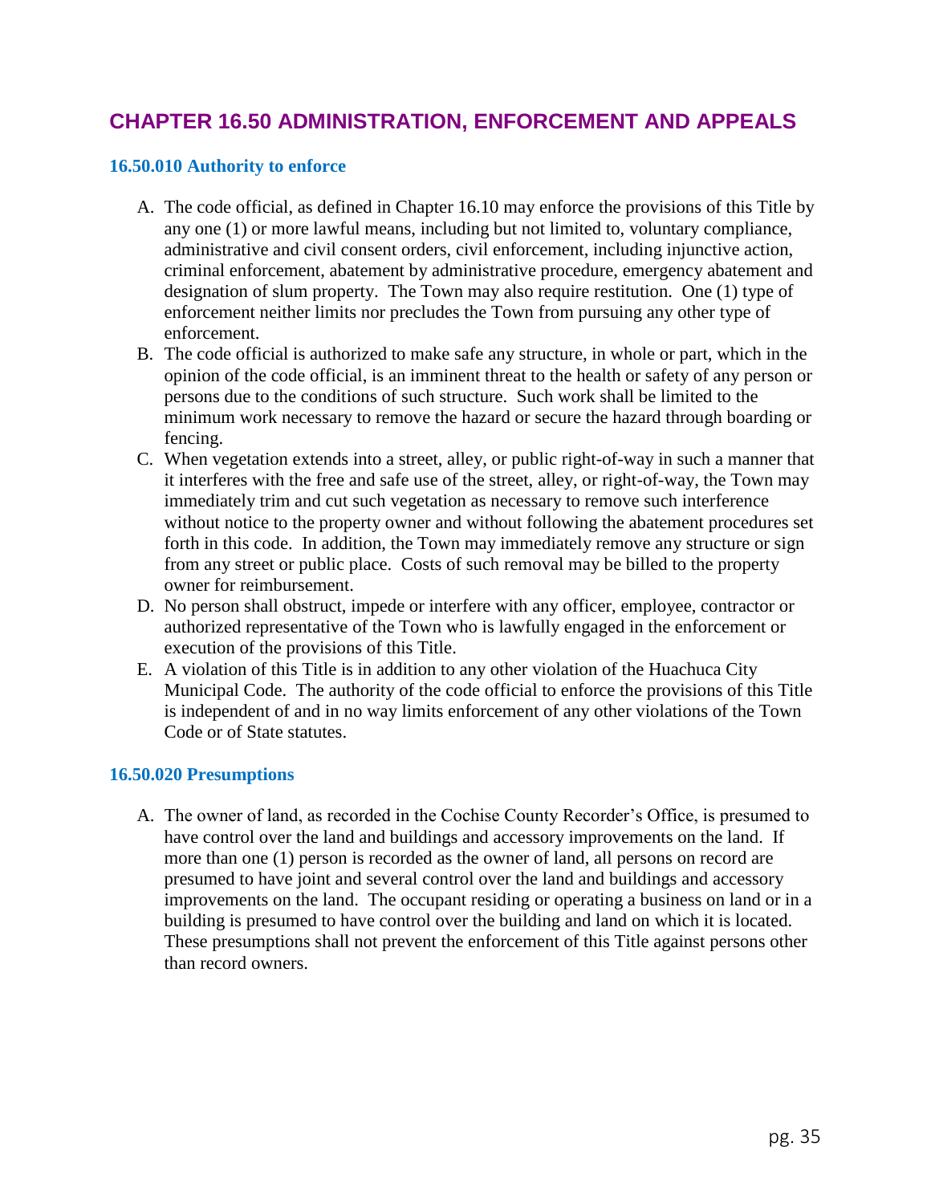# CHAPTER 16.50 ADMINISTRATION, ENFORCEMENT AND APPEALS

### 16.50.010 Authority to enforce

A. The code official, as defined in Chapter 16.10 may enforce the provisions of this Title by any one (1) or more lawful means, including but not limited to, voluntary compliance, administrative and civil consent orders, civil enforcement, including injunctive action, criminal enforcement, abatement by administrative procedure, emergency abatement and designation of slum property. The Town may also require restitution. One (1) type of enforcement neither limits nor precludes the Town from pursuing any other type of enforcement.

B. The code official is authorized to make safe any structure, in whole or part, which in the opinion of the code official, is an imminent threat to the health or safety of any person or persons due to the conditions of such structure. Such work shall be limited to the minimum work necessary to remove the hazard or secure the hazard through boarding or fencing.

C. When vegetation extends into a street, alley, or public right-of-way in such a manner that it interferes with the free and safe use of the street, alley, or right-of-way, the Town may immediately trim and cut such vegetation as necessary to remove such interference without notice to the property owner and without following the abatement procedures set forth in this code. In addition, the Town may immediately remove any structure or sign from any street or public place. Costs of such removal may be billed to the property owner for reimbursement.

D. No person shall obstruct, impede or interfere with any officer, employee, contractor or authorized representative of the Town who is lawfully engaged in the enforcement or execution of the provisions of this Title.

E. A violation of this Title is in addition to any other violation of the Huachuca City Municipal Code. The authority of the code official to enforce the provisions of this Title is independent of and in no way limits enforcement of any other violations of the Town Code or of State statutes.

### 16.50.020 Presumptions

A. The owner of land, as recorded in the Cochise County Recorder's Office, is presumed to have control over the land and buildings and accessory improvements on the land. If more than one (1) person is recorded as the owner of land, all persons on record are presumed to have joint and several control over the land and buildings and accessory improvements on the land. The occupant residing or operating a business on land or in a building is presumed to have control over the building and land on which it is located. These presumptions shall not prevent the enforcement of this Title against persons other than record owners.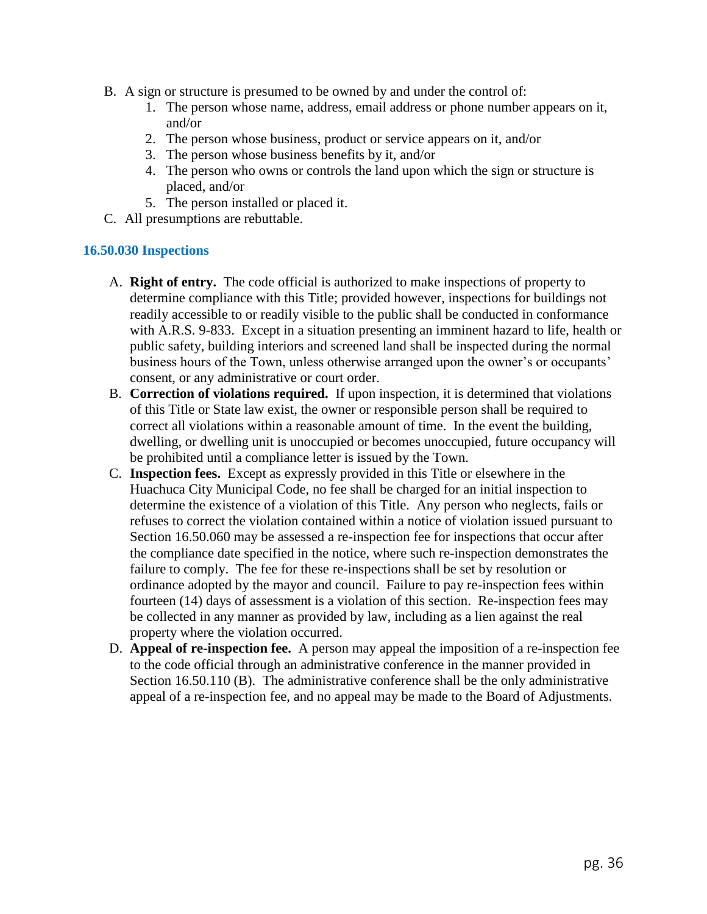B. A sign or structure is presumed to be owned by and under the control of:
    1. The person whose name, address, email address or phone number appears on it, and/or
    2. The person whose business, product or service appears on it, and/or
    3. The person whose business benefits by it, and/or
    4. The person who owns or controls the land upon which the sign or structure is placed, and/or
    5. The person installed or placed it.

C. All presumptions are rebuttable.

### 16.50.030 Inspections

A. **Right of entry.** The code official is authorized to make inspections of property to determine compliance with this Title; provided however, inspections for buildings not readily accessible to or readily visible to the public shall be conducted in conformance with A.R.S. 9-833. Except in a situation presenting an imminent hazard to life, health or public safety, building interiors and screened land shall be inspected during the normal business hours of the Town, unless otherwise arranged upon the owner's or occupants' consent, or any administrative or court order.

B. **Correction of violations required.** If upon inspection, it is determined that violations of this Title or State law exist, the owner or responsible person shall be required to correct all violations within a reasonable amount of time. In the event the building, dwelling, or dwelling unit is unoccupied or becomes unoccupied, future occupancy will be prohibited until a compliance letter is issued by the Town.

C. **Inspection fees.** Except as expressly provided in this Title or elsewhere in the Huachuca City Municipal Code, no fee shall be charged for an initial inspection to determine the existence of a violation of this Title. Any person who neglects, fails or refuses to correct the violation contained within a notice of violation issued pursuant to Section 16.50.060 may be assessed a re-inspection fee for inspections that occur after the compliance date specified in the notice, where such re-inspection demonstrates the failure to comply. The fee for these re-inspections shall be set by resolution or ordinance adopted by the mayor and council. Failure to pay re-inspection fees within fourteen (14) days of assessment is a violation of this section. Re-inspection fees may be collected in any manner as provided by law, including as a lien against the real property where the violation occurred.

D. **Appeal of re-inspection fee.** A person may appeal the imposition of a re-inspection fee to the code official through an administrative conference in the manner provided in Section 16.50.110 (B). The administrative conference shall be the only administrative appeal of a re-inspection fee, and no appeal may be made to the Board of Adjustments.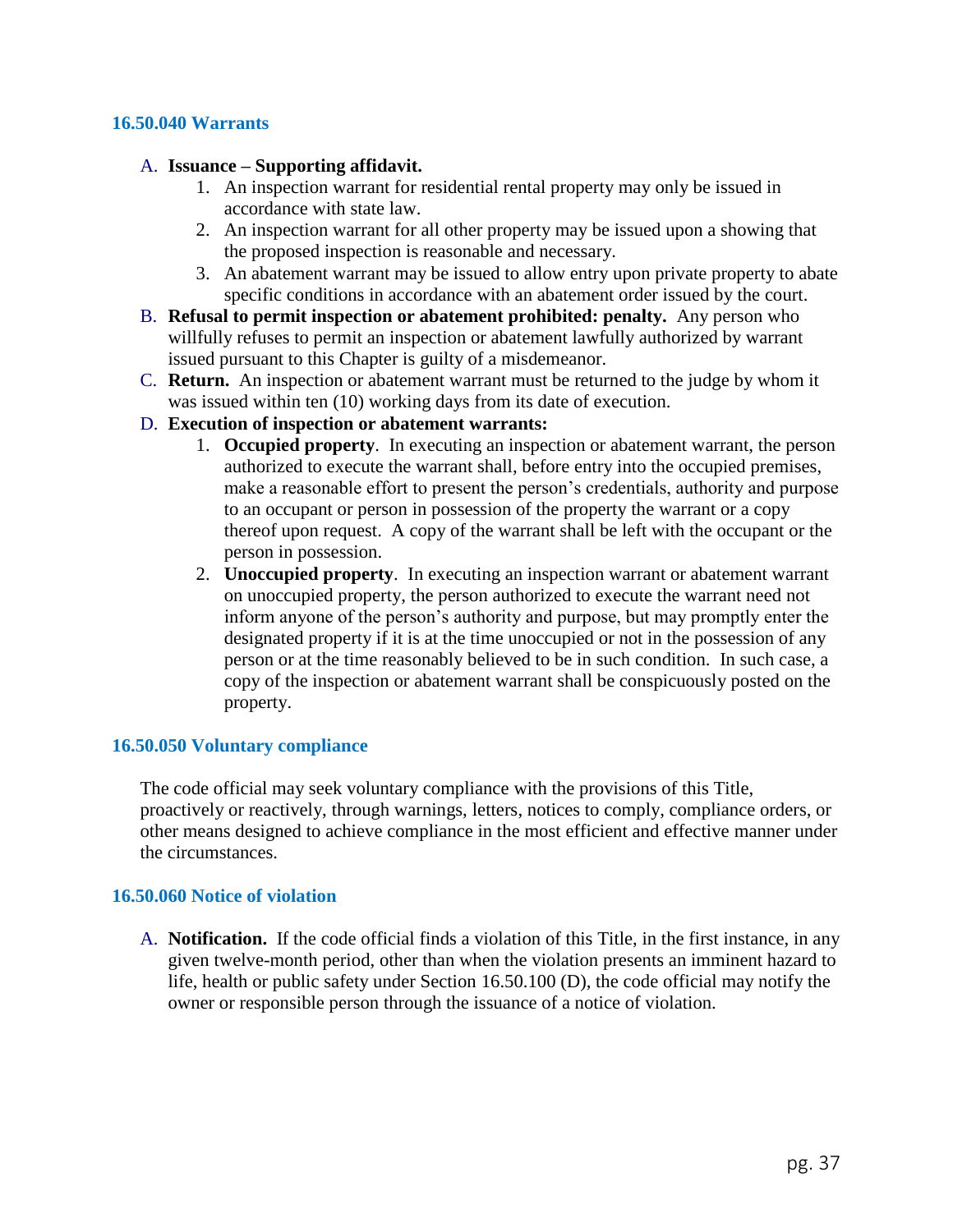### 16.50.040 Warrants

A. **Issuance – Supporting affidavit.**
   1. An inspection warrant for residential rental property may only be issued in accordance with state law.
   2. An inspection warrant for all other property may be issued upon a showing that the proposed inspection is reasonable and necessary.
   3. An abatement warrant may be issued to allow entry upon private property to abate specific conditions in accordance with an abatement order issued by the court.

B. **Refusal to permit inspection or abatement prohibited: penalty.** Any person who willfully refuses to permit an inspection or abatement lawfully authorized by warrant issued pursuant to this Chapter is guilty of a misdemeanor.

C. **Return.** An inspection or abatement warrant must be returned to the judge by whom it was issued within ten (10) working days from its date of execution.

D. **Execution of inspection or abatement warrants:**
   1. **Occupied property**. In executing an inspection or abatement warrant, the person authorized to execute the warrant shall, before entry into the occupied premises, make a reasonable effort to present the person's credentials, authority and purpose to an occupant or person in possession of the property the warrant or a copy thereof upon request. A copy of the warrant shall be left with the occupant or the person in possession.
   2. **Unoccupied property**. In executing an inspection warrant or abatement warrant on unoccupied property, the person authorized to execute the warrant need not inform anyone of the person's authority and purpose, but may promptly enter the designated property if it is at the time unoccupied or not in the possession of any person or at the time reasonably believed to be in such condition. In such case, a copy of the inspection or abatement warrant shall be conspicuously posted on the property.

### 16.50.050 Voluntary compliance

The code official may seek voluntary compliance with the provisions of this Title, proactively or reactively, through warnings, letters, notices to comply, compliance orders, or other means designed to achieve compliance in the most efficient and effective manner under the circumstances.

### 16.50.060 Notice of violation

A. **Notification.** If the code official finds a violation of this Title, in the first instance, in any given twelve-month period, other than when the violation presents an imminent hazard to life, health or public safety under Section 16.50.100 (D), the code official may notify the owner or responsible person through the issuance of a notice of violation.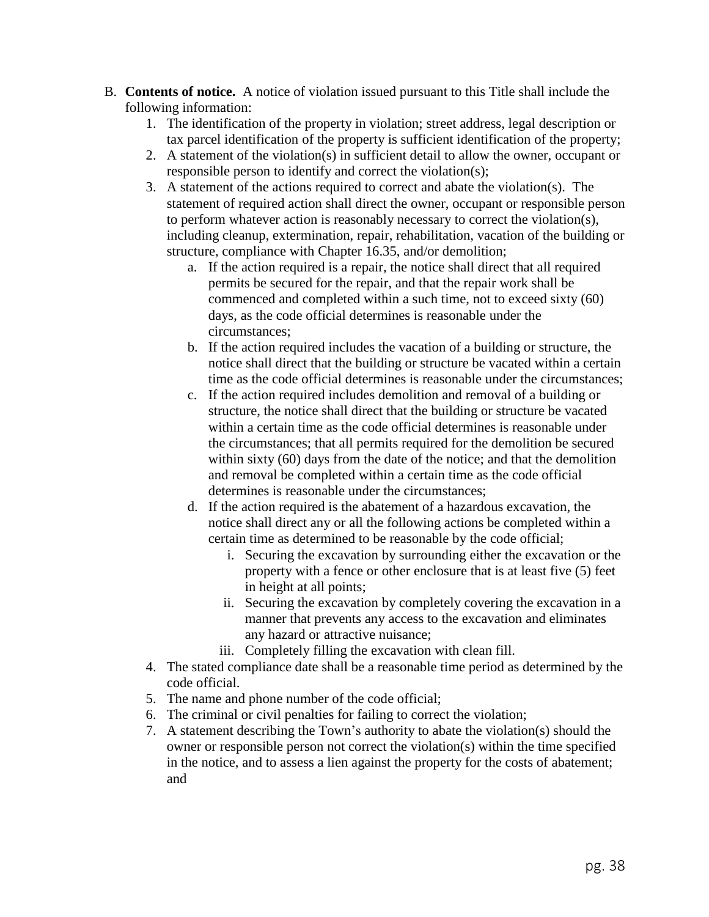B. **Contents of notice.** A notice of violation issued pursuant to this Title shall include the following information:
   1. The identification of the property in violation; street address, legal description or tax parcel identification of the property is sufficient identification of the property;
   2. A statement of the violation(s) in sufficient detail to allow the owner, occupant or responsible person to identify and correct the violation(s);
   3. A statement of the actions required to correct and abate the violation(s). The statement of required action shall direct the owner, occupant or responsible person to perform whatever action is reasonably necessary to correct the violation(s), including cleanup, extermination, repair, rehabilitation, vacation of the building or structure, compliance with Chapter 16.35, and/or demolition;
      a. If the action required is a repair, the notice shall direct that all required permits be secured for the repair, and that the repair work shall be commenced and completed within a such time, not to exceed sixty (60) days, as the code official determines is reasonable under the circumstances;
      b. If the action required includes the vacation of a building or structure, the notice shall direct that the building or structure be vacated within a certain time as the code official determines is reasonable under the circumstances;
      c. If the action required includes demolition and removal of a building or structure, the notice shall direct that the building or structure be vacated within a certain time as the code official determines is reasonable under the circumstances; that all permits required for the demolition be secured within sixty (60) days from the date of the notice; and that the demolition and removal be completed within a certain time as the code official determines is reasonable under the circumstances;
      d. If the action required is the abatement of a hazardous excavation, the notice shall direct any or all the following actions be completed within a certain time as determined to be reasonable by the code official;
         i. Securing the excavation by surrounding either the excavation or the property with a fence or other enclosure that is at least five (5) feet in height at all points;
         ii. Securing the excavation by completely covering the excavation in a manner that prevents any access to the excavation and eliminates any hazard or attractive nuisance;
         iii. Completely filling the excavation with clean fill.
   4. The stated compliance date shall be a reasonable time period as determined by the code official.
   5. The name and phone number of the code official;
   6. The criminal or civil penalties for failing to correct the violation;
   7. A statement describing the Town's authority to abate the violation(s) should the owner or responsible person not correct the violation(s) within the time specified in the notice, and to assess a lien against the property for the costs of abatement; and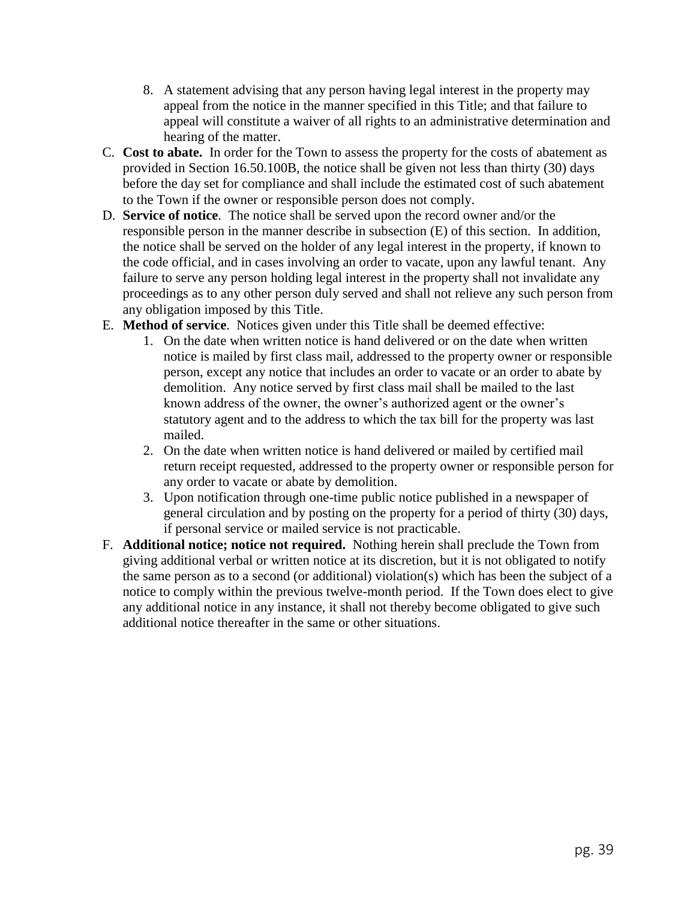8. A statement advising that any person having legal interest in the property may appeal from the notice in the manner specified in this Title; and that failure to appeal will constitute a waiver of all rights to an administrative determination and hearing of the matter.

C. **Cost to abate.** In order for the Town to assess the property for the costs of abatement as provided in Section 16.50.100B, the notice shall be given not less than thirty (30) days before the day set for compliance and shall include the estimated cost of such abatement to the Town if the owner or responsible person does not comply.

D. **Service of notice**. The notice shall be served upon the record owner and/or the responsible person in the manner describe in subsection (E) of this section. In addition, the notice shall be served on the holder of any legal interest in the property, if known to the code official, and in cases involving an order to vacate, upon any lawful tenant. Any failure to serve any person holding legal interest in the property shall not invalidate any proceedings as to any other person duly served and shall not relieve any such person from any obligation imposed by this Title.

E. **Method of service**. Notices given under this Title shall be deemed effective:
   1. On the date when written notice is hand delivered or on the date when written notice is mailed by first class mail, addressed to the property owner or responsible person, except any notice that includes an order to vacate or an order to abate by demolition. Any notice served by first class mail shall be mailed to the last known address of the owner, the owner's authorized agent or the owner's statutory agent and to the address to which the tax bill for the property was last mailed.
   2. On the date when written notice is hand delivered or mailed by certified mail return receipt requested, addressed to the property owner or responsible person for any order to vacate or abate by demolition.
   3. Upon notification through one-time public notice published in a newspaper of general circulation and by posting on the property for a period of thirty (30) days, if personal service or mailed service is not practicable.

F. **Additional notice; notice not required.** Nothing herein shall preclude the Town from giving additional verbal or written notice at its discretion, but it is not obligated to notify the same person as to a second (or additional) violation(s) which has been the subject of a notice to comply within the previous twelve-month period. If the Town does elect to give any additional notice in any instance, it shall not thereby become obligated to give such additional notice thereafter in the same or other situations.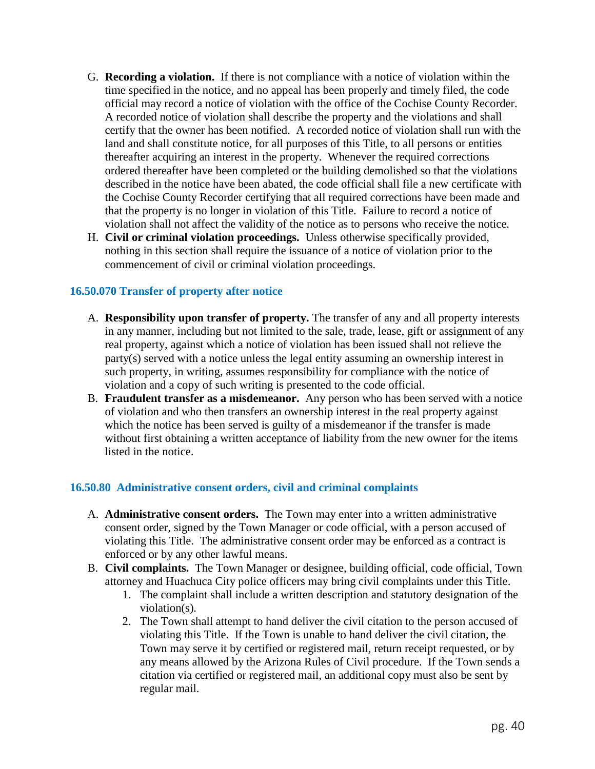G. **Recording a violation.** If there is not compliance with a notice of violation within the time specified in the notice, and no appeal has been properly and timely filed, the code official may record a notice of violation with the office of the Cochise County Recorder. A recorded notice of violation shall describe the property and the violations and shall certify that the owner has been notified. A recorded notice of violation shall run with the land and shall constitute notice, for all purposes of this Title, to all persons or entities thereafter acquiring an interest in the property. Whenever the required corrections ordered thereafter have been completed or the building demolished so that the violations described in the notice have been abated, the code official shall file a new certificate with the Cochise County Recorder certifying that all required corrections have been made and that the property is no longer in violation of this Title. Failure to record a notice of violation shall not affect the validity of the notice as to persons who receive the notice.

H. **Civil or criminal violation proceedings.** Unless otherwise specifically provided, nothing in this section shall require the issuance of a notice of violation prior to the commencement of civil or criminal violation proceedings.

### 16.50.070 Transfer of property after notice

A. **Responsibility upon transfer of property.** The transfer of any and all property interests in any manner, including but not limited to the sale, trade, lease, gift or assignment of any real property, against which a notice of violation has been issued shall not relieve the party(s) served with a notice unless the legal entity assuming an ownership interest in such property, in writing, assumes responsibility for compliance with the notice of violation and a copy of such writing is presented to the code official.

B. **Fraudulent transfer as a misdemeanor.** Any person who has been served with a notice of violation and who then transfers an ownership interest in the real property against which the notice has been served is guilty of a misdemeanor if the transfer is made without first obtaining a written acceptance of liability from the new owner for the items listed in the notice.

### 16.50.80 Administrative consent orders, civil and criminal complaints

A. **Administrative consent orders.** The Town may enter into a written administrative consent order, signed by the Town Manager or code official, with a person accused of violating this Title. The administrative consent order may be enforced as a contract is enforced or by any other lawful means.

B. **Civil complaints.** The Town Manager or designee, building official, code official, Town attorney and Huachuca City police officers may bring civil complaints under this Title.
   1. The complaint shall include a written description and statutory designation of the violation(s).
   2. The Town shall attempt to hand deliver the civil citation to the person accused of violating this Title. If the Town is unable to hand deliver the civil citation, the Town may serve it by certified or registered mail, return receipt requested, or by any means allowed by the Arizona Rules of Civil procedure. If the Town sends a citation via certified or registered mail, an additional copy must also be sent by regular mail.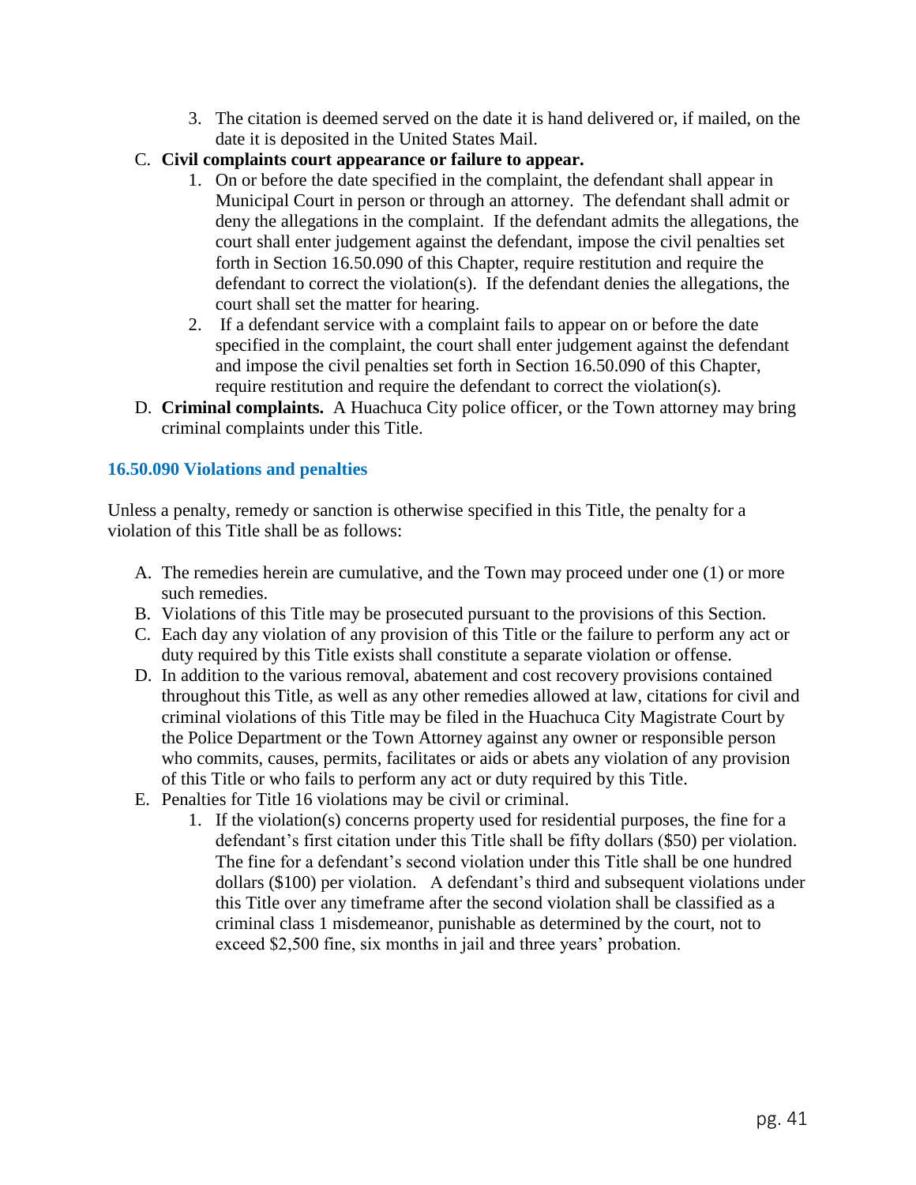3. The citation is deemed served on the date it is hand delivered or, if mailed, on the date it is deposited in the United States Mail.

C. **Civil complaints court appearance or failure to appear.**
   1. On or before the date specified in the complaint, the defendant shall appear in Municipal Court in person or through an attorney. The defendant shall admit or deny the allegations in the complaint. If the defendant admits the allegations, the court shall enter judgement against the defendant, impose the civil penalties set forth in Section 16.50.090 of this Chapter, require restitution and require the defendant to correct the violation(s). If the defendant denies the allegations, the court shall set the matter for hearing.
   2. If a defendant service with a complaint fails to appear on or before the date specified in the complaint, the court shall enter judgement against the defendant and impose the civil penalties set forth in Section 16.50.090 of this Chapter, require restitution and require the defendant to correct the violation(s).

D. **Criminal complaints.** A Huachuca City police officer, or the Town attorney may bring criminal complaints under this Title.

### 16.50.090 Violations and penalties

Unless a penalty, remedy or sanction is otherwise specified in this Title, the penalty for a violation of this Title shall be as follows:

A. The remedies herein are cumulative, and the Town may proceed under one (1) or more such remedies.

B. Violations of this Title may be prosecuted pursuant to the provisions of this Section.

C. Each day any violation of any provision of this Title or the failure to perform any act or duty required by this Title exists shall constitute a separate violation or offense.

D. In addition to the various removal, abatement and cost recovery provisions contained throughout this Title, as well as any other remedies allowed at law, citations for civil and criminal violations of this Title may be filed in the Huachuca City Magistrate Court by the Police Department or the Town Attorney against any owner or responsible person who commits, causes, permits, facilitates or aids or abets any violation of any provision of this Title or who fails to perform any act or duty required by this Title.

E. Penalties for Title 16 violations may be civil or criminal.
   1. If the violation(s) concerns property used for residential purposes, the fine for a defendant's first citation under this Title shall be fifty dollars ($50) per violation. The fine for a defendant's second violation under this Title shall be one hundred dollars ($100) per violation. A defendant's third and subsequent violations under this Title over any timeframe after the second violation shall be classified as a criminal class 1 misdemeanor, punishable as determined by the court, not to exceed $2,500 fine, six months in jail and three years' probation.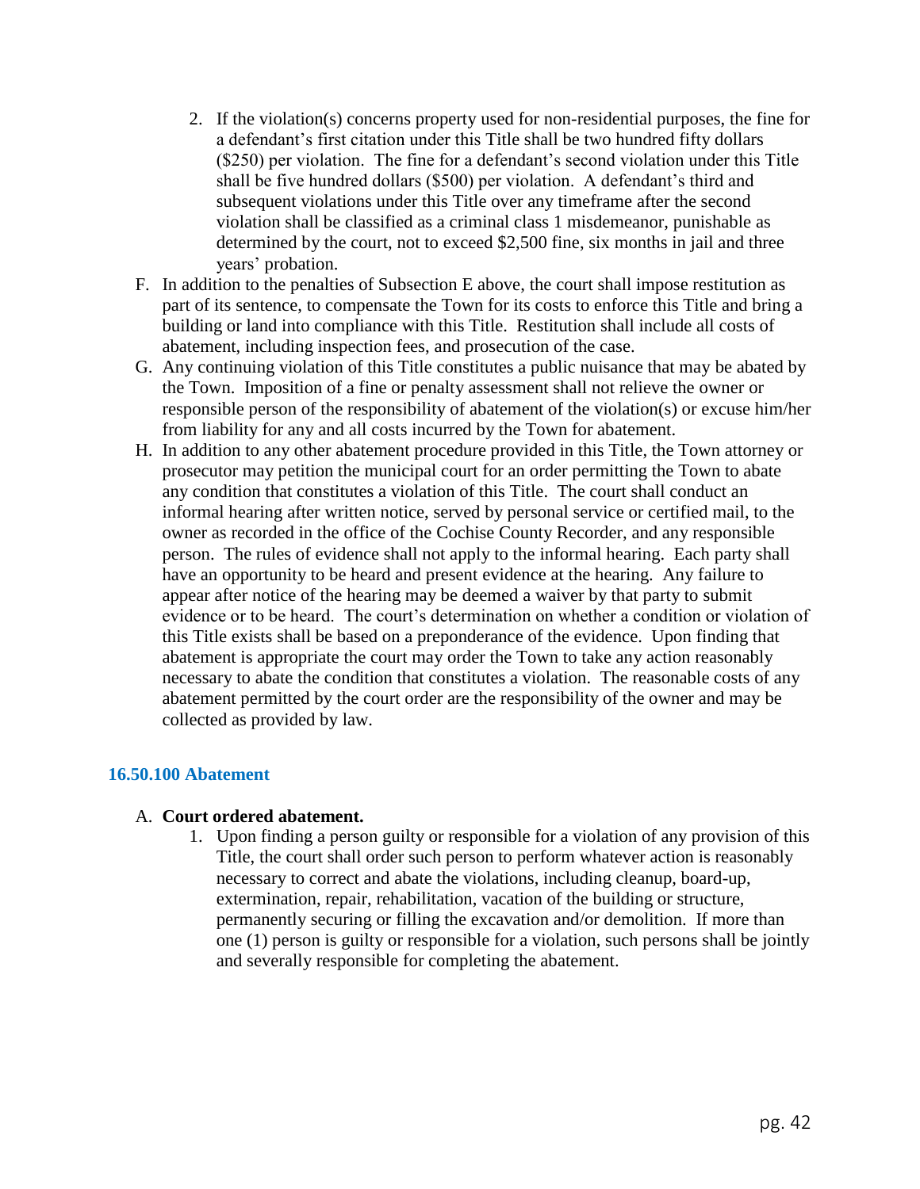2. If the violation(s) concerns property used for non-residential purposes, the fine for a defendant's first citation under this Title shall be two hundred fifty dollars ($250) per violation. The fine for a defendant's second violation under this Title shall be five hundred dollars ($500) per violation. A defendant's third and subsequent violations under this Title over any timeframe after the second violation shall be classified as a criminal class 1 misdemeanor, punishable as determined by the court, not to exceed $2,500 fine, six months in jail and three years' probation.

F. In addition to the penalties of Subsection E above, the court shall impose restitution as part of its sentence, to compensate the Town for its costs to enforce this Title and bring a building or land into compliance with this Title. Restitution shall include all costs of abatement, including inspection fees, and prosecution of the case.

G. Any continuing violation of this Title constitutes a public nuisance that may be abated by the Town. Imposition of a fine or penalty assessment shall not relieve the owner or responsible person of the responsibility of abatement of the violation(s) or excuse him/her from liability for any and all costs incurred by the Town for abatement.

H. In addition to any other abatement procedure provided in this Title, the Town attorney or prosecutor may petition the municipal court for an order permitting the Town to abate any condition that constitutes a violation of this Title. The court shall conduct an informal hearing after written notice, served by personal service or certified mail, to the owner as recorded in the office of the Cochise County Recorder, and any responsible person. The rules of evidence shall not apply to the informal hearing. Each party shall have an opportunity to be heard and present evidence at the hearing. Any failure to appear after notice of the hearing may be deemed a waiver by that party to submit evidence or to be heard. The court's determination on whether a condition or violation of this Title exists shall be based on a preponderance of the evidence. Upon finding that abatement is appropriate the court may order the Town to take any action reasonably necessary to abate the condition that constitutes a violation. The reasonable costs of any abatement permitted by the court order are the responsibility of the owner and may be collected as provided by law.

### 16.50.100 Abatement

A. **Court ordered abatement.**

1. Upon finding a person guilty or responsible for a violation of any provision of this Title, the court shall order such person to perform whatever action is reasonably necessary to correct and abate the violations, including cleanup, board-up, extermination, repair, rehabilitation, vacation of the building or structure, permanently securing or filling the excavation and/or demolition. If more than one (1) person is guilty or responsible for a violation, such persons shall be jointly and severally responsible for completing the abatement.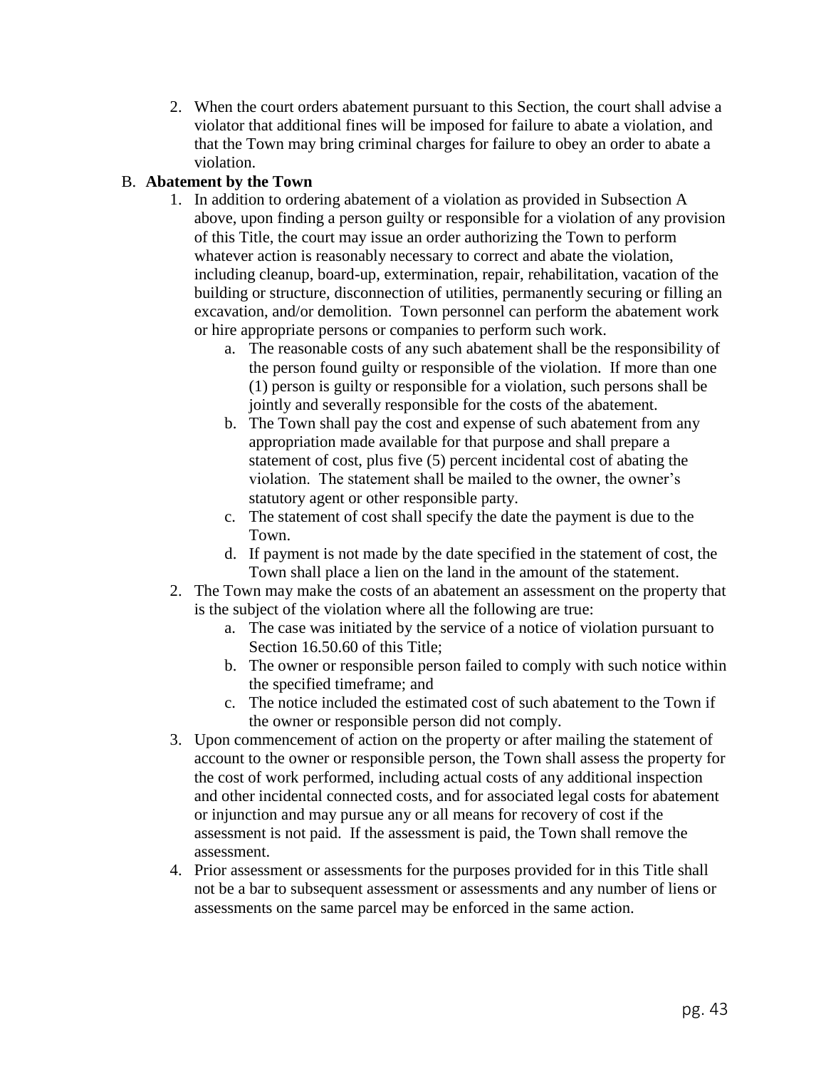2. When the court orders abatement pursuant to this Section, the court shall advise a violator that additional fines will be imposed for failure to abate a violation, and that the Town may bring criminal charges for failure to obey an order to abate a violation.

B. **Abatement by the Town**

1. In addition to ordering abatement of a violation as provided in Subsection A above, upon finding a person guilty or responsible for a violation of any provision of this Title, the court may issue an order authorizing the Town to perform whatever action is reasonably necessary to correct and abate the violation, including cleanup, board-up, extermination, repair, rehabilitation, vacation of the building or structure, disconnection of utilities, permanently securing or filling an excavation, and/or demolition. Town personnel can perform the abatement work or hire appropriate persons or companies to perform such work.
   a. The reasonable costs of any such abatement shall be the responsibility of the person found guilty or responsible of the violation. If more than one (1) person is guilty or responsible for a violation, such persons shall be jointly and severally responsible for the costs of the abatement.
   b. The Town shall pay the cost and expense of such abatement from any appropriation made available for that purpose and shall prepare a statement of cost, plus five (5) percent incidental cost of abating the violation. The statement shall be mailed to the owner, the owner's statutory agent or other responsible party.
   c. The statement of cost shall specify the date the payment is due to the Town.
   d. If payment is not made by the date specified in the statement of cost, the Town shall place a lien on the land in the amount of the statement.
2. The Town may make the costs of an abatement an assessment on the property that is the subject of the violation where all the following are true:
   a. The case was initiated by the service of a notice of violation pursuant to Section 16.50.60 of this Title;
   b. The owner or responsible person failed to comply with such notice within the specified timeframe; and
   c. The notice included the estimated cost of such abatement to the Town if the owner or responsible person did not comply.
3. Upon commencement of action on the property or after mailing the statement of account to the owner or responsible person, the Town shall assess the property for the cost of work performed, including actual costs of any additional inspection and other incidental connected costs, and for associated legal costs for abatement or injunction and may pursue any or all means for recovery of cost if the assessment is not paid. If the assessment is paid, the Town shall remove the assessment.
4. Prior assessment or assessments for the purposes provided for in this Title shall not be a bar to subsequent assessment or assessments and any number of liens or assessments on the same parcel may be enforced in the same action.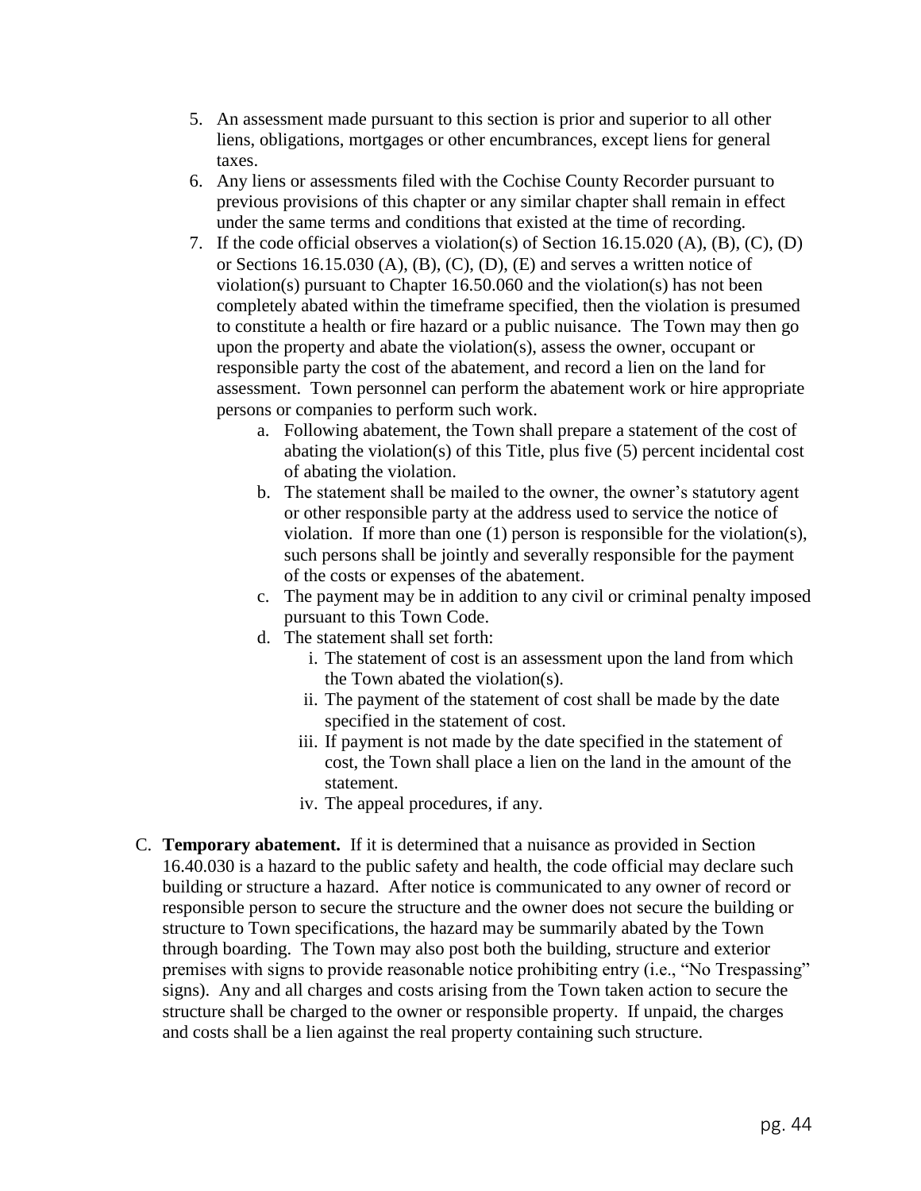5. An assessment made pursuant to this section is prior and superior to all other liens, obligations, mortgages or other encumbrances, except liens for general taxes.
6. Any liens or assessments filed with the Cochise County Recorder pursuant to previous provisions of this chapter or any similar chapter shall remain in effect under the same terms and conditions that existed at the time of recording.
7. If the code official observes a violation(s) of Section 16.15.020 (A), (B), (C), (D) or Sections 16.15.030 (A), (B), (C), (D), (E) and serves a written notice of violation(s) pursuant to Chapter 16.50.060 and the violation(s) has not been completely abated within the timeframe specified, then the violation is presumed to constitute a health or fire hazard or a public nuisance. The Town may then go upon the property and abate the violation(s), assess the owner, occupant or responsible party the cost of the abatement, and record a lien on the land for assessment. Town personnel can perform the abatement work or hire appropriate persons or companies to perform such work.
    a. Following abatement, the Town shall prepare a statement of the cost of abating the violation(s) of this Title, plus five (5) percent incidental cost of abating the violation.
    b. The statement shall be mailed to the owner, the owner's statutory agent or other responsible party at the address used to service the notice of violation. If more than one (1) person is responsible for the violation(s), such persons shall be jointly and severally responsible for the payment of the costs or expenses of the abatement.
    c. The payment may be in addition to any civil or criminal penalty imposed pursuant to this Town Code.
    d. The statement shall set forth:
        i. The statement of cost is an assessment upon the land from which the Town abated the violation(s).
        ii. The payment of the statement of cost shall be made by the date specified in the statement of cost.
        iii. If payment is not made by the date specified in the statement of cost, the Town shall place a lien on the land in the amount of the statement.
        iv. The appeal procedures, if any.

C. **Temporary abatement.** If it is determined that a nuisance as provided in Section 16.40.030 is a hazard to the public safety and health, the code official may declare such building or structure a hazard. After notice is communicated to any owner of record or responsible person to secure the structure and the owner does not secure the building or structure to Town specifications, the hazard may be summarily abated by the Town through boarding. The Town may also post both the building, structure and exterior premises with signs to provide reasonable notice prohibiting entry (i.e., "No Trespassing" signs). Any and all charges and costs arising from the Town taken action to secure the structure shall be charged to the owner or responsible property. If unpaid, the charges and costs shall be a lien against the real property containing such structure.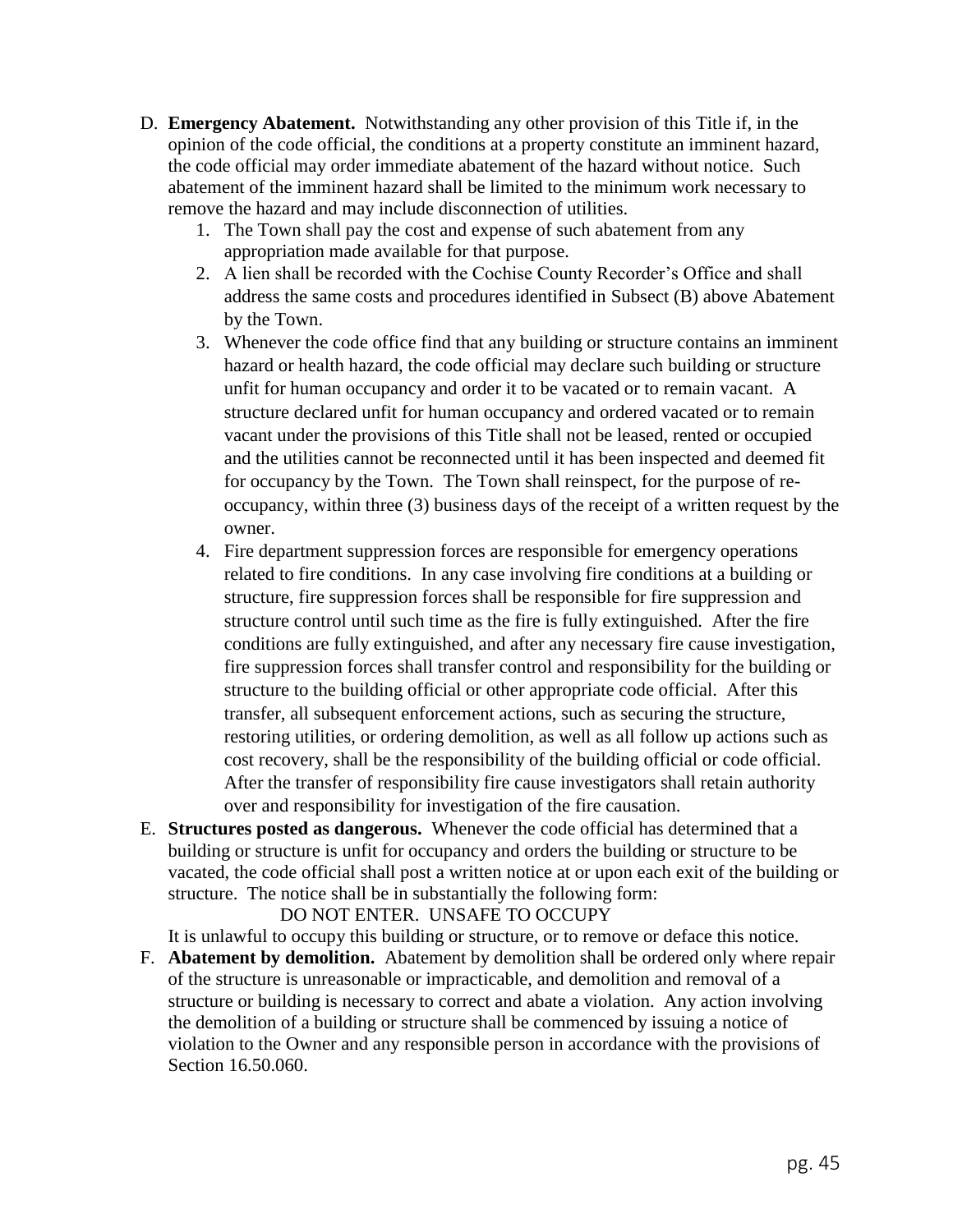D. **Emergency Abatement.** Notwithstanding any other provision of this Title if, in the opinion of the code official, the conditions at a property constitute an imminent hazard, the code official may order immediate abatement of the hazard without notice. Such abatement of the imminent hazard shall be limited to the minimum work necessary to remove the hazard and may include disconnection of utilities.
   1. The Town shall pay the cost and expense of such abatement from any appropriation made available for that purpose.
   2. A lien shall be recorded with the Cochise County Recorder's Office and shall address the same costs and procedures identified in Subsect (B) above Abatement by the Town.
   3. Whenever the code office find that any building or structure contains an imminent hazard or health hazard, the code official may declare such building or structure unfit for human occupancy and order it to be vacated or to remain vacant. A structure declared unfit for human occupancy and ordered vacated or to remain vacant under the provisions of this Title shall not be leased, rented or occupied and the utilities cannot be reconnected until it has been inspected and deemed fit for occupancy by the Town. The Town shall reinspect, for the purpose of re-occupancy, within three (3) business days of the receipt of a written request by the owner.
   4. Fire department suppression forces are responsible for emergency operations related to fire conditions. In any case involving fire conditions at a building or structure, fire suppression forces shall be responsible for fire suppression and structure control until such time as the fire is fully extinguished. After the fire conditions are fully extinguished, and after any necessary fire cause investigation, fire suppression forces shall transfer control and responsibility for the building or structure to the building official or other appropriate code official. After this transfer, all subsequent enforcement actions, such as securing the structure, restoring utilities, or ordering demolition, as well as all follow up actions such as cost recovery, shall be the responsibility of the building official or code official. After the transfer of responsibility fire cause investigators shall retain authority over and responsibility for investigation of the fire causation.

E. **Structures posted as dangerous.** Whenever the code official has determined that a building or structure is unfit for occupancy and orders the building or structure to be vacated, the code official shall post a written notice at or upon each exit of the building or structure. The notice shall be in substantially the following form:

   DO NOT ENTER. UNSAFE TO OCCUPY

   It is unlawful to occupy this building or structure, or to remove or deface this notice.

F. **Abatement by demolition.** Abatement by demolition shall be ordered only where repair of the structure is unreasonable or impracticable, and demolition and removal of a structure or building is necessary to correct and abate a violation. Any action involving the demolition of a building or structure shall be commenced by issuing a notice of violation to the Owner and any responsible person in accordance with the provisions of Section 16.50.060.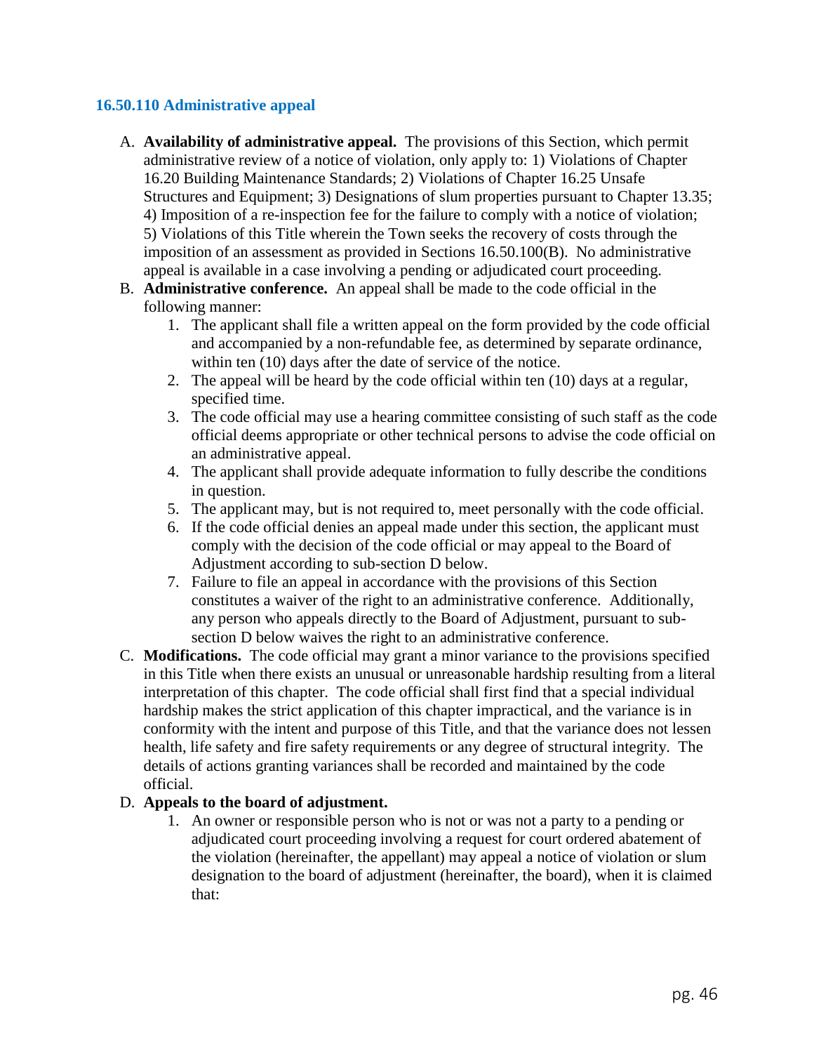### 16.50.110 Administrative appeal

A. **Availability of administrative appeal.** The provisions of this Section, which permit administrative review of a notice of violation, only apply to: 1) Violations of Chapter 16.20 Building Maintenance Standards; 2) Violations of Chapter 16.25 Unsafe Structures and Equipment; 3) Designations of slum properties pursuant to Chapter 13.35; 4) Imposition of a re-inspection fee for the failure to comply with a notice of violation; 5) Violations of this Title wherein the Town seeks the recovery of costs through the imposition of an assessment as provided in Sections 16.50.100(B). No administrative appeal is available in a case involving a pending or adjudicated court proceeding.

B. **Administrative conference.** An appeal shall be made to the code official in the following manner:
   1. The applicant shall file a written appeal on the form provided by the code official and accompanied by a non-refundable fee, as determined by separate ordinance, within ten (10) days after the date of service of the notice.
   2. The appeal will be heard by the code official within ten (10) days at a regular, specified time.
   3. The code official may use a hearing committee consisting of such staff as the code official deems appropriate or other technical persons to advise the code official on an administrative appeal.
   4. The applicant shall provide adequate information to fully describe the conditions in question.
   5. The applicant may, but is not required to, meet personally with the code official.
   6. If the code official denies an appeal made under this section, the applicant must comply with the decision of the code official or may appeal to the Board of Adjustment according to sub-section D below.
   7. Failure to file an appeal in accordance with the provisions of this Section constitutes a waiver of the right to an administrative conference. Additionally, any person who appeals directly to the Board of Adjustment, pursuant to sub-section D below waives the right to an administrative conference.

C. **Modifications.** The code official may grant a minor variance to the provisions specified in this Title when there exists an unusual or unreasonable hardship resulting from a literal interpretation of this chapter. The code official shall first find that a special individual hardship makes the strict application of this chapter impractical, and the variance is in conformity with the intent and purpose of this Title, and that the variance does not lessen health, life safety and fire safety requirements or any degree of structural integrity. The details of actions granting variances shall be recorded and maintained by the code official.

D. **Appeals to the board of adjustment.**
   1. An owner or responsible person who is not or was not a party to a pending or adjudicated court proceeding involving a request for court ordered abatement of the violation (hereinafter, the appellant) may appeal a notice of violation or slum designation to the board of adjustment (hereinafter, the board), when it is claimed that: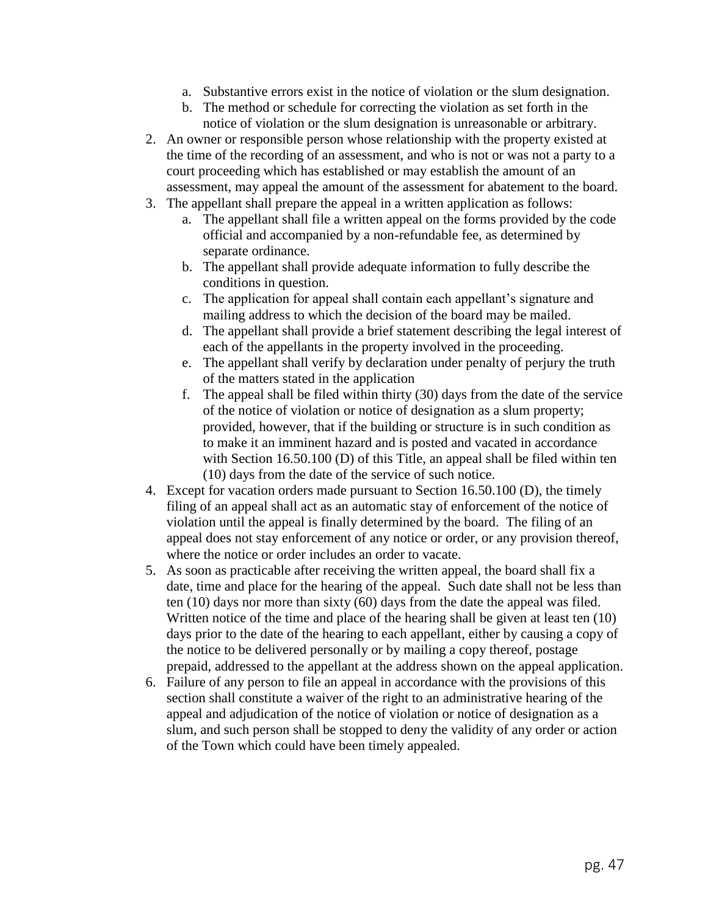a. Substantive errors exist in the notice of violation or the slum designation.
   b. The method or schedule for correcting the violation as set forth in the notice of violation or the slum designation is unreasonable or arbitrary.
2. An owner or responsible person whose relationship with the property existed at the time of the recording of an assessment, and who is not or was not a party to a court proceeding which has established or may establish the amount of an assessment, may appeal the amount of the assessment for abatement to the board.
3. The appellant shall prepare the appeal in a written application as follows:
   a. The appellant shall file a written appeal on the forms provided by the code official and accompanied by a non-refundable fee, as determined by separate ordinance.
   b. The appellant shall provide adequate information to fully describe the conditions in question.
   c. The application for appeal shall contain each appellant's signature and mailing address to which the decision of the board may be mailed.
   d. The appellant shall provide a brief statement describing the legal interest of each of the appellants in the property involved in the proceeding.
   e. The appellant shall verify by declaration under penalty of perjury the truth of the matters stated in the application
   f. The appeal shall be filed within thirty (30) days from the date of the service of the notice of violation or notice of designation as a slum property; provided, however, that if the building or structure is in such condition as to make it an imminent hazard and is posted and vacated in accordance with Section 16.50.100 (D) of this Title, an appeal shall be filed within ten (10) days from the date of the service of such notice.
4. Except for vacation orders made pursuant to Section 16.50.100 (D), the timely filing of an appeal shall act as an automatic stay of enforcement of the notice of violation until the appeal is finally determined by the board. The filing of an appeal does not stay enforcement of any notice or order, or any provision thereof, where the notice or order includes an order to vacate.
5. As soon as practicable after receiving the written appeal, the board shall fix a date, time and place for the hearing of the appeal. Such date shall not be less than ten (10) days nor more than sixty (60) days from the date the appeal was filed. Written notice of the time and place of the hearing shall be given at least ten (10) days prior to the date of the hearing to each appellant, either by causing a copy of the notice to be delivered personally or by mailing a copy thereof, postage prepaid, addressed to the appellant at the address shown on the appeal application.
6. Failure of any person to file an appeal in accordance with the provisions of this section shall constitute a waiver of the right to an administrative hearing of the appeal and adjudication of the notice of violation or notice of designation as a slum, and such person shall be stopped to deny the validity of any order or action of the Town which could have been timely appealed.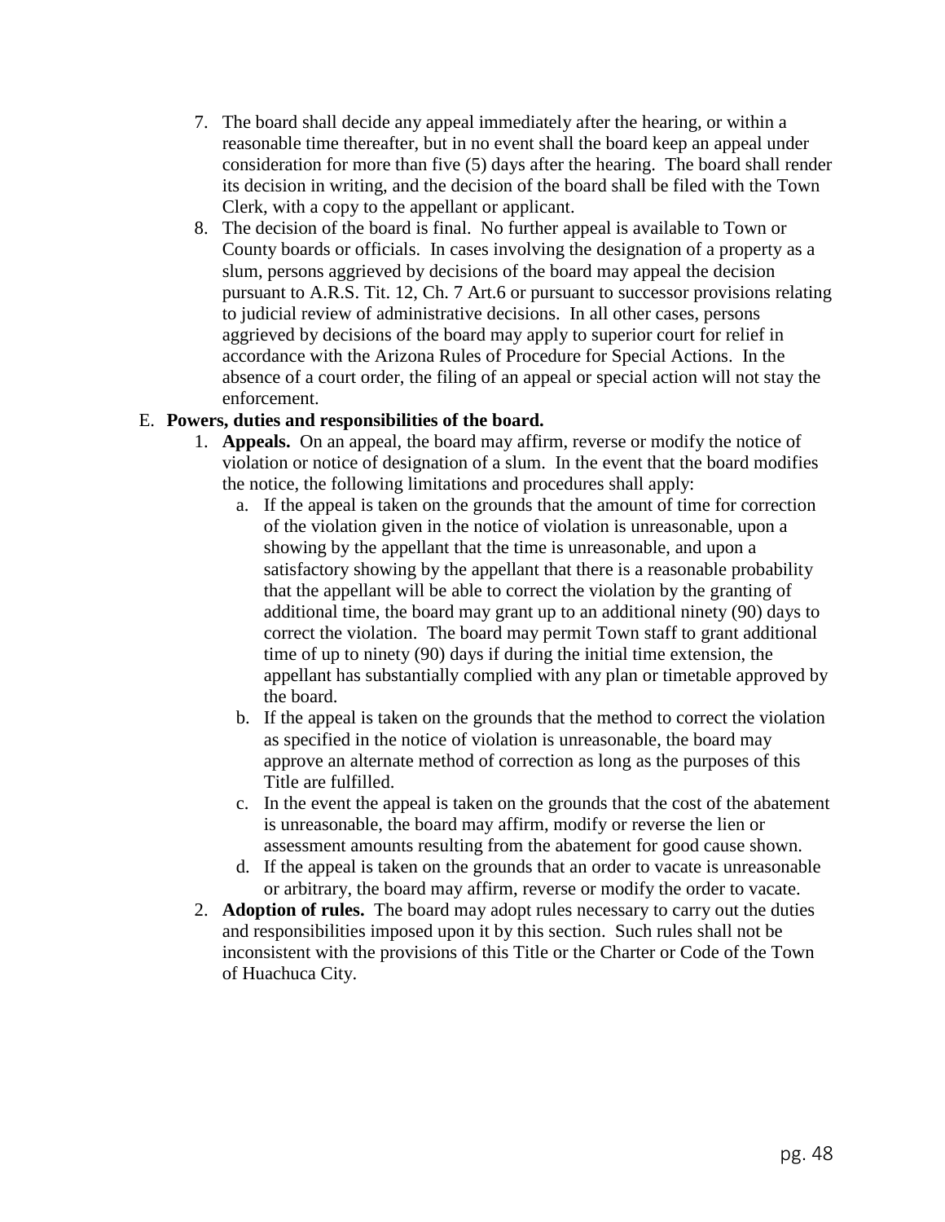7. The board shall decide any appeal immediately after the hearing, or within a reasonable time thereafter, but in no event shall the board keep an appeal under consideration for more than five (5) days after the hearing. The board shall render its decision in writing, and the decision of the board shall be filed with the Town Clerk, with a copy to the appellant or applicant.
8. The decision of the board is final. No further appeal is available to Town or County boards or officials. In cases involving the designation of a property as a slum, persons aggrieved by decisions of the board may appeal the decision pursuant to A.R.S. Tit. 12, Ch. 7 Art.6 or pursuant to successor provisions relating to judicial review of administrative decisions. In all other cases, persons aggrieved by decisions of the board may apply to superior court for relief in accordance with the Arizona Rules of Procedure for Special Actions. In the absence of a court order, the filing of an appeal or special action will not stay the enforcement.

E. **Powers, duties and responsibilities of the board.**

1. **Appeals.** On an appeal, the board may affirm, reverse or modify the notice of violation or notice of designation of a slum. In the event that the board modifies the notice, the following limitations and procedures shall apply:
   a. If the appeal is taken on the grounds that the amount of time for correction of the violation given in the notice of violation is unreasonable, upon a showing by the appellant that the time is unreasonable, and upon a satisfactory showing by the appellant that there is a reasonable probability that the appellant will be able to correct the violation by the granting of additional time, the board may grant up to an additional ninety (90) days to correct the violation. The board may permit Town staff to grant additional time of up to ninety (90) days if during the initial time extension, the appellant has substantially complied with any plan or timetable approved by the board.
   b. If the appeal is taken on the grounds that the method to correct the violation as specified in the notice of violation is unreasonable, the board may approve an alternate method of correction as long as the purposes of this Title are fulfilled.
   c. In the event the appeal is taken on the grounds that the cost of the abatement is unreasonable, the board may affirm, modify or reverse the lien or assessment amounts resulting from the abatement for good cause shown.
   d. If the appeal is taken on the grounds that an order to vacate is unreasonable or arbitrary, the board may affirm, reverse or modify the order to vacate.
2. **Adoption of rules.** The board may adopt rules necessary to carry out the duties and responsibilities imposed upon it by this section. Such rules shall not be inconsistent with the provisions of this Title or the Charter or Code of the Town of Huachuca City.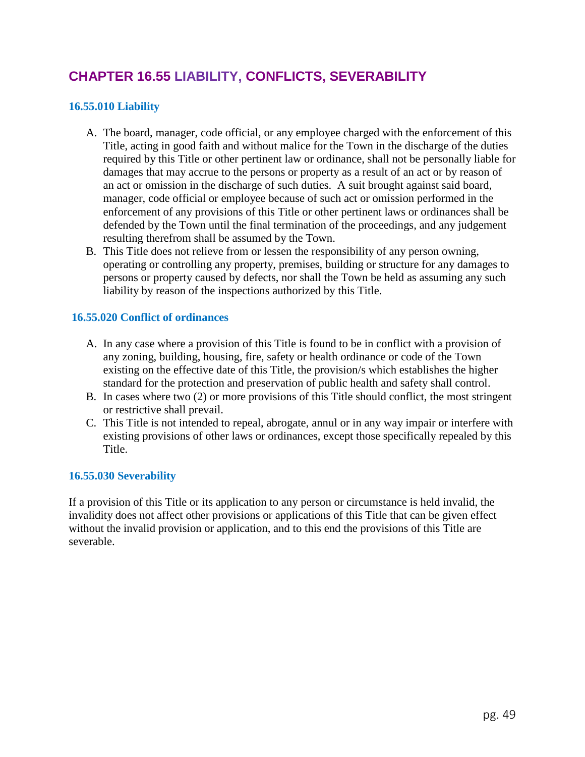# CHAPTER 16.55 LIABILITY, CONFLICTS, SEVERABILITY

### 16.55.010 Liability

A. The board, manager, code official, or any employee charged with the enforcement of this Title, acting in good faith and without malice for the Town in the discharge of the duties required by this Title or other pertinent law or ordinance, shall not be personally liable for damages that may accrue to the persons or property as a result of an act or by reason of an act or omission in the discharge of such duties. A suit brought against said board, manager, code official or employee because of such act or omission performed in the enforcement of any provisions of this Title or other pertinent laws or ordinances shall be defended by the Town until the final termination of the proceedings, and any judgement resulting therefrom shall be assumed by the Town.
B. This Title does not relieve from or lessen the responsibility of any person owning, operating or controlling any property, premises, building or structure for any damages to persons or property caused by defects, nor shall the Town be held as assuming any such liability by reason of the inspections authorized by this Title.

### 16.55.020 Conflict of ordinances

A. In any case where a provision of this Title is found to be in conflict with a provision of any zoning, building, housing, fire, safety or health ordinance or code of the Town existing on the effective date of this Title, the provision/s which establishes the higher standard for the protection and preservation of public health and safety shall control.
B. In cases where two (2) or more provisions of this Title should conflict, the most stringent or restrictive shall prevail.
C. This Title is not intended to repeal, abrogate, annul or in any way impair or interfere with existing provisions of other laws or ordinances, except those specifically repealed by this Title.

### 16.55.030 Severability

If a provision of this Title or its application to any person or circumstance is held invalid, the invalidity does not affect other provisions or applications of this Title that can be given effect without the invalid provision or application, and to this end the provisions of this Title are severable.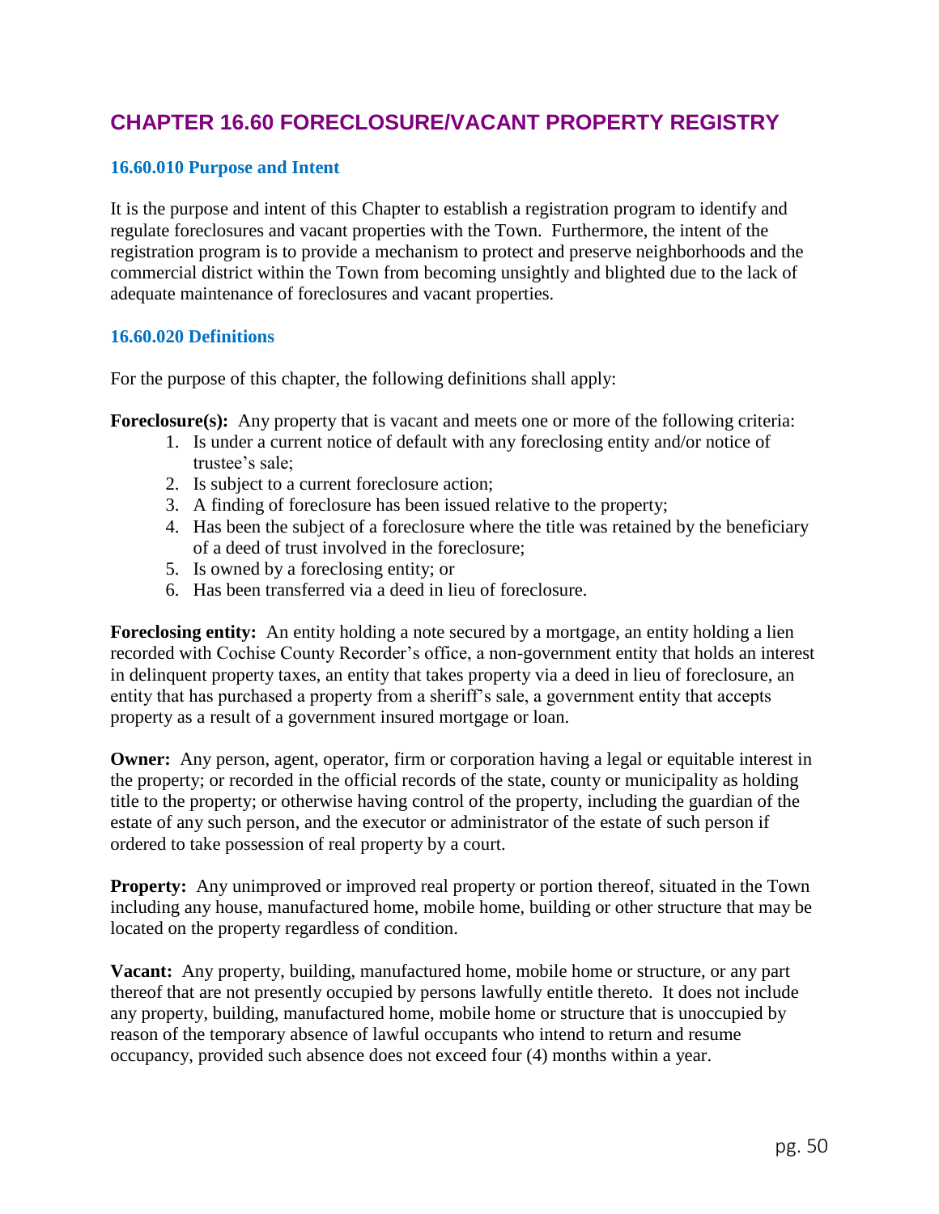## CHAPTER 16.60 FORECLOSURE/VACANT PROPERTY REGISTRY

### 16.60.010 Purpose and Intent

It is the purpose and intent of this Chapter to establish a registration program to identify and regulate foreclosures and vacant properties with the Town. Furthermore, the intent of the registration program is to provide a mechanism to protect and preserve neighborhoods and the commercial district within the Town from becoming unsightly and blighted due to the lack of adequate maintenance of foreclosures and vacant properties.

### 16.60.020 Definitions

For the purpose of this chapter, the following definitions shall apply:

**Foreclosure(s):** Any property that is vacant and meets one or more of the following criteria:

1. Is under a current notice of default with any foreclosing entity and/or notice of trustee's sale;
2. Is subject to a current foreclosure action;
3. A finding of foreclosure has been issued relative to the property;
4. Has been the subject of a foreclosure where the title was retained by the beneficiary of a deed of trust involved in the foreclosure;
5. Is owned by a foreclosing entity; or
6. Has been transferred via a deed in lieu of foreclosure.

**Foreclosing entity:** An entity holding a note secured by a mortgage, an entity holding a lien recorded with Cochise County Recorder's office, a non-government entity that holds an interest in delinquent property taxes, an entity that takes property via a deed in lieu of foreclosure, an entity that has purchased a property from a sheriff's sale, a government entity that accepts property as a result of a government insured mortgage or loan.

**Owner:** Any person, agent, operator, firm or corporation having a legal or equitable interest in the property; or recorded in the official records of the state, county or municipality as holding title to the property; or otherwise having control of the property, including the guardian of the estate of any such person, and the executor or administrator of the estate of such person if ordered to take possession of real property by a court.

**Property:** Any unimproved or improved real property or portion thereof, situated in the Town including any house, manufactured home, mobile home, building or other structure that may be located on the property regardless of condition.

**Vacant:** Any property, building, manufactured home, mobile home or structure, or any part thereof that are not presently occupied by persons lawfully entitle thereto. It does not include any property, building, manufactured home, mobile home or structure that is unoccupied by reason of the temporary absence of lawful occupants who intend to return and resume occupancy, provided such absence does not exceed four (4) months within a year.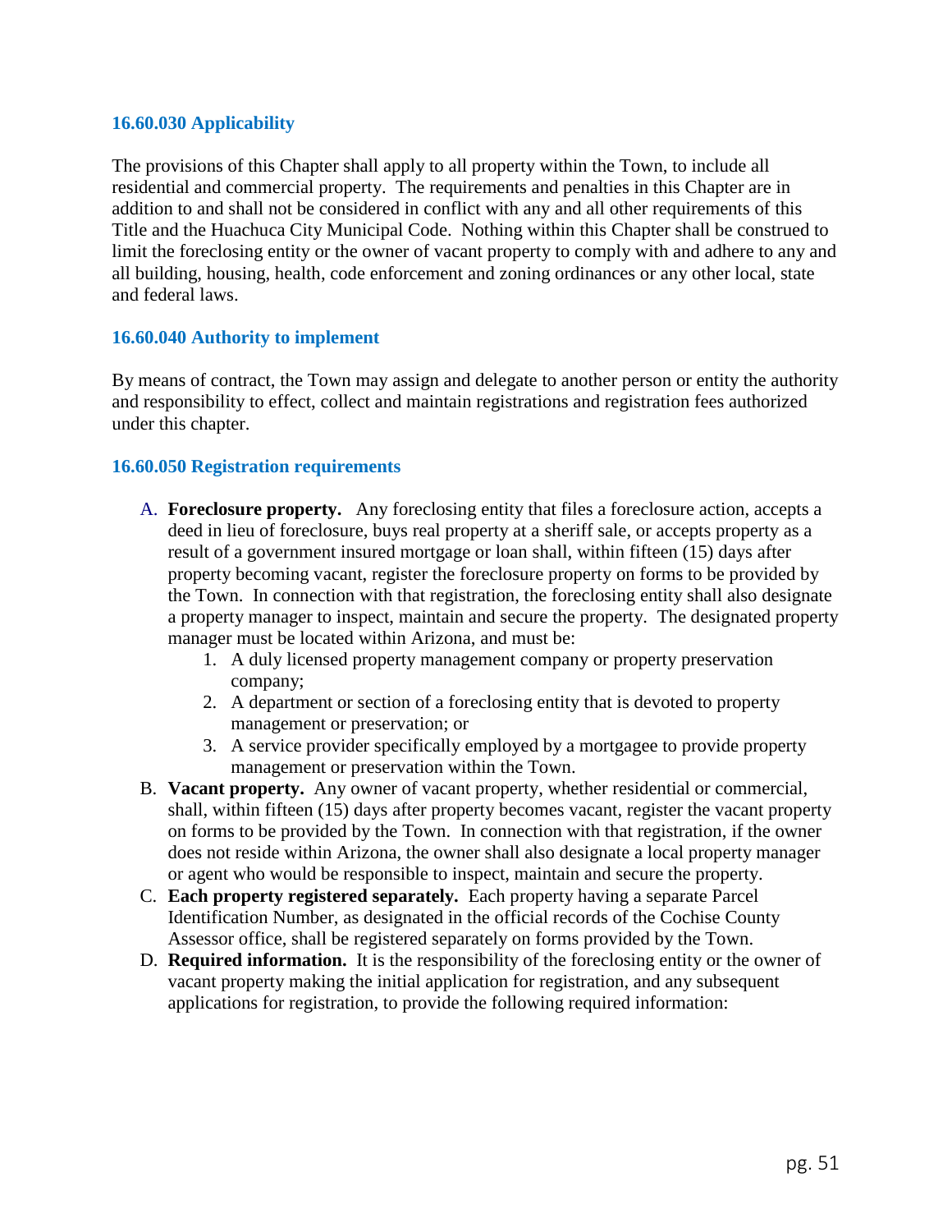### 16.60.030 Applicability

The provisions of this Chapter shall apply to all property within the Town, to include all residential and commercial property. The requirements and penalties in this Chapter are in addition to and shall not be considered in conflict with any and all other requirements of this Title and the Huachuca City Municipal Code. Nothing within this Chapter shall be construed to limit the foreclosing entity or the owner of vacant property to comply with and adhere to any and all building, housing, health, code enforcement and zoning ordinances or any other local, state and federal laws.

### 16.60.040 Authority to implement

By means of contract, the Town may assign and delegate to another person or entity the authority and responsibility to effect, collect and maintain registrations and registration fees authorized under this chapter.

### 16.60.050 Registration requirements

A. **Foreclosure property.** Any foreclosing entity that files a foreclosure action, accepts a deed in lieu of foreclosure, buys real property at a sheriff sale, or accepts property as a result of a government insured mortgage or loan shall, within fifteen (15) days after property becoming vacant, register the foreclosure property on forms to be provided by the Town. In connection with that registration, the foreclosing entity shall also designate a property manager to inspect, maintain and secure the property. The designated property manager must be located within Arizona, and must be:
   1. A duly licensed property management company or property preservation company;
   2. A department or section of a foreclosing entity that is devoted to property management or preservation; or
   3. A service provider specifically employed by a mortgagee to provide property management or preservation within the Town.

B. **Vacant property.** Any owner of vacant property, whether residential or commercial, shall, within fifteen (15) days after property becomes vacant, register the vacant property on forms to be provided by the Town. In connection with that registration, if the owner does not reside within Arizona, the owner shall also designate a local property manager or agent who would be responsible to inspect, maintain and secure the property.

C. **Each property registered separately.** Each property having a separate Parcel Identification Number, as designated in the official records of the Cochise County Assessor office, shall be registered separately on forms provided by the Town.

D. **Required information.** It is the responsibility of the foreclosing entity or the owner of vacant property making the initial application for registration, and any subsequent applications for registration, to provide the following required information: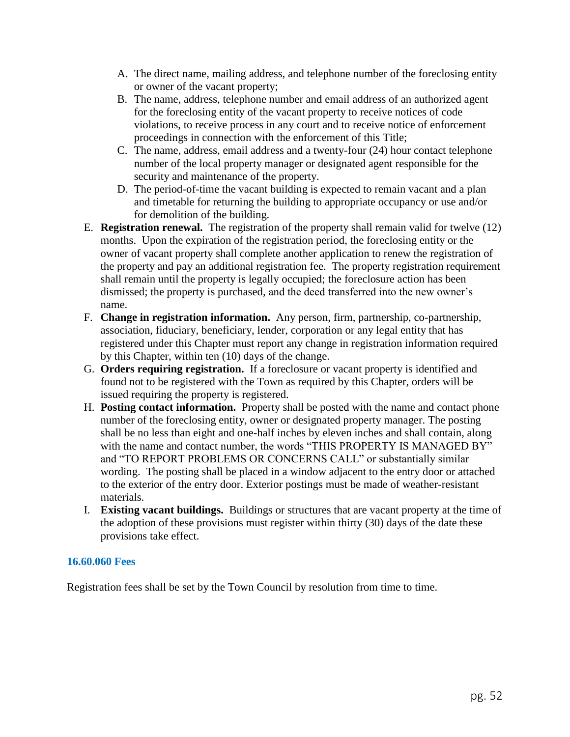A. The direct name, mailing address, and telephone number of the foreclosing entity or owner of the vacant property;
B. The name, address, telephone number and email address of an authorized agent for the foreclosing entity of the vacant property to receive notices of code violations, to receive process in any court and to receive notice of enforcement proceedings in connection with the enforcement of this Title;
C. The name, address, email address and a twenty-four (24) hour contact telephone number of the local property manager or designated agent responsible for the security and maintenance of the property.
D. The period-of-time the vacant building is expected to remain vacant and a plan and timetable for returning the building to appropriate occupancy or use and/or for demolition of the building.

E. **Registration renewal.** The registration of the property shall remain valid for twelve (12) months. Upon the expiration of the registration period, the foreclosing entity or the owner of vacant property shall complete another application to renew the registration of the property and pay an additional registration fee. The property registration requirement shall remain until the property is legally occupied; the foreclosure action has been dismissed; the property is purchased, and the deed transferred into the new owner's name.
F. **Change in registration information.** Any person, firm, partnership, co-partnership, association, fiduciary, beneficiary, lender, corporation or any legal entity that has registered under this Chapter must report any change in registration information required by this Chapter, within ten (10) days of the change.
G. **Orders requiring registration.** If a foreclosure or vacant property is identified and found not to be registered with the Town as required by this Chapter, orders will be issued requiring the property is registered.
H. **Posting contact information.** Property shall be posted with the name and contact phone number of the foreclosing entity, owner or designated property manager. The posting shall be no less than eight and one-half inches by eleven inches and shall contain, along with the name and contact number, the words "THIS PROPERTY IS MANAGED BY" and "TO REPORT PROBLEMS OR CONCERNS CALL" or substantially similar wording. The posting shall be placed in a window adjacent to the entry door or attached to the exterior of the entry door. Exterior postings must be made of weather-resistant materials.
I. **Existing vacant buildings.** Buildings or structures that are vacant property at the time of the adoption of these provisions must register within thirty (30) days of the date these provisions take effect.

### 16.60.060 Fees

Registration fees shall be set by the Town Council by resolution from time to time.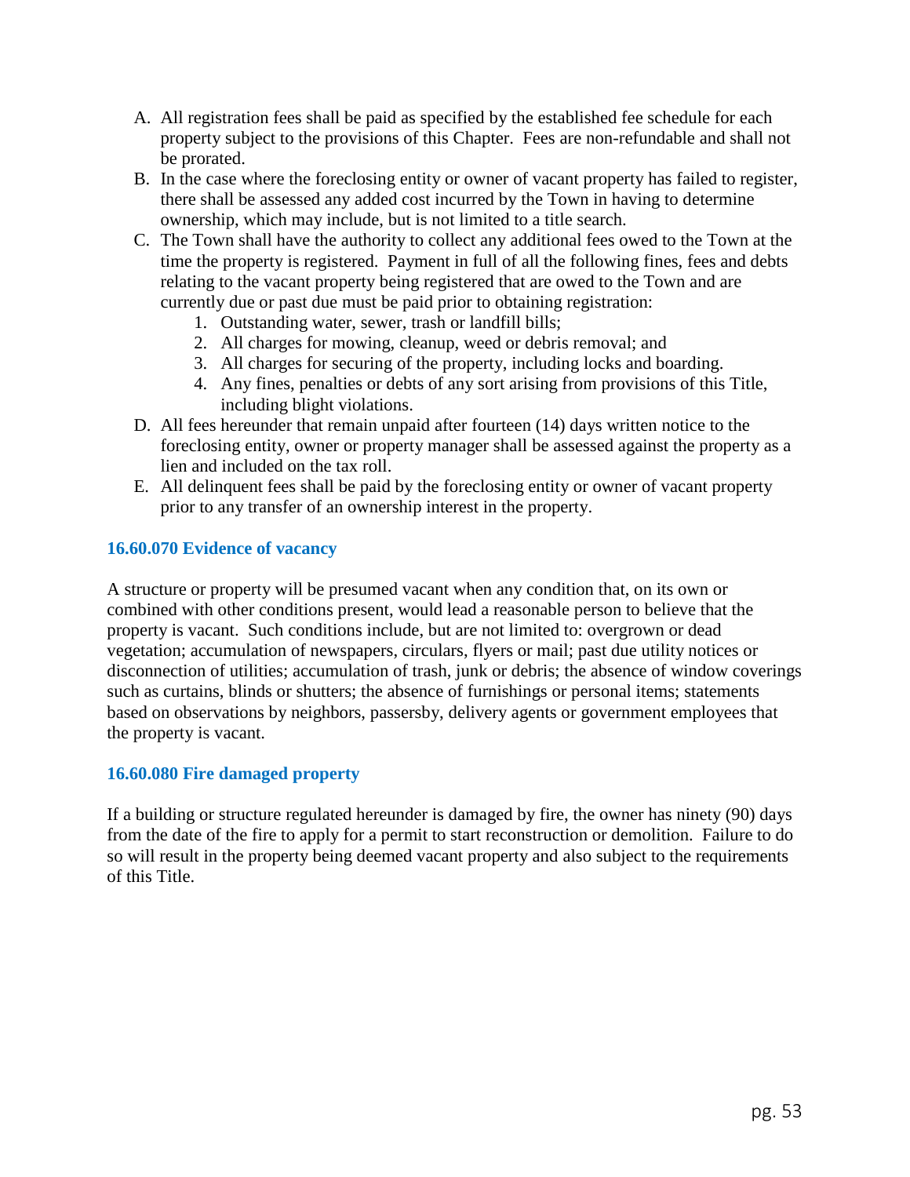A. All registration fees shall be paid as specified by the established fee schedule for each property subject to the provisions of this Chapter. Fees are non-refundable and shall not be prorated.
B. In the case where the foreclosing entity or owner of vacant property has failed to register, there shall be assessed any added cost incurred by the Town in having to determine ownership, which may include, but is not limited to a title search.
C. The Town shall have the authority to collect any additional fees owed to the Town at the time the property is registered. Payment in full of all the following fines, fees and debts relating to the vacant property being registered that are owed to the Town and are currently due or past due must be paid prior to obtaining registration:
    1. Outstanding water, sewer, trash or landfill bills;
    2. All charges for mowing, cleanup, weed or debris removal; and
    3. All charges for securing of the property, including locks and boarding.
    4. Any fines, penalties or debts of any sort arising from provisions of this Title, including blight violations.
D. All fees hereunder that remain unpaid after fourteen (14) days written notice to the foreclosing entity, owner or property manager shall be assessed against the property as a lien and included on the tax roll.
E. All delinquent fees shall be paid by the foreclosing entity or owner of vacant property prior to any transfer of an ownership interest in the property.

### 16.60.070 Evidence of vacancy

A structure or property will be presumed vacant when any condition that, on its own or combined with other conditions present, would lead a reasonable person to believe that the property is vacant. Such conditions include, but are not limited to: overgrown or dead vegetation; accumulation of newspapers, circulars, flyers or mail; past due utility notices or disconnection of utilities; accumulation of trash, junk or debris; the absence of window coverings such as curtains, blinds or shutters; the absence of furnishings or personal items; statements based on observations by neighbors, passersby, delivery agents or government employees that the property is vacant.

### 16.60.080 Fire damaged property

If a building or structure regulated hereunder is damaged by fire, the owner has ninety (90) days from the date of the fire to apply for a permit to start reconstruction or demolition. Failure to do so will result in the property being deemed vacant property and also subject to the requirements of this Title.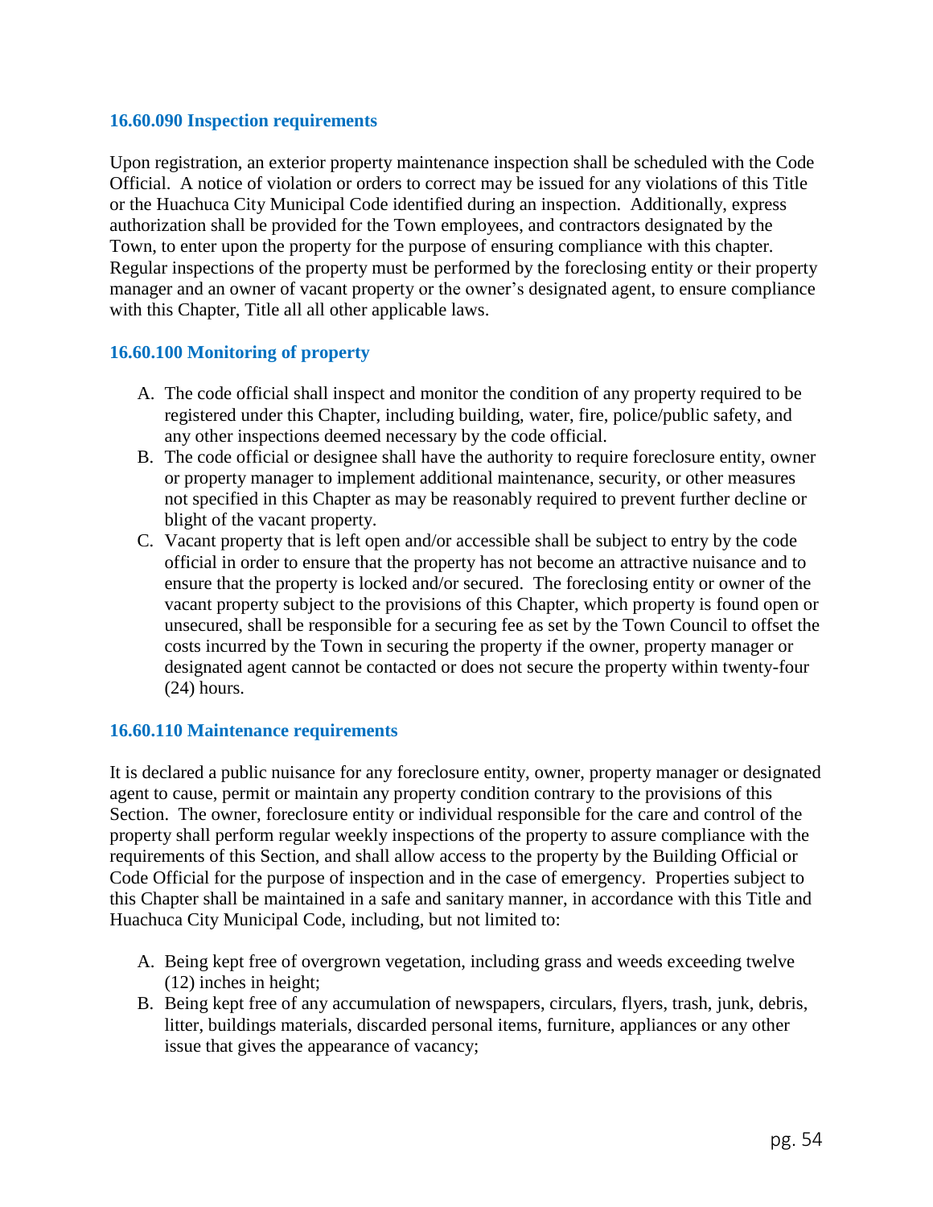### 16.60.090 Inspection requirements

Upon registration, an exterior property maintenance inspection shall be scheduled with the Code Official. A notice of violation or orders to correct may be issued for any violations of this Title or the Huachuca City Municipal Code identified during an inspection. Additionally, express authorization shall be provided for the Town employees, and contractors designated by the Town, to enter upon the property for the purpose of ensuring compliance with this chapter. Regular inspections of the property must be performed by the foreclosing entity or their property manager and an owner of vacant property or the owner's designated agent, to ensure compliance with this Chapter, Title all all other applicable laws.

### 16.60.100 Monitoring of property

A. The code official shall inspect and monitor the condition of any property required to be registered under this Chapter, including building, water, fire, police/public safety, and any other inspections deemed necessary by the code official.
B. The code official or designee shall have the authority to require foreclosure entity, owner or property manager to implement additional maintenance, security, or other measures not specified in this Chapter as may be reasonably required to prevent further decline or blight of the vacant property.
C. Vacant property that is left open and/or accessible shall be subject to entry by the code official in order to ensure that the property has not become an attractive nuisance and to ensure that the property is locked and/or secured. The foreclosing entity or owner of the vacant property subject to the provisions of this Chapter, which property is found open or unsecured, shall be responsible for a securing fee as set by the Town Council to offset the costs incurred by the Town in securing the property if the owner, property manager or designated agent cannot be contacted or does not secure the property within twenty-four (24) hours.

### 16.60.110 Maintenance requirements

It is declared a public nuisance for any foreclosure entity, owner, property manager or designated agent to cause, permit or maintain any property condition contrary to the provisions of this Section. The owner, foreclosure entity or individual responsible for the care and control of the property shall perform regular weekly inspections of the property to assure compliance with the requirements of this Section, and shall allow access to the property by the Building Official or Code Official for the purpose of inspection and in the case of emergency. Properties subject to this Chapter shall be maintained in a safe and sanitary manner, in accordance with this Title and Huachuca City Municipal Code, including, but not limited to:

A. Being kept free of overgrown vegetation, including grass and weeds exceeding twelve (12) inches in height;
B. Being kept free of any accumulation of newspapers, circulars, flyers, trash, junk, debris, litter, buildings materials, discarded personal items, furniture, appliances or any other issue that gives the appearance of vacancy;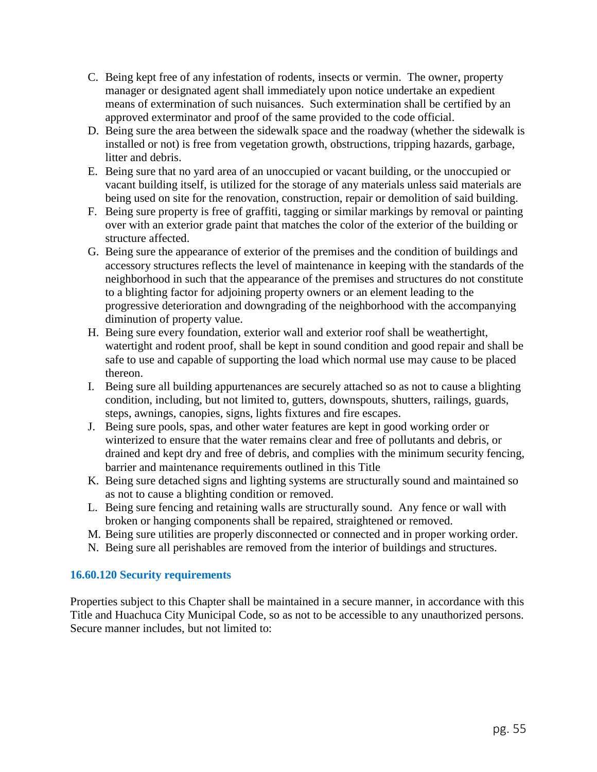C. Being kept free of any infestation of rodents, insects or vermin. The owner, property manager or designated agent shall immediately upon notice undertake an expedient means of extermination of such nuisances. Such extermination shall be certified by an approved exterminator and proof of the same provided to the code official.
D. Being sure the area between the sidewalk space and the roadway (whether the sidewalk is installed or not) is free from vegetation growth, obstructions, tripping hazards, garbage, litter and debris.
E. Being sure that no yard area of an unoccupied or vacant building, or the unoccupied or vacant building itself, is utilized for the storage of any materials unless said materials are being used on site for the renovation, construction, repair or demolition of said building.
F. Being sure property is free of graffiti, tagging or similar markings by removal or painting over with an exterior grade paint that matches the color of the exterior of the building or structure affected.
G. Being sure the appearance of exterior of the premises and the condition of buildings and accessory structures reflects the level of maintenance in keeping with the standards of the neighborhood in such that the appearance of the premises and structures do not constitute to a blighting factor for adjoining property owners or an element leading to the progressive deterioration and downgrading of the neighborhood with the accompanying diminution of property value.
H. Being sure every foundation, exterior wall and exterior roof shall be weathertight, watertight and rodent proof, shall be kept in sound condition and good repair and shall be safe to use and capable of supporting the load which normal use may cause to be placed thereon.
I. Being sure all building appurtenances are securely attached so as not to cause a blighting condition, including, but not limited to, gutters, downspouts, shutters, railings, guards, steps, awnings, canopies, signs, lights fixtures and fire escapes.
J. Being sure pools, spas, and other water features are kept in good working order or winterized to ensure that the water remains clear and free of pollutants and debris, or drained and kept dry and free of debris, and complies with the minimum security fencing, barrier and maintenance requirements outlined in this Title
K. Being sure detached signs and lighting systems are structurally sound and maintained so as not to cause a blighting condition or removed.
L. Being sure fencing and retaining walls are structurally sound. Any fence or wall with broken or hanging components shall be repaired, straightened or removed.
M. Being sure utilities are properly disconnected or connected and in proper working order.
N. Being sure all perishables are removed from the interior of buildings and structures.

### 16.60.120 Security requirements

Properties subject to this Chapter shall be maintained in a secure manner, in accordance with this Title and Huachuca City Municipal Code, so as not to be accessible to any unauthorized persons. Secure manner includes, but not limited to: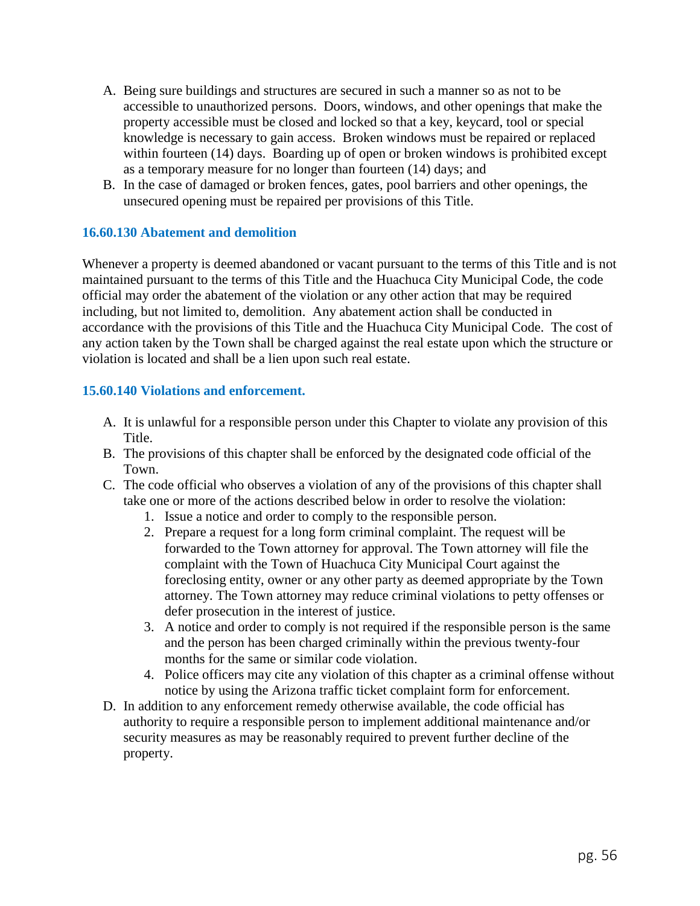A. Being sure buildings and structures are secured in such a manner so as not to be accessible to unauthorized persons. Doors, windows, and other openings that make the property accessible must be closed and locked so that a key, keycard, tool or special knowledge is necessary to gain access. Broken windows must be repaired or replaced within fourteen (14) days. Boarding up of open or broken windows is prohibited except as a temporary measure for no longer than fourteen (14) days; and
B. In the case of damaged or broken fences, gates, pool barriers and other openings, the unsecured opening must be repaired per provisions of this Title.

### 16.60.130 Abatement and demolition

Whenever a property is deemed abandoned or vacant pursuant to the terms of this Title and is not maintained pursuant to the terms of this Title and the Huachuca City Municipal Code, the code official may order the abatement of the violation or any other action that may be required including, but not limited to, demolition. Any abatement action shall be conducted in accordance with the provisions of this Title and the Huachuca City Municipal Code. The cost of any action taken by the Town shall be charged against the real estate upon which the structure or violation is located and shall be a lien upon such real estate.

### 15.60.140 Violations and enforcement.

A. It is unlawful for a responsible person under this Chapter to violate any provision of this Title.
B. The provisions of this chapter shall be enforced by the designated code official of the Town.
C. The code official who observes a violation of any of the provisions of this chapter shall take one or more of the actions described below in order to resolve the violation:
    1. Issue a notice and order to comply to the responsible person.
    2. Prepare a request for a long form criminal complaint. The request will be forwarded to the Town attorney for approval. The Town attorney will file the complaint with the Town of Huachuca City Municipal Court against the foreclosing entity, owner or any other party as deemed appropriate by the Town attorney. The Town attorney may reduce criminal violations to petty offenses or defer prosecution in the interest of justice.
    3. A notice and order to comply is not required if the responsible person is the same and the person has been charged criminally within the previous twenty-four months for the same or similar code violation.
    4. Police officers may cite any violation of this chapter as a criminal offense without notice by using the Arizona traffic ticket complaint form for enforcement.
D. In addition to any enforcement remedy otherwise available, the code official has authority to require a responsible person to implement additional maintenance and/or security measures as may be reasonably required to prevent further decline of the property.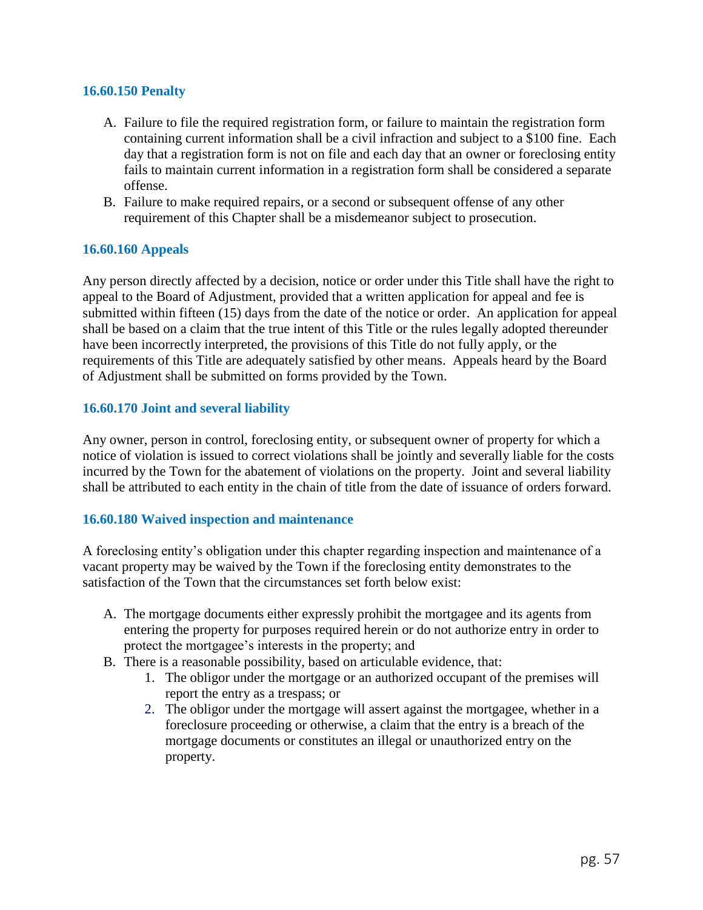### 16.60.150 Penalty

A. Failure to file the required registration form, or failure to maintain the registration form containing current information shall be a civil infraction and subject to a $100 fine. Each day that a registration form is not on file and each day that an owner or foreclosing entity fails to maintain current information in a registration form shall be considered a separate offense.
B. Failure to make required repairs, or a second or subsequent offense of any other requirement of this Chapter shall be a misdemeanor subject to prosecution.

### 16.60.160 Appeals

Any person directly affected by a decision, notice or order under this Title shall have the right to appeal to the Board of Adjustment, provided that a written application for appeal and fee is submitted within fifteen (15) days from the date of the notice or order. An application for appeal shall be based on a claim that the true intent of this Title or the rules legally adopted thereunder have been incorrectly interpreted, the provisions of this Title do not fully apply, or the requirements of this Title are adequately satisfied by other means. Appeals heard by the Board of Adjustment shall be submitted on forms provided by the Town.

### 16.60.170 Joint and several liability

Any owner, person in control, foreclosing entity, or subsequent owner of property for which a notice of violation is issued to correct violations shall be jointly and severally liable for the costs incurred by the Town for the abatement of violations on the property. Joint and several liability shall be attributed to each entity in the chain of title from the date of issuance of orders forward.

### 16.60.180 Waived inspection and maintenance

A foreclosing entity's obligation under this chapter regarding inspection and maintenance of a vacant property may be waived by the Town if the foreclosing entity demonstrates to the satisfaction of the Town that the circumstances set forth below exist:

A. The mortgage documents either expressly prohibit the mortgagee and its agents from entering the property for purposes required herein or do not authorize entry in order to protect the mortgagee's interests in the property; and
B. There is a reasonable possibility, based on articulable evidence, that:
    1. The obligor under the mortgage or an authorized occupant of the premises will report the entry as a trespass; or
    2. The obligor under the mortgage will assert against the mortgagee, whether in a foreclosure proceeding or otherwise, a claim that the entry is a breach of the mortgage documents or constitutes an illegal or unauthorized entry on the property.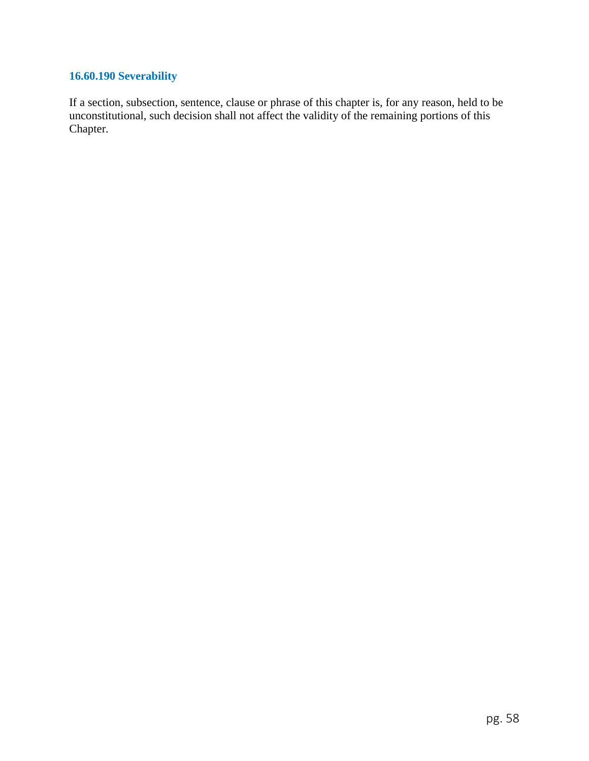### 16.60.190 Severability

If a section, subsection, sentence, clause or phrase of this chapter is, for any reason, held to be unconstitutional, such decision shall not affect the validity of the remaining portions of this Chapter.